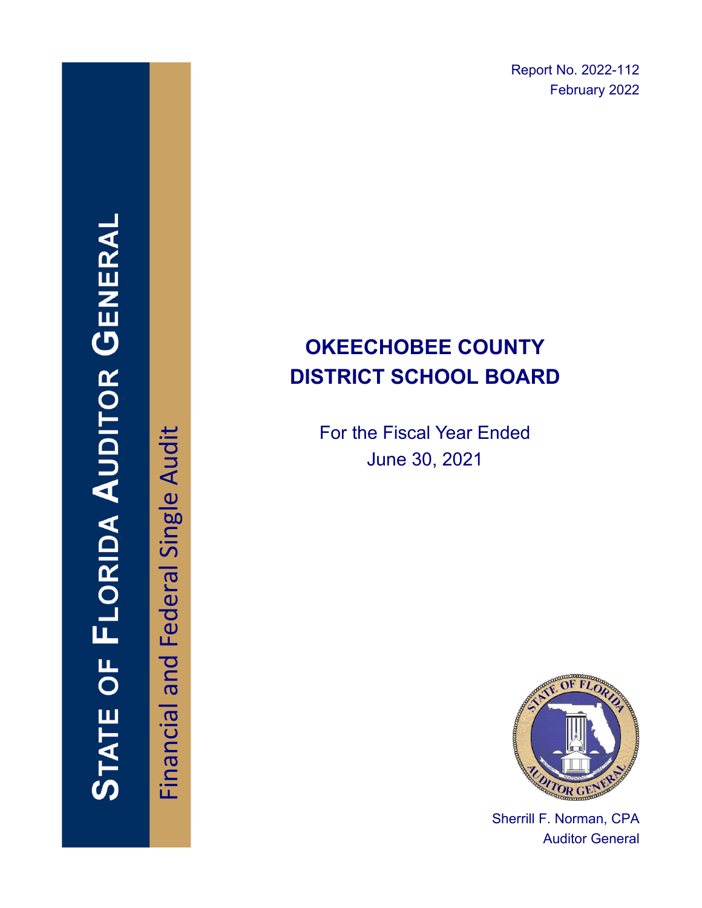# STATE OF FLORIDA AUDITOR GENERAL

Financial and Federal Single Audit

Report No. 2022-112
February 2022

# OKEECHOBEE COUNTY DISTRICT SCHOOL BOARD

For the Fiscal Year Ended
June 30, 2021

Sherrill F. Norman, CPA
Auditor General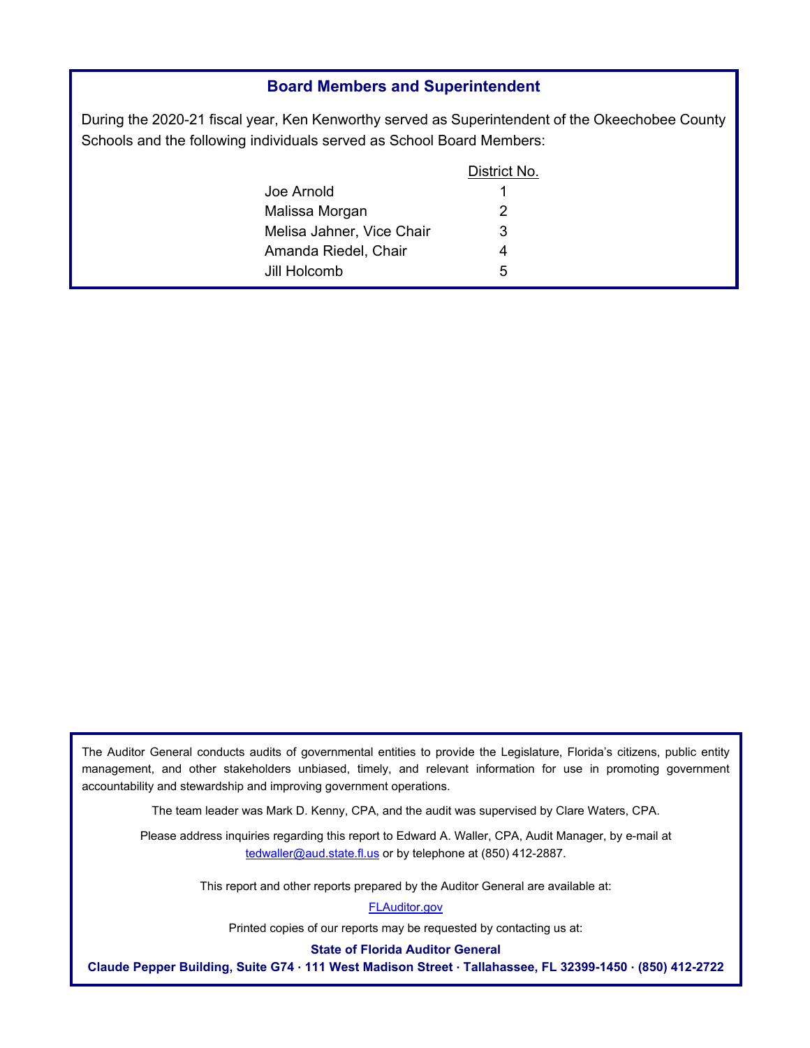## Board Members and Superintendent

During the 2020-21 fiscal year, Ken Kenworthy served as Superintendent of the Okeechobee County Schools and the following individuals served as School Board Members:

| | District No. |
|---|---|
| Joe Arnold | 1 |
| Malissa Morgan | 2 |
| Melisa Jahner, Vice Chair | 3 |
| Amanda Riedel, Chair | 4 |
| Jill Holcomb | 5 |

The Auditor General conducts audits of governmental entities to provide the Legislature, Florida's citizens, public entity management, and other stakeholders unbiased, timely, and relevant information for use in promoting government accountability and stewardship and improving government operations.

The team leader was Mark D. Kenny, CPA, and the audit was supervised by Clare Waters, CPA.

Please address inquiries regarding this report to Edward A. Waller, CPA, Audit Manager, by e-mail at tedwaller@aud.state.fl.us or by telephone at (850) 412-2887.

This report and other reports prepared by the Auditor General are available at:

FLAuditor.gov

Printed copies of our reports may be requested by contacting us at:

**State of Florida Auditor General**

**Claude Pepper Building, Suite G74 · 111 West Madison Street · Tallahassee, FL 32399-1450 · (850) 412-2722**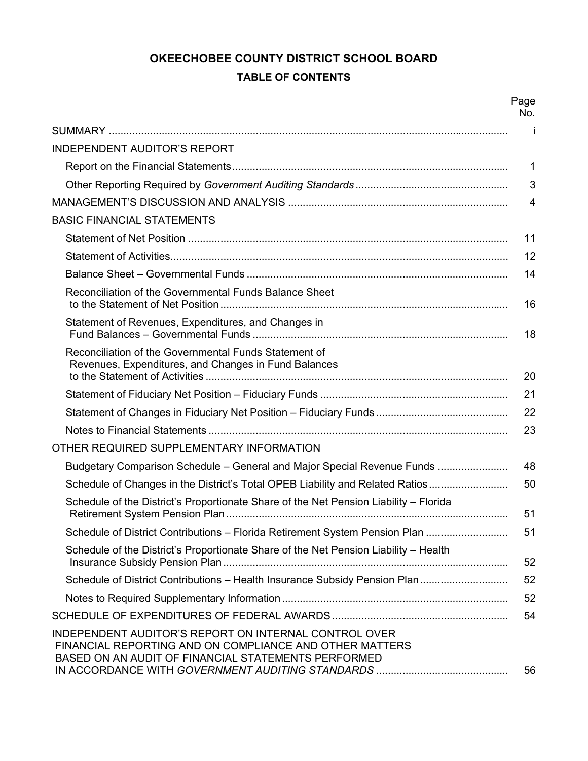# OKEECHOBEE COUNTY DISTRICT SCHOOL BOARD

## TABLE OF CONTENTS

| | Page No. |
|---|---|
| SUMMARY | i |
| INDEPENDENT AUDITOR'S REPORT | |
| Report on the Financial Statements | 1 |
| Other Reporting Required by *Government Auditing Standards* | 3 |
| MANAGEMENT'S DISCUSSION AND ANALYSIS | 4 |
| BASIC FINANCIAL STATEMENTS | |
| Statement of Net Position | 11 |
| Statement of Activities | 12 |
| Balance Sheet – Governmental Funds | 14 |
| Reconciliation of the Governmental Funds Balance Sheet to the Statement of Net Position | 16 |
| Statement of Revenues, Expenditures, and Changes in Fund Balances – Governmental Funds | 18 |
| Reconciliation of the Governmental Funds Statement of Revenues, Expenditures, and Changes in Fund Balances to the Statement of Activities | 20 |
| Statement of Fiduciary Net Position – Fiduciary Funds | 21 |
| Statement of Changes in Fiduciary Net Position – Fiduciary Funds | 22 |
| Notes to Financial Statements | 23 |
| OTHER REQUIRED SUPPLEMENTARY INFORMATION | |
| Budgetary Comparison Schedule – General and Major Special Revenue Funds | 48 |
| Schedule of Changes in the District's Total OPEB Liability and Related Ratios | 50 |
| Schedule of the District's Proportionate Share of the Net Pension Liability – Florida Retirement System Pension Plan | 51 |
| Schedule of District Contributions – Florida Retirement System Pension Plan | 51 |
| Schedule of the District's Proportionate Share of the Net Pension Liability – Health Insurance Subsidy Pension Plan | 52 |
| Schedule of District Contributions – Health Insurance Subsidy Pension Plan | 52 |
| Notes to Required Supplementary Information | 52 |
| SCHEDULE OF EXPENDITURES OF FEDERAL AWARDS | 54 |
| INDEPENDENT AUDITOR'S REPORT ON INTERNAL CONTROL OVER FINANCIAL REPORTING AND ON COMPLIANCE AND OTHER MATTERS BASED ON AN AUDIT OF FINANCIAL STATEMENTS PERFORMED IN ACCORDANCE WITH *GOVERNMENT AUDITING STANDARDS* | 56 |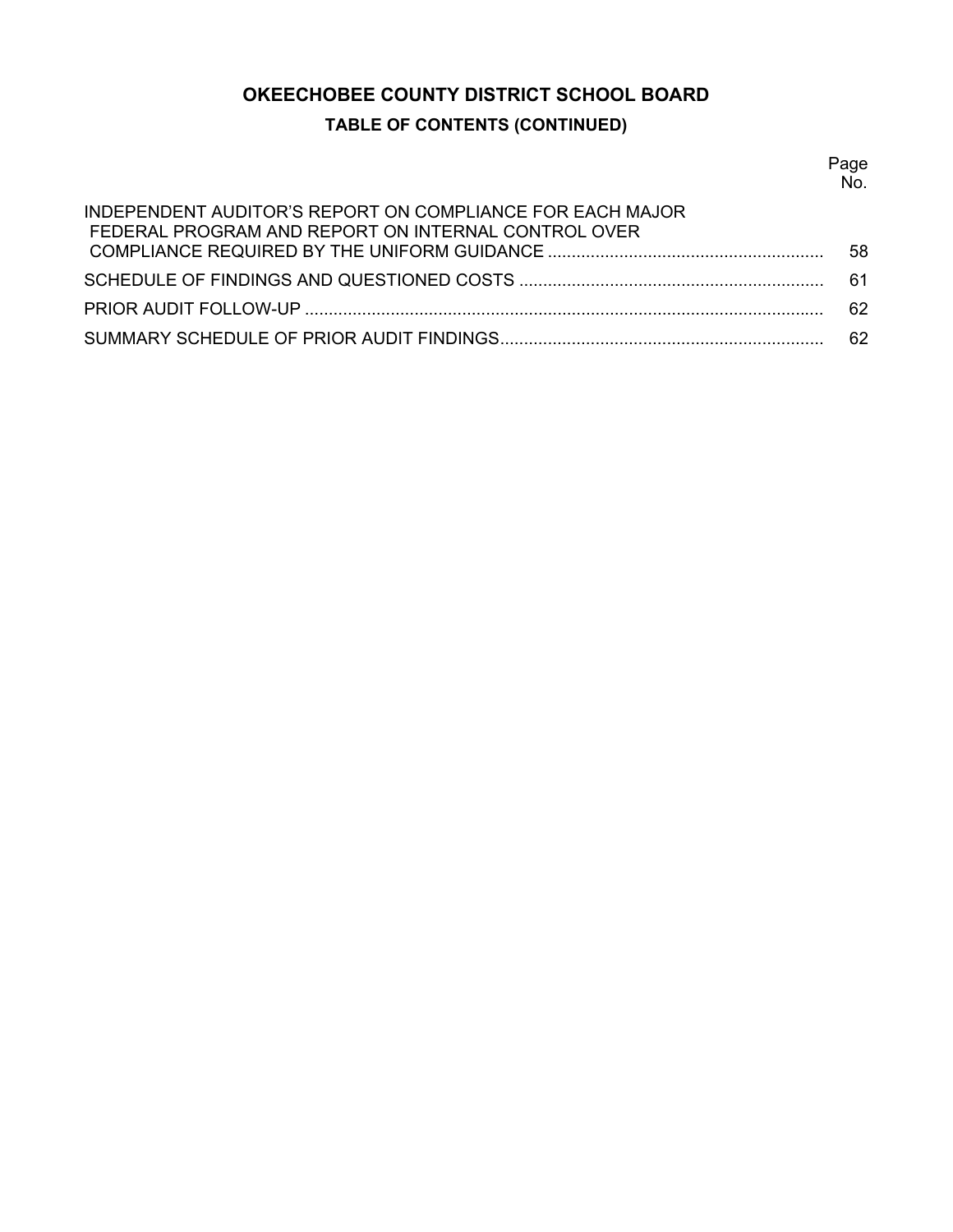# OKEECHOBEE COUNTY DISTRICT SCHOOL BOARD

## TABLE OF CONTENTS (CONTINUED)

| | Page No. |
|---|---|
| INDEPENDENT AUDITOR'S REPORT ON COMPLIANCE FOR EACH MAJOR FEDERAL PROGRAM AND REPORT ON INTERNAL CONTROL OVER COMPLIANCE REQUIRED BY THE UNIFORM GUIDANCE | 58 |
| SCHEDULE OF FINDINGS AND QUESTIONED COSTS | 61 |
| PRIOR AUDIT FOLLOW-UP | 62 |
| SUMMARY SCHEDULE OF PRIOR AUDIT FINDINGS | 62 |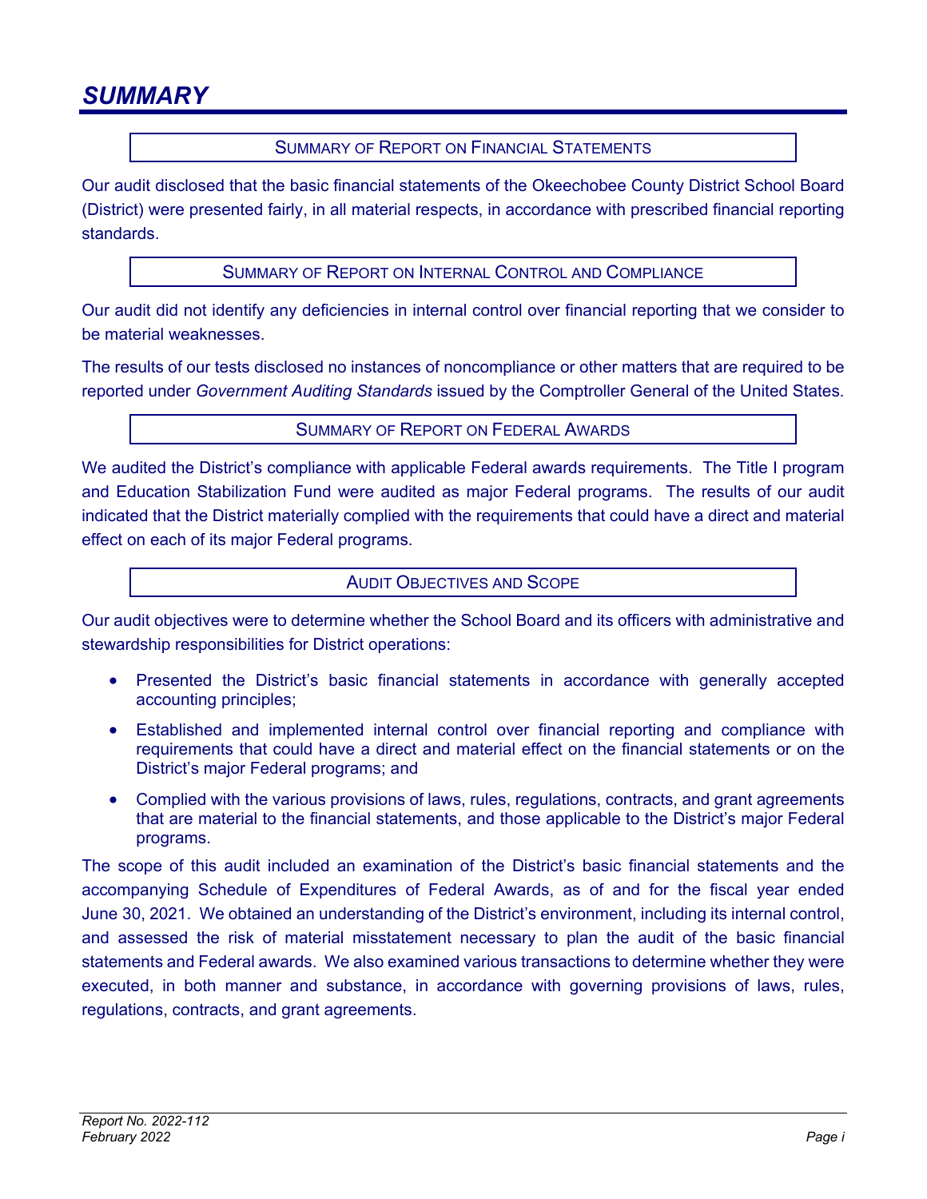# SUMMARY

## SUMMARY OF REPORT ON FINANCIAL STATEMENTS

Our audit disclosed that the basic financial statements of the Okeechobee County District School Board (District) were presented fairly, in all material respects, in accordance with prescribed financial reporting standards.

## SUMMARY OF REPORT ON INTERNAL CONTROL AND COMPLIANCE

Our audit did not identify any deficiencies in internal control over financial reporting that we consider to be material weaknesses.

The results of our tests disclosed no instances of noncompliance or other matters that are required to be reported under *Government Auditing Standards* issued by the Comptroller General of the United States.

## SUMMARY OF REPORT ON FEDERAL AWARDS

We audited the District's compliance with applicable Federal awards requirements. The Title I program and Education Stabilization Fund were audited as major Federal programs. The results of our audit indicated that the District materially complied with the requirements that could have a direct and material effect on each of its major Federal programs.

## AUDIT OBJECTIVES AND SCOPE

Our audit objectives were to determine whether the School Board and its officers with administrative and stewardship responsibilities for District operations:

- Presented the District's basic financial statements in accordance with generally accepted accounting principles;
- Established and implemented internal control over financial reporting and compliance with requirements that could have a direct and material effect on the financial statements or on the District's major Federal programs; and
- Complied with the various provisions of laws, rules, regulations, contracts, and grant agreements that are material to the financial statements, and those applicable to the District's major Federal programs.

The scope of this audit included an examination of the District's basic financial statements and the accompanying Schedule of Expenditures of Federal Awards, as of and for the fiscal year ended June 30, 2021. We obtained an understanding of the District's environment, including its internal control, and assessed the risk of material misstatement necessary to plan the audit of the basic financial statements and Federal awards. We also examined various transactions to determine whether they were executed, in both manner and substance, in accordance with governing provisions of laws, rules, regulations, contracts, and grant agreements.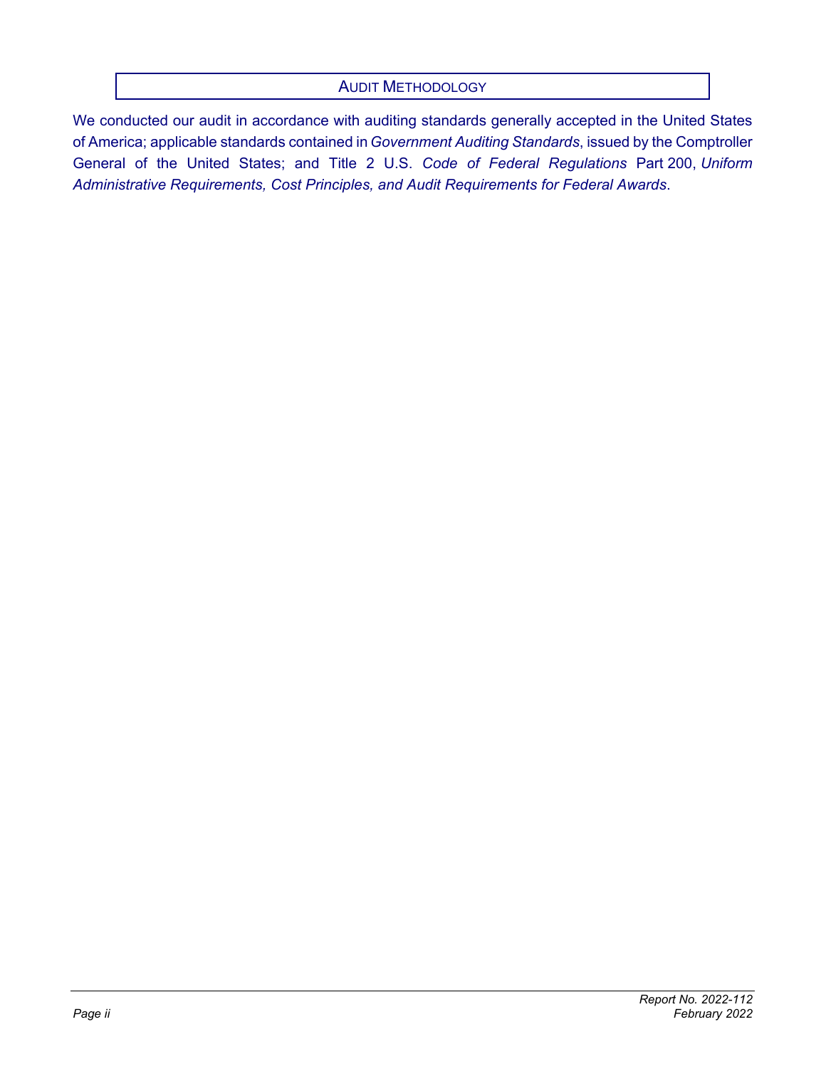## Audit Methodology

We conducted our audit in accordance with auditing standards generally accepted in the United States of America; applicable standards contained in *Government Auditing Standards*, issued by the Comptroller General of the United States; and Title 2 U.S. *Code of Federal Regulations* Part 200, *Uniform Administrative Requirements, Cost Principles, and Audit Requirements for Federal Awards*.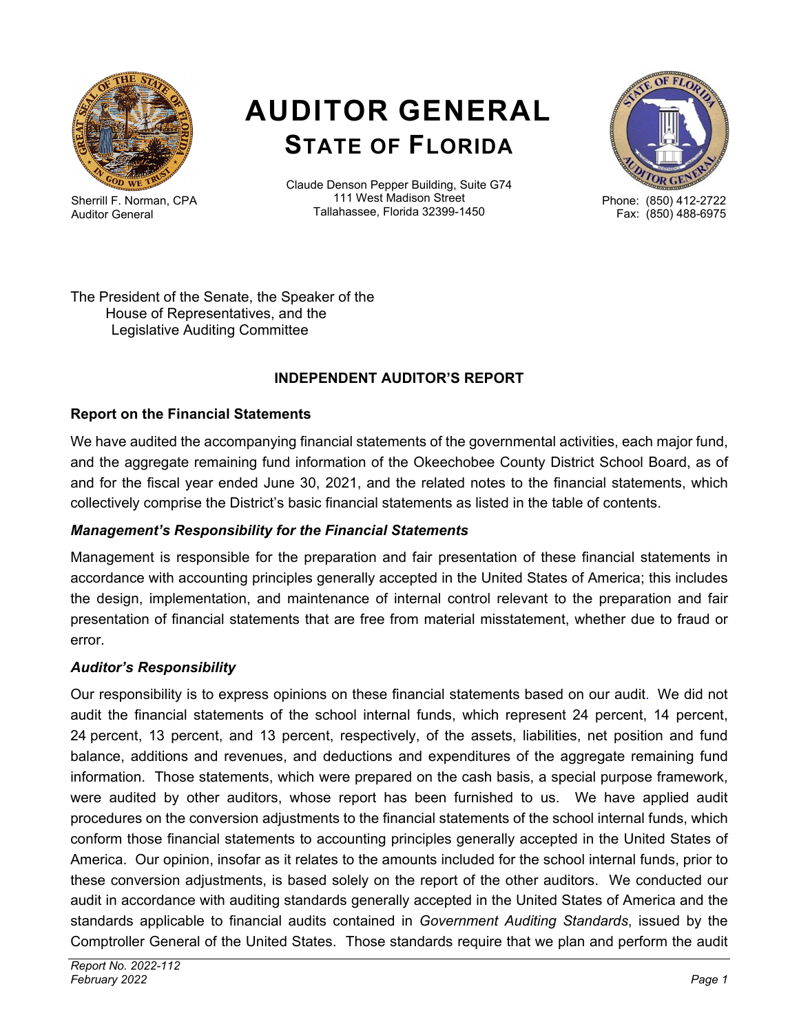# AUDITOR GENERAL
## STATE OF FLORIDA

Sherrill F. Norman, CPA
Auditor General

Claude Denson Pepper Building, Suite G74
111 West Madison Street
Tallahassee, Florida 32399-1450

Phone: (850) 412-2722
Fax: (850) 488-6975

The President of the Senate, the Speaker of the
House of Representatives, and the
Legislative Auditing Committee

### INDEPENDENT AUDITOR'S REPORT

**Report on the Financial Statements**

We have audited the accompanying financial statements of the governmental activities, each major fund, and the aggregate remaining fund information of the Okeechobee County District School Board, as of and for the fiscal year ended June 30, 2021, and the related notes to the financial statements, which collectively comprise the District's basic financial statements as listed in the table of contents.

***Management's Responsibility for the Financial Statements***

Management is responsible for the preparation and fair presentation of these financial statements in accordance with accounting principles generally accepted in the United States of America; this includes the design, implementation, and maintenance of internal control relevant to the preparation and fair presentation of financial statements that are free from material misstatement, whether due to fraud or error.

***Auditor's Responsibility***

Our responsibility is to express opinions on these financial statements based on our audit. We did not audit the financial statements of the school internal funds, which represent 24 percent, 14 percent, 24 percent, 13 percent, and 13 percent, respectively, of the assets, liabilities, net position and fund balance, additions and revenues, and deductions and expenditures of the aggregate remaining fund information. Those statements, which were prepared on the cash basis, a special purpose framework, were audited by other auditors, whose report has been furnished to us. We have applied audit procedures on the conversion adjustments to the financial statements of the school internal funds, which conform those financial statements to accounting principles generally accepted in the United States of America. Our opinion, insofar as it relates to the amounts included for the school internal funds, prior to these conversion adjustments, is based solely on the report of the other auditors. We conducted our audit in accordance with auditing standards generally accepted in the United States of America and the standards applicable to financial audits contained in *Government Auditing Standards*, issued by the Comptroller General of the United States. Those standards require that we plan and perform the audit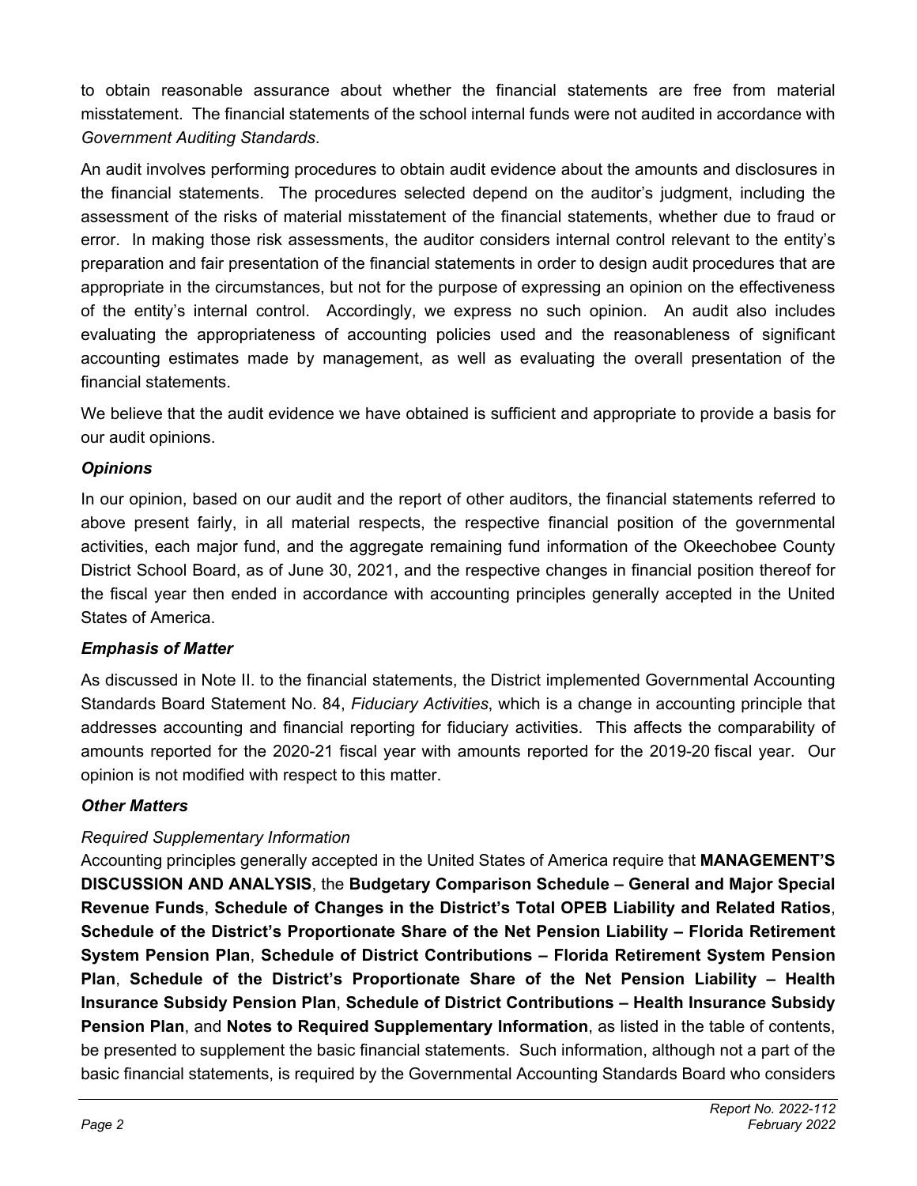to obtain reasonable assurance about whether the financial statements are free from material misstatement. The financial statements of the school internal funds were not audited in accordance with *Government Auditing Standards*.

An audit involves performing procedures to obtain audit evidence about the amounts and disclosures in the financial statements. The procedures selected depend on the auditor's judgment, including the assessment of the risks of material misstatement of the financial statements, whether due to fraud or error. In making those risk assessments, the auditor considers internal control relevant to the entity's preparation and fair presentation of the financial statements in order to design audit procedures that are appropriate in the circumstances, but not for the purpose of expressing an opinion on the effectiveness of the entity's internal control. Accordingly, we express no such opinion. An audit also includes evaluating the appropriateness of accounting policies used and the reasonableness of significant accounting estimates made by management, as well as evaluating the overall presentation of the financial statements.

We believe that the audit evidence we have obtained is sufficient and appropriate to provide a basis for our audit opinions.

### *Opinions*

In our opinion, based on our audit and the report of other auditors, the financial statements referred to above present fairly, in all material respects, the respective financial position of the governmental activities, each major fund, and the aggregate remaining fund information of the Okeechobee County District School Board, as of June 30, 2021, and the respective changes in financial position thereof for the fiscal year then ended in accordance with accounting principles generally accepted in the United States of America.

### *Emphasis of Matter*

As discussed in Note II. to the financial statements, the District implemented Governmental Accounting Standards Board Statement No. 84, *Fiduciary Activities*, which is a change in accounting principle that addresses accounting and financial reporting for fiduciary activities. This affects the comparability of amounts reported for the 2020-21 fiscal year with amounts reported for the 2019-20 fiscal year. Our opinion is not modified with respect to this matter.

### *Other Matters*

*Required Supplementary Information*

Accounting principles generally accepted in the United States of America require that **MANAGEMENT'S DISCUSSION AND ANALYSIS**, the **Budgetary Comparison Schedule – General and Major Special Revenue Funds**, **Schedule of Changes in the District's Total OPEB Liability and Related Ratios**, **Schedule of the District's Proportionate Share of the Net Pension Liability – Florida Retirement System Pension Plan**, **Schedule of District Contributions – Florida Retirement System Pension Plan**, **Schedule of the District's Proportionate Share of the Net Pension Liability – Health Insurance Subsidy Pension Plan**, **Schedule of District Contributions – Health Insurance Subsidy Pension Plan**, and **Notes to Required Supplementary Information**, as listed in the table of contents, be presented to supplement the basic financial statements. Such information, although not a part of the basic financial statements, is required by the Governmental Accounting Standards Board who considers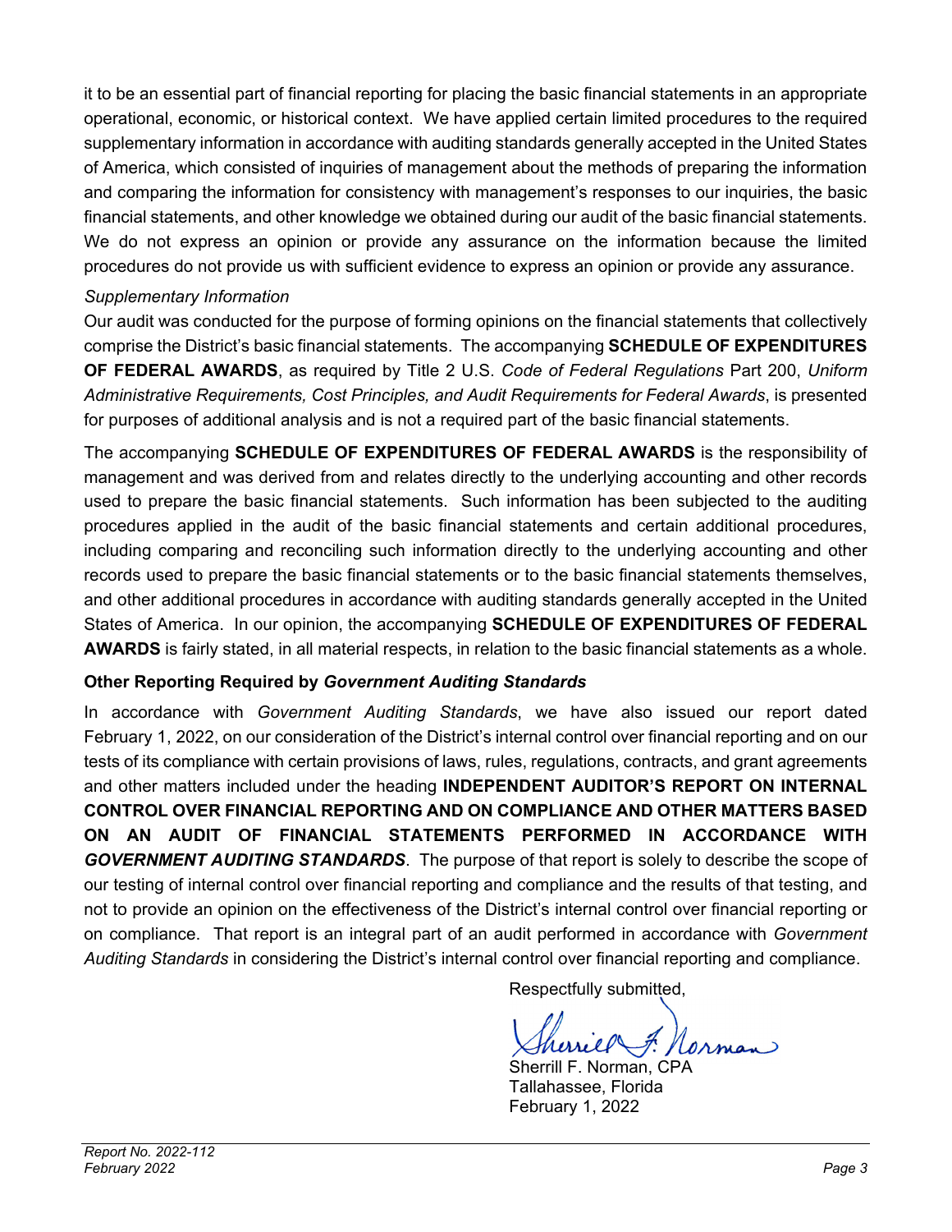it to be an essential part of financial reporting for placing the basic financial statements in an appropriate operational, economic, or historical context. We have applied certain limited procedures to the required supplementary information in accordance with auditing standards generally accepted in the United States of America, which consisted of inquiries of management about the methods of preparing the information and comparing the information for consistency with management's responses to our inquiries, the basic financial statements, and other knowledge we obtained during our audit of the basic financial statements. We do not express an opinion or provide any assurance on the information because the limited procedures do not provide us with sufficient evidence to express an opinion or provide any assurance.

*Supplementary Information*

Our audit was conducted for the purpose of forming opinions on the financial statements that collectively comprise the District's basic financial statements. The accompanying **SCHEDULE OF EXPENDITURES OF FEDERAL AWARDS**, as required by Title 2 U.S. *Code of Federal Regulations* Part 200, *Uniform Administrative Requirements, Cost Principles, and Audit Requirements for Federal Awards*, is presented for purposes of additional analysis and is not a required part of the basic financial statements.

The accompanying **SCHEDULE OF EXPENDITURES OF FEDERAL AWARDS** is the responsibility of management and was derived from and relates directly to the underlying accounting and other records used to prepare the basic financial statements. Such information has been subjected to the auditing procedures applied in the audit of the basic financial statements and certain additional procedures, including comparing and reconciling such information directly to the underlying accounting and other records used to prepare the basic financial statements or to the basic financial statements themselves, and other additional procedures in accordance with auditing standards generally accepted in the United States of America. In our opinion, the accompanying **SCHEDULE OF EXPENDITURES OF FEDERAL AWARDS** is fairly stated, in all material respects, in relation to the basic financial statements as a whole.

**Other Reporting Required by *Government Auditing Standards***

In accordance with *Government Auditing Standards*, we have also issued our report dated February 1, 2022, on our consideration of the District's internal control over financial reporting and on our tests of its compliance with certain provisions of laws, rules, regulations, contracts, and grant agreements and other matters included under the heading **INDEPENDENT AUDITOR'S REPORT ON INTERNAL CONTROL OVER FINANCIAL REPORTING AND ON COMPLIANCE AND OTHER MATTERS BASED ON AN AUDIT OF FINANCIAL STATEMENTS PERFORMED IN ACCORDANCE WITH *GOVERNMENT AUDITING STANDARDS***. The purpose of that report is solely to describe the scope of our testing of internal control over financial reporting and compliance and the results of that testing, and not to provide an opinion on the effectiveness of the District's internal control over financial reporting or on compliance. That report is an integral part of an audit performed in accordance with *Government Auditing Standards* in considering the District's internal control over financial reporting and compliance.

Respectfully submitted,

Sherrill F. Norman, CPA
Tallahassee, Florida
February 1, 2022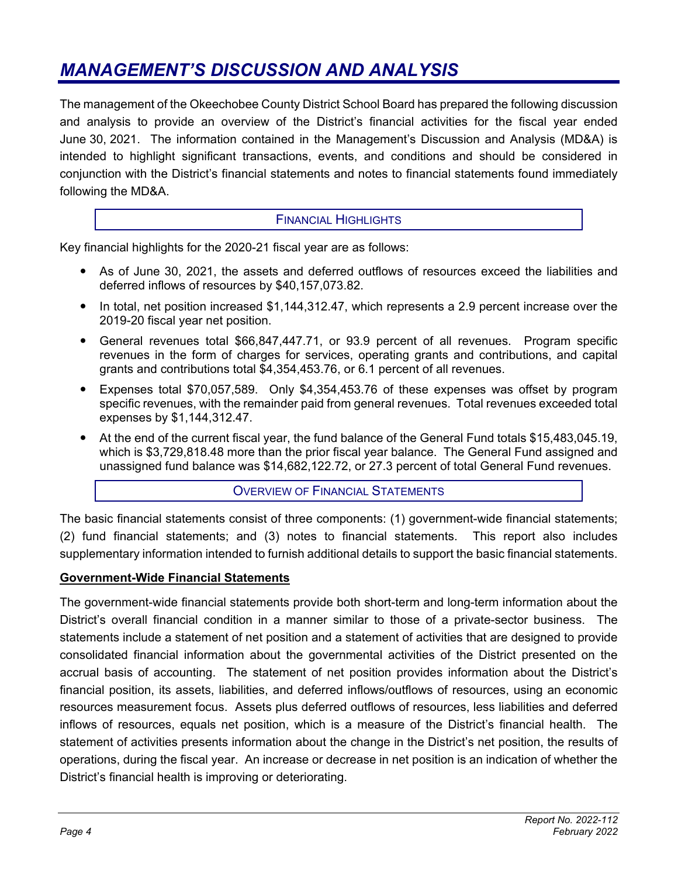# *MANAGEMENT'S DISCUSSION AND ANALYSIS*

The management of the Okeechobee County District School Board has prepared the following discussion and analysis to provide an overview of the District's financial activities for the fiscal year ended June 30, 2021. The information contained in the Management's Discussion and Analysis (MD&A) is intended to highlight significant transactions, events, and conditions and should be considered in conjunction with the District's financial statements and notes to financial statements found immediately following the MD&A.

## FINANCIAL HIGHLIGHTS

Key financial highlights for the 2020-21 fiscal year are as follows:

- As of June 30, 2021, the assets and deferred outflows of resources exceed the liabilities and deferred inflows of resources by $40,157,073.82.
- In total, net position increased $1,144,312.47, which represents a 2.9 percent increase over the 2019-20 fiscal year net position.
- General revenues total $66,847,447.71, or 93.9 percent of all revenues. Program specific revenues in the form of charges for services, operating grants and contributions, and capital grants and contributions total $4,354,453.76, or 6.1 percent of all revenues.
- Expenses total $70,057,589. Only $4,354,453.76 of these expenses was offset by program specific revenues, with the remainder paid from general revenues. Total revenues exceeded total expenses by $1,144,312.47.
- At the end of the current fiscal year, the fund balance of the General Fund totals $15,483,045.19, which is $3,729,818.48 more than the prior fiscal year balance. The General Fund assigned and unassigned fund balance was $14,682,122.72, or 27.3 percent of total General Fund revenues.

## OVERVIEW OF FINANCIAL STATEMENTS

The basic financial statements consist of three components: (1) government-wide financial statements; (2) fund financial statements; and (3) notes to financial statements. This report also includes supplementary information intended to furnish additional details to support the basic financial statements.

### **Government-Wide Financial Statements**

The government-wide financial statements provide both short-term and long-term information about the District's overall financial condition in a manner similar to those of a private-sector business. The statements include a statement of net position and a statement of activities that are designed to provide consolidated financial information about the governmental activities of the District presented on the accrual basis of accounting. The statement of net position provides information about the District's financial position, its assets, liabilities, and deferred inflows/outflows of resources, using an economic resources measurement focus. Assets plus deferred outflows of resources, less liabilities and deferred inflows of resources, equals net position, which is a measure of the District's financial health. The statement of activities presents information about the change in the District's net position, the results of operations, during the fiscal year. An increase or decrease in net position is an indication of whether the District's financial health is improving or deteriorating.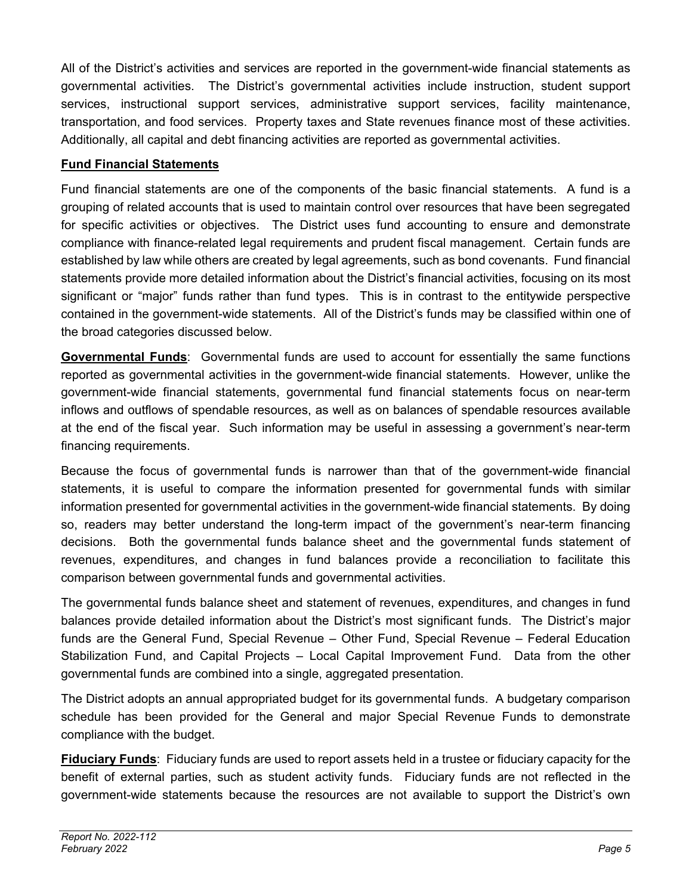All of the District's activities and services are reported in the government-wide financial statements as governmental activities. The District's governmental activities include instruction, student support services, instructional support services, administrative support services, facility maintenance, transportation, and food services. Property taxes and State revenues finance most of these activities. Additionally, all capital and debt financing activities are reported as governmental activities.

**Fund Financial Statements**

Fund financial statements are one of the components of the basic financial statements. A fund is a grouping of related accounts that is used to maintain control over resources that have been segregated for specific activities or objectives. The District uses fund accounting to ensure and demonstrate compliance with finance-related legal requirements and prudent fiscal management. Certain funds are established by law while others are created by legal agreements, such as bond covenants. Fund financial statements provide more detailed information about the District's financial activities, focusing on its most significant or "major" funds rather than fund types. This is in contrast to the entitywide perspective contained in the government-wide statements. All of the District's funds may be classified within one of the broad categories discussed below.

**Governmental Funds**: Governmental funds are used to account for essentially the same functions reported as governmental activities in the government-wide financial statements. However, unlike the government-wide financial statements, governmental fund financial statements focus on near-term inflows and outflows of spendable resources, as well as on balances of spendable resources available at the end of the fiscal year. Such information may be useful in assessing a government's near-term financing requirements.

Because the focus of governmental funds is narrower than that of the government-wide financial statements, it is useful to compare the information presented for governmental funds with similar information presented for governmental activities in the government-wide financial statements. By doing so, readers may better understand the long-term impact of the government's near-term financing decisions. Both the governmental funds balance sheet and the governmental funds statement of revenues, expenditures, and changes in fund balances provide a reconciliation to facilitate this comparison between governmental funds and governmental activities.

The governmental funds balance sheet and statement of revenues, expenditures, and changes in fund balances provide detailed information about the District's most significant funds. The District's major funds are the General Fund, Special Revenue – Other Fund, Special Revenue – Federal Education Stabilization Fund, and Capital Projects – Local Capital Improvement Fund. Data from the other governmental funds are combined into a single, aggregated presentation.

The District adopts an annual appropriated budget for its governmental funds. A budgetary comparison schedule has been provided for the General and major Special Revenue Funds to demonstrate compliance with the budget.

**Fiduciary Funds**: Fiduciary funds are used to report assets held in a trustee or fiduciary capacity for the benefit of external parties, such as student activity funds. Fiduciary funds are not reflected in the government-wide statements because the resources are not available to support the District's own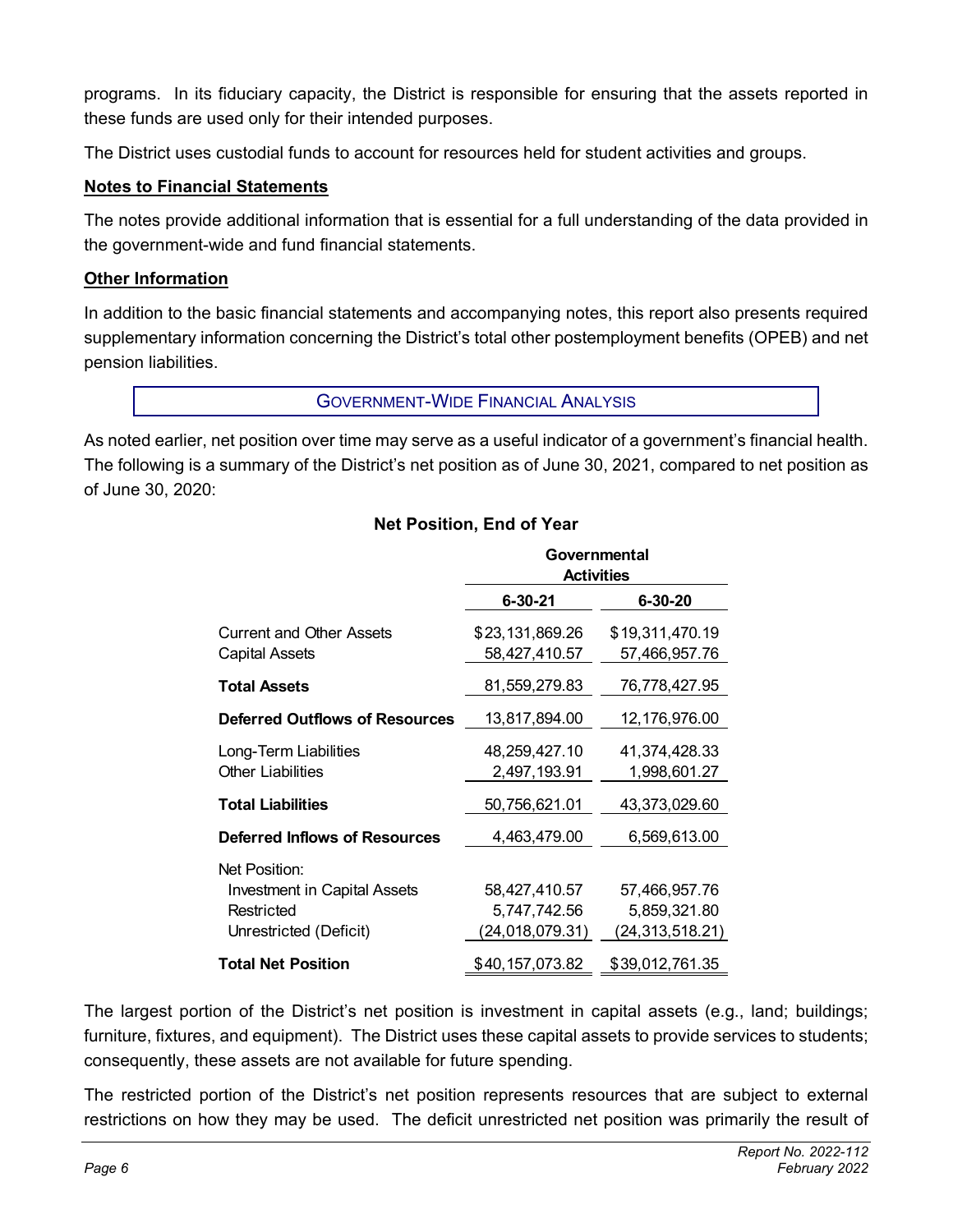programs. In its fiduciary capacity, the District is responsible for ensuring that the assets reported in these funds are used only for their intended purposes.

The District uses custodial funds to account for resources held for student activities and groups.

**Notes to Financial Statements**

The notes provide additional information that is essential for a full understanding of the data provided in the government-wide and fund financial statements.

**Other Information**

In addition to the basic financial statements and accompanying notes, this report also presents required supplementary information concerning the District's total other postemployment benefits (OPEB) and net pension liabilities.

## GOVERNMENT-WIDE FINANCIAL ANALYSIS

As noted earlier, net position over time may serve as a useful indicator of a government's financial health. The following is a summary of the District's net position as of June 30, 2021, compared to net position as of June 30, 2020:

**Net Position, End of Year**

| | Governmental Activities | |
|---|---|---|
| | **6-30-21** | **6-30-20** |
| Current and Other Assets | $23,131,869.26 | $19,311,470.19 |
| Capital Assets | 58,427,410.57 | 57,466,957.76 |
| **Total Assets** | 81,559,279.83 | 76,778,427.95 |
| **Deferred Outflows of Resources** | 13,817,894.00 | 12,176,976.00 |
| Long-Term Liabilities | 48,259,427.10 | 41,374,428.33 |
| Other Liabilities | 2,497,193.91 | 1,998,601.27 |
| **Total Liabilities** | 50,756,621.01 | 43,373,029.60 |
| **Deferred Inflows of Resources** | 4,463,479.00 | 6,569,613.00 |
| Net Position: | | |
| Investment in Capital Assets | 58,427,410.57 | 57,466,957.76 |
| Restricted | 5,747,742.56 | 5,859,321.80 |
| Unrestricted (Deficit) | (24,018,079.31) | (24,313,518.21) |
| **Total Net Position** | $40,157,073.82 | $39,012,761.35 |

The largest portion of the District's net position is investment in capital assets (e.g., land; buildings; furniture, fixtures, and equipment). The District uses these capital assets to provide services to students; consequently, these assets are not available for future spending.

The restricted portion of the District's net position represents resources that are subject to external restrictions on how they may be used. The deficit unrestricted net position was primarily the result of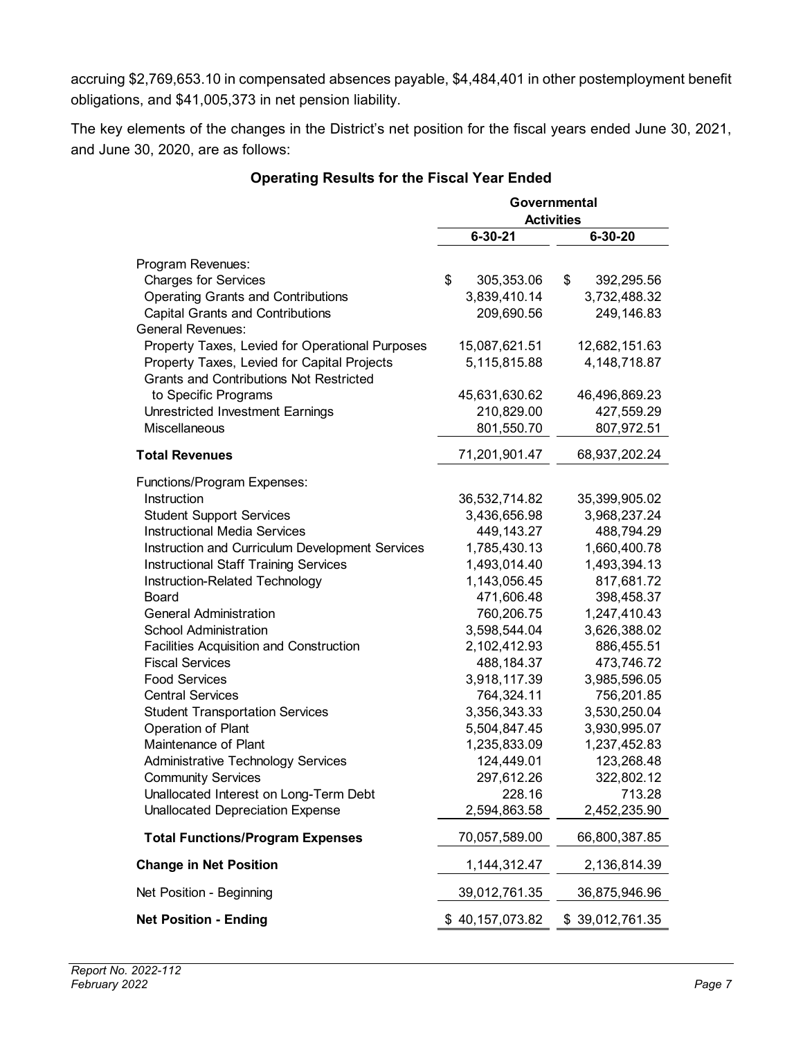accruing $2,769,653.10 in compensated absences payable, $4,484,401 in other postemployment benefit obligations, and $41,005,373 in net pension liability.

The key elements of the changes in the District's net position for the fiscal years ended June 30, 2021, and June 30, 2020, are as follows:

**Operating Results for the Fiscal Year Ended**

| | Governmental Activities | |
|---|---|---|
| | 6-30-21 | 6-30-20 |
| Program Revenues: | | |
| Charges for Services | $ 305,353.06 | $ 392,295.56 |
| Operating Grants and Contributions | 3,839,410.14 | 3,732,488.32 |
| Capital Grants and Contributions | 209,690.56 | 249,146.83 |
| General Revenues: | | |
| Property Taxes, Levied for Operational Purposes | 15,087,621.51 | 12,682,151.63 |
| Property Taxes, Levied for Capital Projects | 5,115,815.88 | 4,148,718.87 |
| Grants and Contributions Not Restricted to Specific Programs | 45,631,630.62 | 46,496,869.23 |
| Unrestricted Investment Earnings | 210,829.00 | 427,559.29 |
| Miscellaneous | 801,550.70 | 807,972.51 |
| **Total Revenues** | 71,201,901.47 | 68,937,202.24 |
| Functions/Program Expenses: | | |
| Instruction | 36,532,714.82 | 35,399,905.02 |
| Student Support Services | 3,436,656.98 | 3,968,237.24 |
| Instructional Media Services | 449,143.27 | 488,794.29 |
| Instruction and Curriculum Development Services | 1,785,430.13 | 1,660,400.78 |
| Instructional Staff Training Services | 1,493,014.40 | 1,493,394.13 |
| Instruction-Related Technology | 1,143,056.45 | 817,681.72 |
| Board | 471,606.48 | 398,458.37 |
| General Administration | 760,206.75 | 1,247,410.43 |
| School Administration | 3,598,544.04 | 3,626,388.02 |
| Facilities Acquisition and Construction | 2,102,412.93 | 886,455.51 |
| Fiscal Services | 488,184.37 | 473,746.72 |
| Food Services | 3,918,117.39 | 3,985,596.05 |
| Central Services | 764,324.11 | 756,201.85 |
| Student Transportation Services | 3,356,343.33 | 3,530,250.04 |
| Operation of Plant | 5,504,847.45 | 3,930,995.07 |
| Maintenance of Plant | 1,235,833.09 | 1,237,452.83 |
| Administrative Technology Services | 124,449.01 | 123,268.48 |
| Community Services | 297,612.26 | 322,802.12 |
| Unallocated Interest on Long-Term Debt | 228.16 | 713.28 |
| Unallocated Depreciation Expense | 2,594,863.58 | 2,452,235.90 |
| **Total Functions/Program Expenses** | 70,057,589.00 | 66,800,387.85 |
| **Change in Net Position** | 1,144,312.47 | 2,136,814.39 |
| Net Position - Beginning | 39,012,761.35 | 36,875,946.96 |
| **Net Position - Ending** | $ 40,157,073.82 | $ 39,012,761.35 |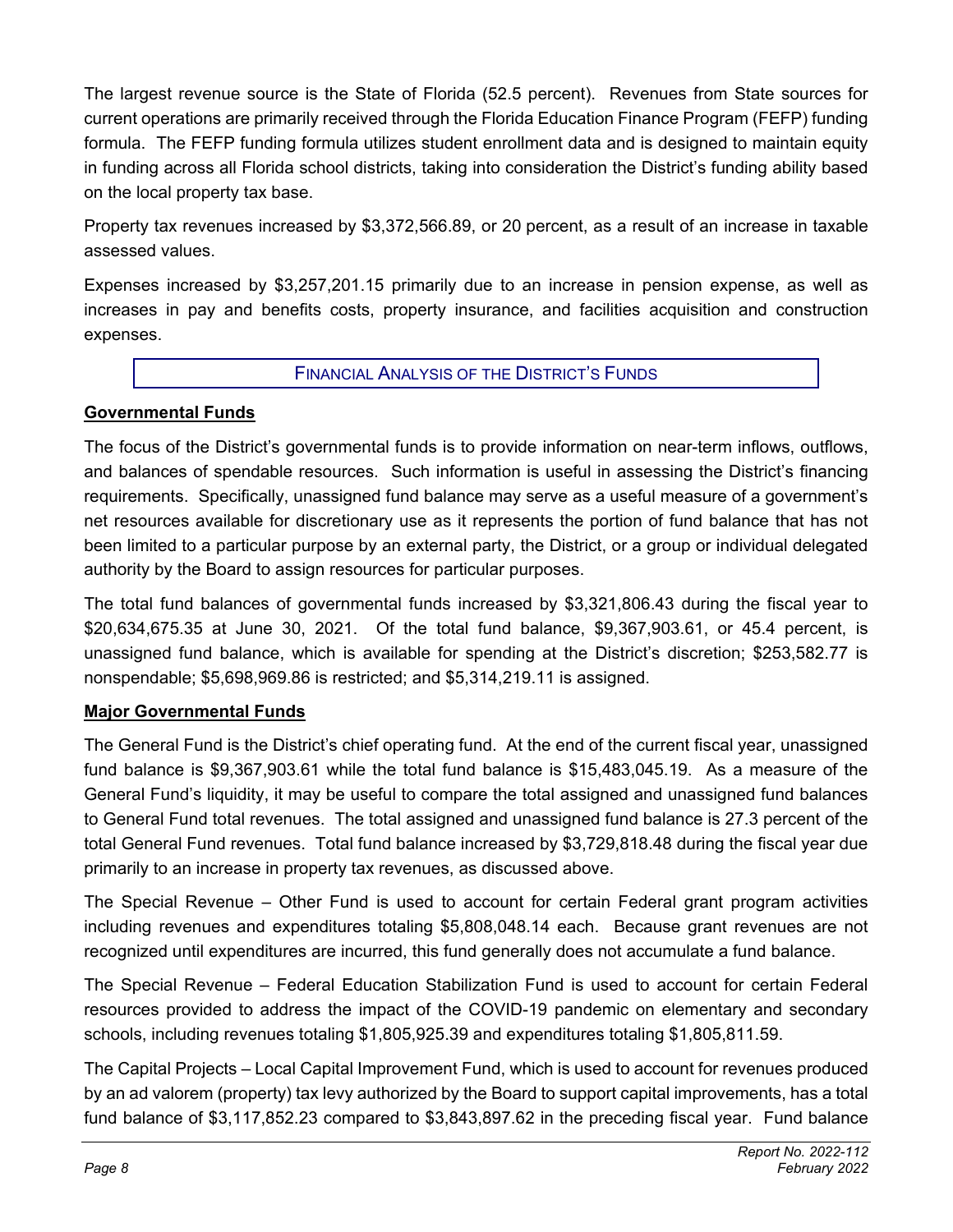The largest revenue source is the State of Florida (52.5 percent). Revenues from State sources for current operations are primarily received through the Florida Education Finance Program (FEFP) funding formula. The FEFP funding formula utilizes student enrollment data and is designed to maintain equity in funding across all Florida school districts, taking into consideration the District's funding ability based on the local property tax base.

Property tax revenues increased by $3,372,566.89, or 20 percent, as a result of an increase in taxable assessed values.

Expenses increased by $3,257,201.15 primarily due to an increase in pension expense, as well as increases in pay and benefits costs, property insurance, and facilities acquisition and construction expenses.

## FINANCIAL ANALYSIS OF THE DISTRICT'S FUNDS

**Governmental Funds**

The focus of the District's governmental funds is to provide information on near-term inflows, outflows, and balances of spendable resources. Such information is useful in assessing the District's financing requirements. Specifically, unassigned fund balance may serve as a useful measure of a government's net resources available for discretionary use as it represents the portion of fund balance that has not been limited to a particular purpose by an external party, the District, or a group or individual delegated authority by the Board to assign resources for particular purposes.

The total fund balances of governmental funds increased by $3,321,806.43 during the fiscal year to $20,634,675.35 at June 30, 2021. Of the total fund balance, $9,367,903.61, or 45.4 percent, is unassigned fund balance, which is available for spending at the District's discretion; $253,582.77 is nonspendable; $5,698,969.86 is restricted; and $5,314,219.11 is assigned.

**Major Governmental Funds**

The General Fund is the District's chief operating fund. At the end of the current fiscal year, unassigned fund balance is $9,367,903.61 while the total fund balance is $15,483,045.19. As a measure of the General Fund's liquidity, it may be useful to compare the total assigned and unassigned fund balances to General Fund total revenues. The total assigned and unassigned fund balance is 27.3 percent of the total General Fund revenues. Total fund balance increased by $3,729,818.48 during the fiscal year due primarily to an increase in property tax revenues, as discussed above.

The Special Revenue – Other Fund is used to account for certain Federal grant program activities including revenues and expenditures totaling $5,808,048.14 each. Because grant revenues are not recognized until expenditures are incurred, this fund generally does not accumulate a fund balance.

The Special Revenue – Federal Education Stabilization Fund is used to account for certain Federal resources provided to address the impact of the COVID-19 pandemic on elementary and secondary schools, including revenues totaling $1,805,925.39 and expenditures totaling $1,805,811.59.

The Capital Projects – Local Capital Improvement Fund, which is used to account for revenues produced by an ad valorem (property) tax levy authorized by the Board to support capital improvements, has a total fund balance of $3,117,852.23 compared to $3,843,897.62 in the preceding fiscal year. Fund balance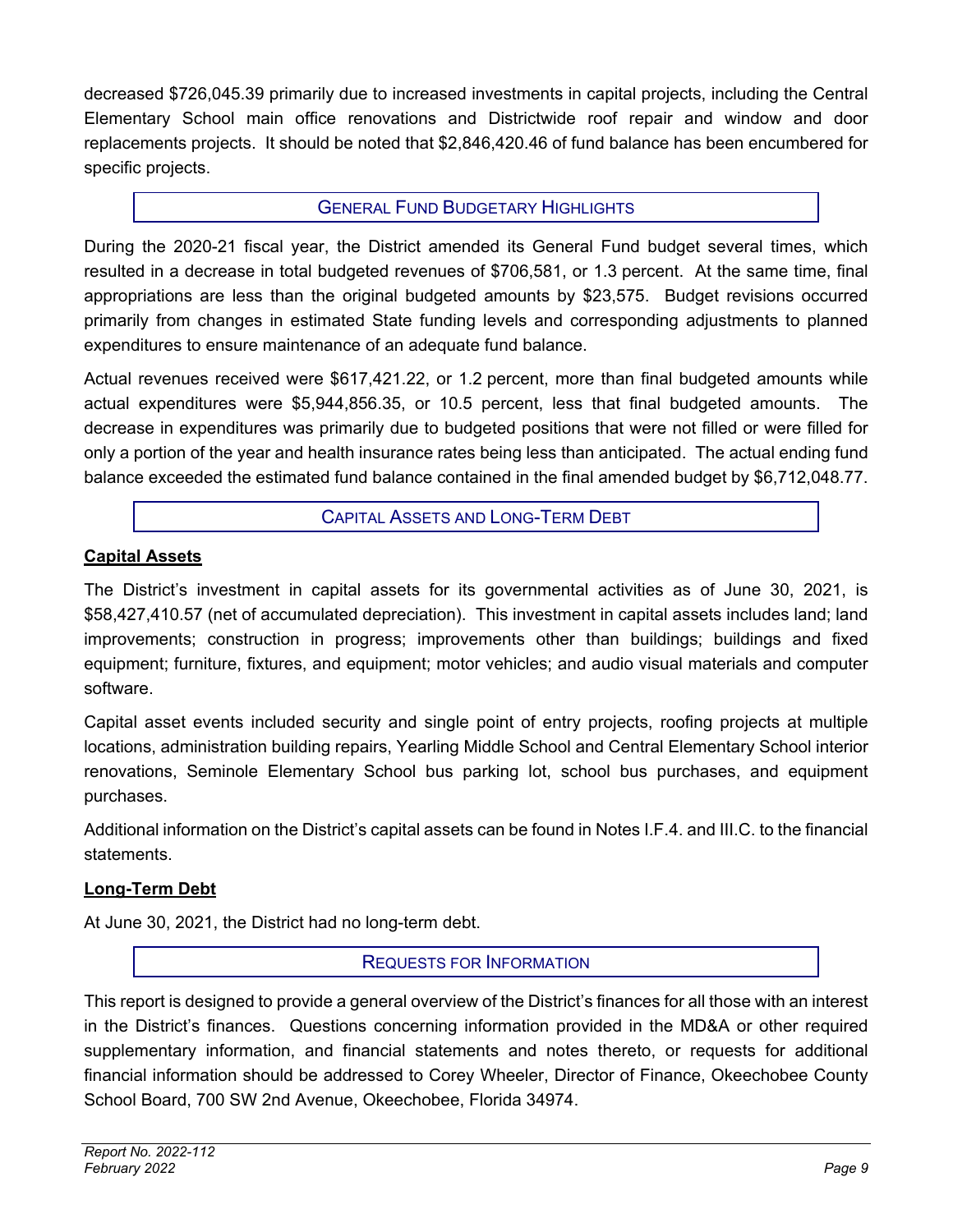decreased $726,045.39 primarily due to increased investments in capital projects, including the Central Elementary School main office renovations and Districtwide roof repair and window and door replacements projects. It should be noted that $2,846,420.46 of fund balance has been encumbered for specific projects.

## GENERAL FUND BUDGETARY HIGHLIGHTS

During the 2020-21 fiscal year, the District amended its General Fund budget several times, which resulted in a decrease in total budgeted revenues of $706,581, or 1.3 percent. At the same time, final appropriations are less than the original budgeted amounts by $23,575. Budget revisions occurred primarily from changes in estimated State funding levels and corresponding adjustments to planned expenditures to ensure maintenance of an adequate fund balance.

Actual revenues received were $617,421.22, or 1.2 percent, more than final budgeted amounts while actual expenditures were $5,944,856.35, or 10.5 percent, less that final budgeted amounts. The decrease in expenditures was primarily due to budgeted positions that were not filled or were filled for only a portion of the year and health insurance rates being less than anticipated. The actual ending fund balance exceeded the estimated fund balance contained in the final amended budget by $6,712,048.77.

## CAPITAL ASSETS AND LONG-TERM DEBT

### Capital Assets

The District's investment in capital assets for its governmental activities as of June 30, 2021, is $58,427,410.57 (net of accumulated depreciation). This investment in capital assets includes land; land improvements; construction in progress; improvements other than buildings; buildings and fixed equipment; furniture, fixtures, and equipment; motor vehicles; and audio visual materials and computer software.

Capital asset events included security and single point of entry projects, roofing projects at multiple locations, administration building repairs, Yearling Middle School and Central Elementary School interior renovations, Seminole Elementary School bus parking lot, school bus purchases, and equipment purchases.

Additional information on the District's capital assets can be found in Notes I.F.4. and III.C. to the financial statements.

### Long-Term Debt

At June 30, 2021, the District had no long-term debt.

## REQUESTS FOR INFORMATION

This report is designed to provide a general overview of the District's finances for all those with an interest in the District's finances. Questions concerning information provided in the MD&A or other required supplementary information, and financial statements and notes thereto, or requests for additional financial information should be addressed to Corey Wheeler, Director of Finance, Okeechobee County School Board, 700 SW 2nd Avenue, Okeechobee, Florida 34974.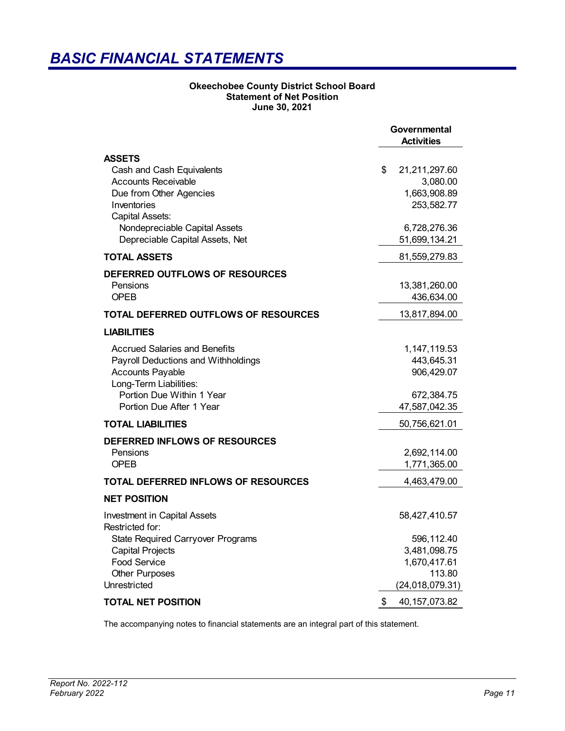# *BASIC FINANCIAL STATEMENTS*

**Okeechobee County District School Board**
**Statement of Net Position**
**June 30, 2021**

| | Governmental Activities |
|---|---|
| **ASSETS** | |
| Cash and Cash Equivalents | $ 21,211,297.60 |
| Accounts Receivable | 3,080.00 |
| Due from Other Agencies | 1,663,908.89 |
| Inventories | 253,582.77 |
| Capital Assets: | |
| Nondepreciable Capital Assets | 6,728,276.36 |
| Depreciable Capital Assets, Net | 51,699,134.21 |
| **TOTAL ASSETS** | 81,559,279.83 |
| **DEFERRED OUTFLOWS OF RESOURCES** | |
| Pensions | 13,381,260.00 |
| OPEB | 436,634.00 |
| **TOTAL DEFERRED OUTFLOWS OF RESOURCES** | 13,817,894.00 |
| **LIABILITIES** | |
| Accrued Salaries and Benefits | 1,147,119.53 |
| Payroll Deductions and Withholdings | 443,645.31 |
| Accounts Payable | 906,429.07 |
| Long-Term Liabilities: | |
| Portion Due Within 1 Year | 672,384.75 |
| Portion Due After 1 Year | 47,587,042.35 |
| **TOTAL LIABILITIES** | 50,756,621.01 |
| **DEFERRED INFLOWS OF RESOURCES** | |
| Pensions | 2,692,114.00 |
| OPEB | 1,771,365.00 |
| **TOTAL DEFERRED INFLOWS OF RESOURCES** | 4,463,479.00 |
| **NET POSITION** | |
| Investment in Capital Assets | 58,427,410.57 |
| Restricted for: | |
| State Required Carryover Programs | 596,112.40 |
| Capital Projects | 3,481,098.75 |
| Food Service | 1,670,417.61 |
| Other Purposes | 113.80 |
| Unrestricted | (24,018,079.31) |
| **TOTAL NET POSITION** | $ 40,157,073.82 |

The accompanying notes to financial statements are an integral part of this statement.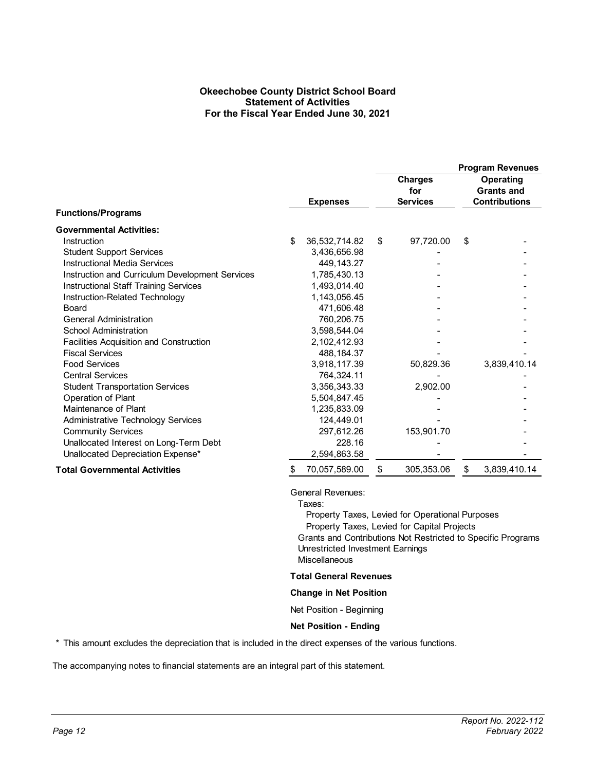# Okeechobee County District School Board
## Statement of Activities
### For the Fiscal Year Ended June 30, 2021

| Functions/Programs | Expenses | Program Revenues: Charges for Services | Program Revenues: Operating Grants and Contributions |
|---|---|---|---|
| **Governmental Activities:** | | | |
| Instruction | $ 36,532,714.82 | $ 97,720.00 | $ - |
| Student Support Services | 3,436,656.98 | - | - |
| Instructional Media Services | 449,143.27 | - | - |
| Instruction and Curriculum Development Services | 1,785,430.13 | - | - |
| Instructional Staff Training Services | 1,493,014.40 | - | - |
| Instruction-Related Technology | 1,143,056.45 | - | - |
| Board | 471,606.48 | - | - |
| General Administration | 760,206.75 | - | - |
| School Administration | 3,598,544.04 | - | - |
| Facilities Acquisition and Construction | 2,102,412.93 | - | - |
| Fiscal Services | 488,184.37 | - | - |
| Food Services | 3,918,117.39 | 50,829.36 | 3,839,410.14 |
| Central Services | 764,324.11 | - | - |
| Student Transportation Services | 3,356,343.33 | 2,902.00 | - |
| Operation of Plant | 5,504,847.45 | - | - |
| Maintenance of Plant | 1,235,833.09 | - | - |
| Administrative Technology Services | 124,449.01 | - | - |
| Community Services | 297,612.26 | 153,901.70 | - |
| Unallocated Interest on Long-Term Debt | 228.16 | - | - |
| Unallocated Depreciation Expense* | 2,594,863.58 | - | - |
| **Total Governmental Activities** | $ 70,057,589.00 | $ 305,353.06 | $ 3,839,410.14 |

General Revenues:
- Taxes:
  - Property Taxes, Levied for Operational Purposes
  - Property Taxes, Levied for Capital Projects
- Grants and Contributions Not Restricted to Specific Programs
- Unrestricted Investment Earnings
- Miscellaneous

**Total General Revenues**

**Change in Net Position**

Net Position - Beginning

**Net Position - Ending**

* This amount excludes the depreciation that is included in the direct expenses of the various functions.

The accompanying notes to financial statements are an integral part of this statement.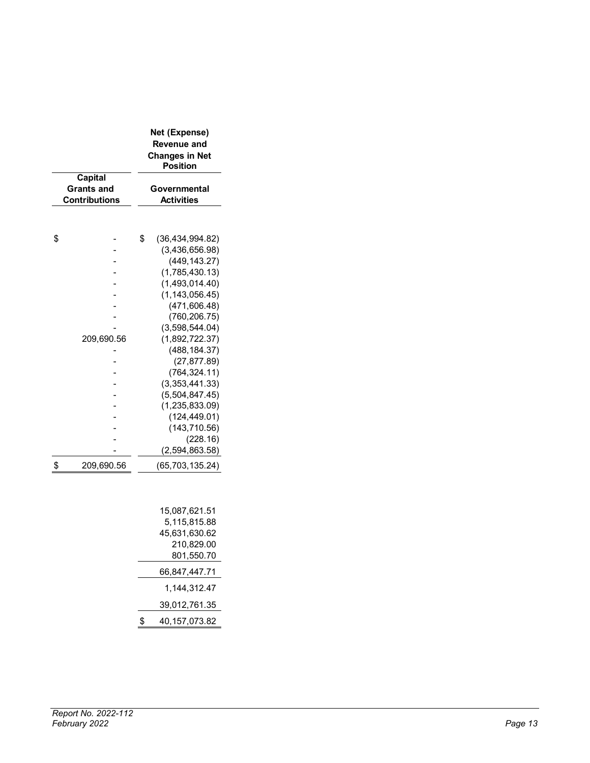| Capital Grants and Contributions | Net (Expense) Revenue and Changes in Net Position Governmental Activities |
|---|---|
| $ - | $ (36,434,994.82) |
| - | (3,436,656.98) |
| - | (449,143.27) |
| - | (1,785,430.13) |
| - | (1,493,014.40) |
| - | (1,143,056.45) |
| - | (471,606.48) |
| - | (760,206.75) |
| - | (3,598,544.04) |
| 209,690.56 | (1,892,722.37) |
| - | (488,184.37) |
| - | (27,877.89) |
| - | (764,324.11) |
| - | (3,353,441.33) |
| - | (5,504,847.45) |
| - | (1,235,833.09) |
| - | (124,449.01) |
| - | (143,710.56) |
| - | (228.16) |
| - | (2,594,863.58) |
| $ 209,690.56 | (65,703,135.24) |
| | |
| | 15,087,621.51 |
| | 5,115,815.88 |
| | 45,631,630.62 |
| | 210,829.00 |
| | 801,550.70 |
| | 66,847,447.71 |
| | 1,144,312.47 |
| | 39,012,761.35 |
| | $ 40,157,073.82 |

*Report No. 2022-112*
*February 2022*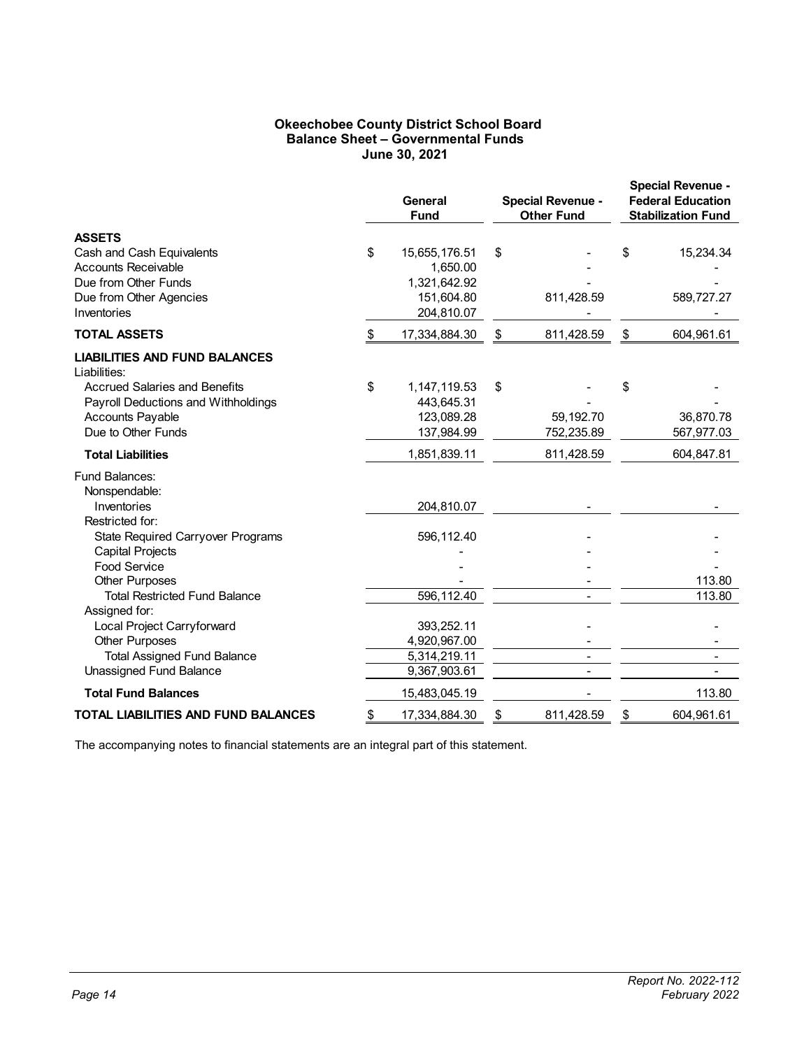# Okeechobee County District School Board
## Balance Sheet – Governmental Funds
### June 30, 2021

| | General Fund | Special Revenue - Other Fund | Special Revenue - Federal Education Stabilization Fund |
|---|---|---|---|
| **ASSETS** | | | |
| Cash and Cash Equivalents | $ 15,655,176.51 | $ - | $ 15,234.34 |
| Accounts Receivable | 1,650.00 | - | - |
| Due from Other Funds | 1,321,642.92 | - | - |
| Due from Other Agencies | 151,604.80 | 811,428.59 | 589,727.27 |
| Inventories | 204,810.07 | - | - |
| **TOTAL ASSETS** | $ 17,334,884.30 | $ 811,428.59 | $ 604,961.61 |
| **LIABILITIES AND FUND BALANCES** | | | |
| Liabilities: | | | |
| Accrued Salaries and Benefits | $ 1,147,119.53 | $ - | $ - |
| Payroll Deductions and Withholdings | 443,645.31 | - | - |
| Accounts Payable | 123,089.28 | 59,192.70 | 36,870.78 |
| Due to Other Funds | 137,984.99 | 752,235.89 | 567,977.03 |
| **Total Liabilities** | 1,851,839.11 | 811,428.59 | 604,847.81 |
| Fund Balances: | | | |
| Nonspendable: | | | |
| Inventories | 204,810.07 | - | - |
| Restricted for: | | | |
| State Required Carryover Programs | 596,112.40 | - | - |
| Capital Projects | - | - | - |
| Food Service | - | - | - |
| Other Purposes | - | - | 113.80 |
| Total Restricted Fund Balance | 596,112.40 | - | 113.80 |
| Assigned for: | | | |
| Local Project Carryforward | 393,252.11 | - | - |
| Other Purposes | 4,920,967.00 | - | - |
| Total Assigned Fund Balance | 5,314,219.11 | - | - |
| Unassigned Fund Balance | 9,367,903.61 | - | - |
| **Total Fund Balances** | 15,483,045.19 | - | 113.80 |
| **TOTAL LIABILITIES AND FUND BALANCES** | $ 17,334,884.30 | $ 811,428.59 | $ 604,961.61 |

The accompanying notes to financial statements are an integral part of this statement.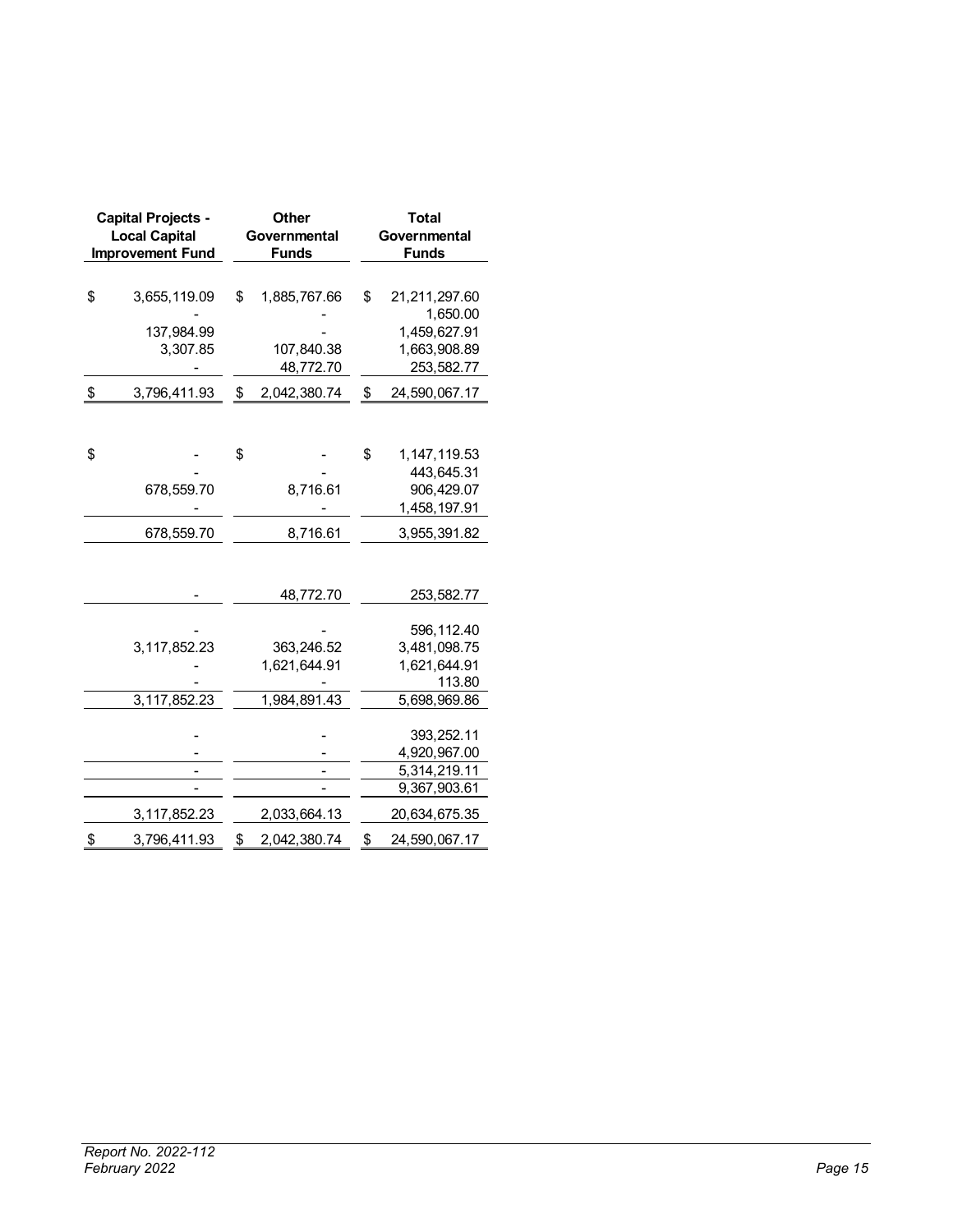| Capital Projects - Local Capital Improvement Fund | Other Governmental Funds | Total Governmental Funds |
|---|---|---|
| $ 3,655,119.09 | $ 1,885,767.66 | $ 21,211,297.60 |
| - | - | 1,650.00 |
| 137,984.99 | - | 1,459,627.91 |
| 3,307.85 | 107,840.38 | 1,663,908.89 |
| - | 48,772.70 | 253,582.77 |
| $ 3,796,411.93 | $ 2,042,380.74 | $ 24,590,067.17 |
| | | |
| $ - | $ - | $ 1,147,119.53 |
| - | - | 443,645.31 |
| 678,559.70 | 8,716.61 | 906,429.07 |
| - | - | 1,458,197.91 |
| 678,559.70 | 8,716.61 | 3,955,391.82 |
| | | |
| - | 48,772.70 | 253,582.77 |
| | | |
| - | - | 596,112.40 |
| 3,117,852.23 | 363,246.52 | 3,481,098.75 |
| - | 1,621,644.91 | 1,621,644.91 |
| - | - | 113.80 |
| 3,117,852.23 | 1,984,891.43 | 5,698,969.86 |
| | | |
| - | - | 393,252.11 |
| - | - | 4,920,967.00 |
| - | - | 5,314,219.11 |
| - | - | 9,367,903.61 |
| 3,117,852.23 | 2,033,664.13 | 20,634,675.35 |
| $ 3,796,411.93 | $ 2,042,380.74 | $ 24,590,067.17 |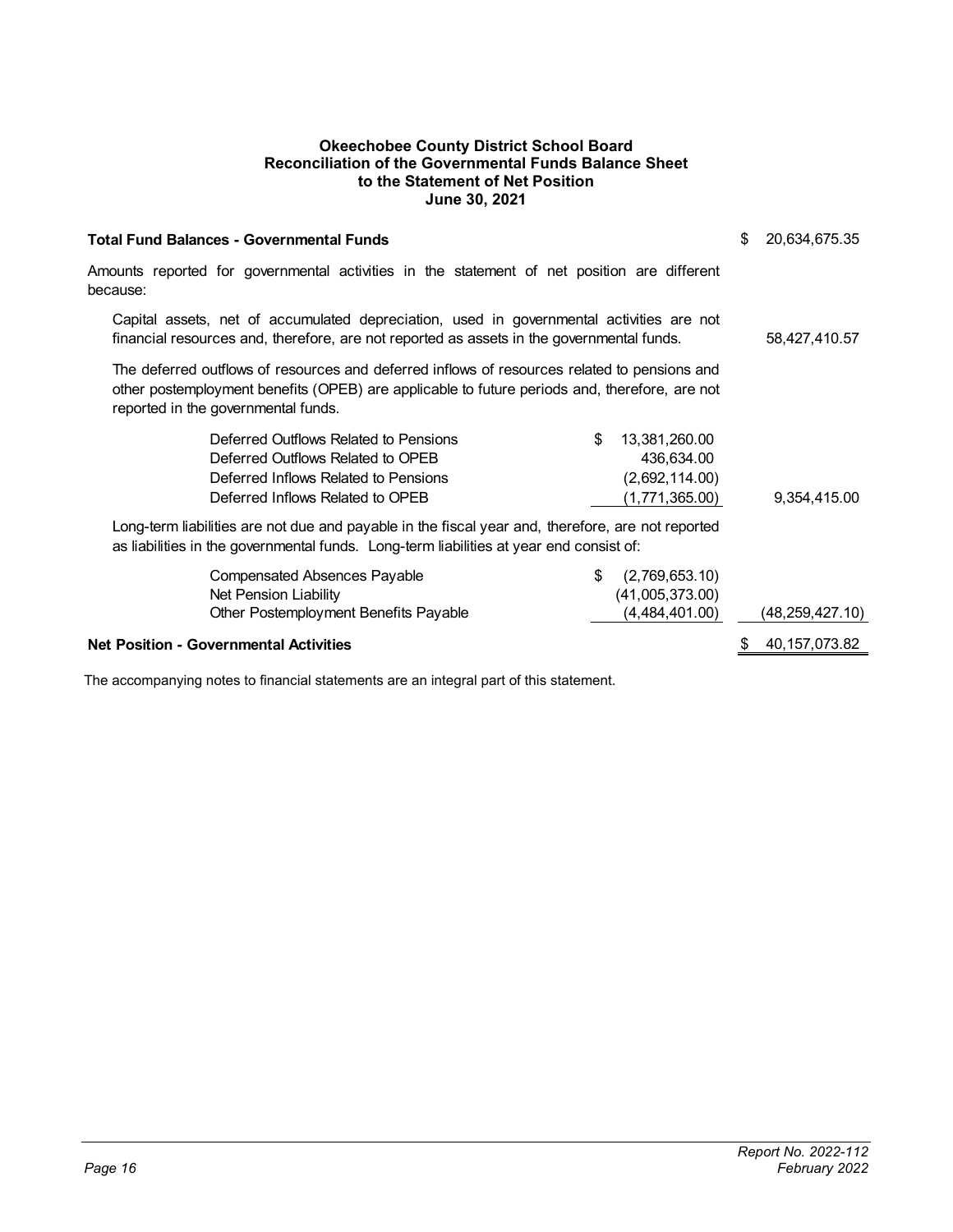**Okeechobee County District School Board**
**Reconciliation of the Governmental Funds Balance Sheet**
**to the Statement of Net Position**
**June 30, 2021**

| | | |
|---|---|---|
| **Total Fund Balances - Governmental Funds** | | $ 20,634,675.35 |
| Amounts reported for governmental activities in the statement of net position are different because: | | |
| Capital assets, net of accumulated depreciation, used in governmental activities are not financial resources and, therefore, are not reported as assets in the governmental funds. | | 58,427,410.57 |
| The deferred outflows of resources and deferred inflows of resources related to pensions and other postemployment benefits (OPEB) are applicable to future periods and, therefore, are not reported in the governmental funds. | | |
| Deferred Outflows Related to Pensions | $ 13,381,260.00 | |
| Deferred Outflows Related to OPEB | 436,634.00 | |
| Deferred Inflows Related to Pensions | (2,692,114.00) | |
| Deferred Inflows Related to OPEB | (1,771,365.00) | 9,354,415.00 |
| Long-term liabilities are not due and payable in the fiscal year and, therefore, are not reported as liabilities in the governmental funds. Long-term liabilities at year end consist of: | | |
| Compensated Absences Payable | $ (2,769,653.10) | |
| Net Pension Liability | (41,005,373.00) | |
| Other Postemployment Benefits Payable | (4,484,401.00) | (48,259,427.10) |
| **Net Position - Governmental Activities** | | $ 40,157,073.82 |

The accompanying notes to financial statements are an integral part of this statement.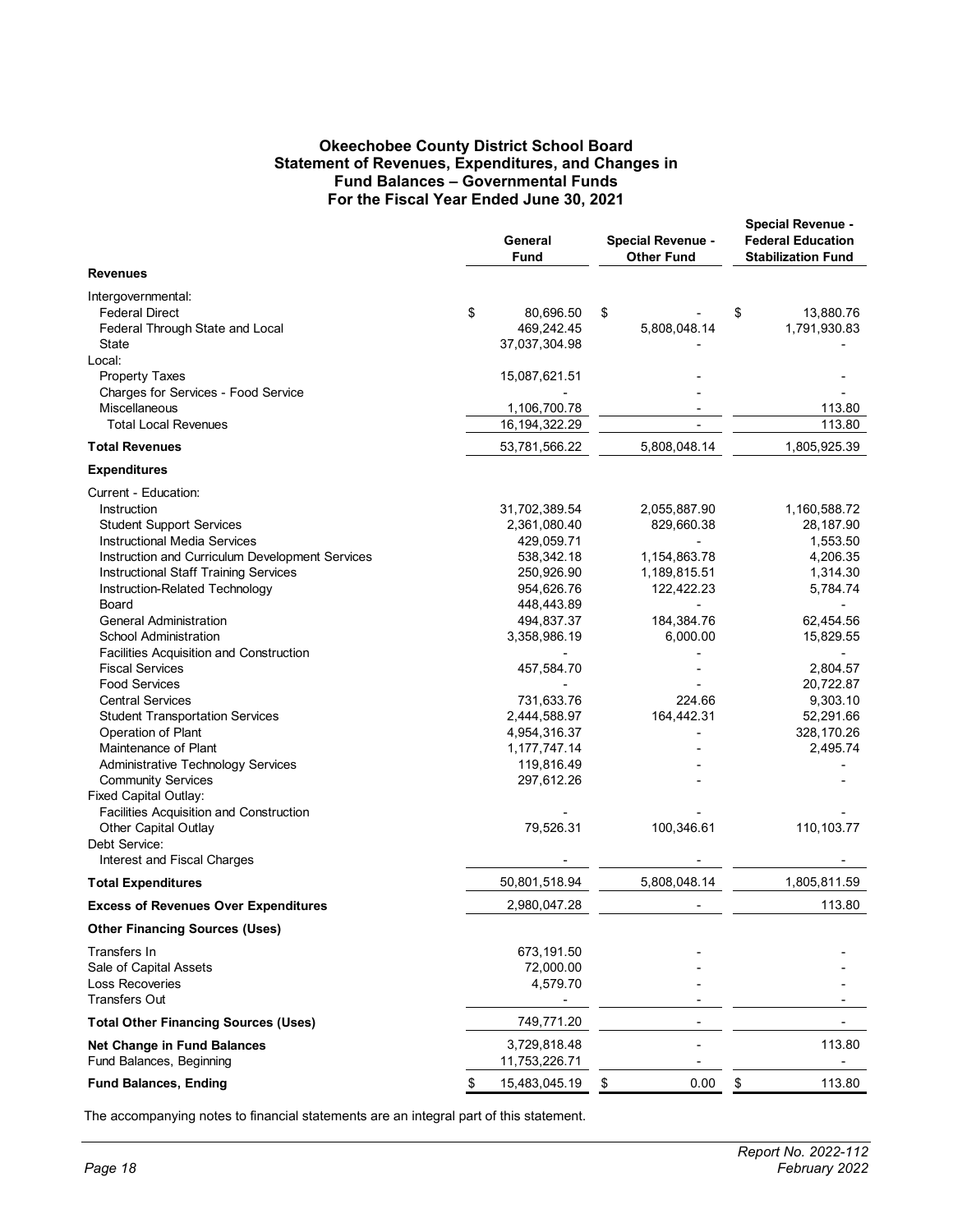# Okeechobee County District School Board
## Statement of Revenues, Expenditures, and Changes in Fund Balances – Governmental Funds
## For the Fiscal Year Ended June 30, 2021

| | General Fund | Special Revenue - Other Fund | Special Revenue - Federal Education Stabilization Fund |
|---|---|---|---|
| **Revenues** | | | |
| Intergovernmental: | | | |
| Federal Direct | $ 80,696.50 | $ - | $ 13,880.76 |
| Federal Through State and Local | 469,242.45 | 5,808,048.14 | 1,791,930.83 |
| State | 37,037,304.98 | - | - |
| Local: | | | |
| Property Taxes | 15,087,621.51 | - | - |
| Charges for Services - Food Service | - | - | - |
| Miscellaneous | 1,106,700.78 | - | 113.80 |
| Total Local Revenues | 16,194,322.29 | - | 113.80 |
| **Total Revenues** | 53,781,566.22 | 5,808,048.14 | 1,805,925.39 |
| **Expenditures** | | | |
| Current - Education: | | | |
| Instruction | 31,702,389.54 | 2,055,887.90 | 1,160,588.72 |
| Student Support Services | 2,361,080.40 | 829,660.38 | 28,187.90 |
| Instructional Media Services | 429,059.71 | - | 1,553.50 |
| Instruction and Curriculum Development Services | 538,342.18 | 1,154,863.78 | 4,206.35 |
| Instructional Staff Training Services | 250,926.90 | 1,189,815.51 | 1,314.30 |
| Instruction-Related Technology | 954,626.76 | 122,422.23 | 5,784.74 |
| Board | 448,443.89 | - | - |
| General Administration | 494,837.37 | 184,384.76 | 62,454.56 |
| School Administration | 3,358,986.19 | 6,000.00 | 15,829.55 |
| Facilities Acquisition and Construction | - | - | - |
| Fiscal Services | 457,584.70 | - | 2,804.57 |
| Food Services | - | - | 20,722.87 |
| Central Services | 731,633.76 | 224.66 | 9,303.10 |
| Student Transportation Services | 2,444,588.97 | 164,442.31 | 52,291.66 |
| Operation of Plant | 4,954,316.37 | - | 328,170.26 |
| Maintenance of Plant | 1,177,747.14 | - | 2,495.74 |
| Administrative Technology Services | 119,816.49 | - | - |
| Community Services | 297,612.26 | - | - |
| Fixed Capital Outlay: | | | |
| Facilities Acquisition and Construction | - | - | - |
| Other Capital Outlay | 79,526.31 | 100,346.61 | 110,103.77 |
| Debt Service: | | | |
| Interest and Fiscal Charges | - | - | - |
| **Total Expenditures** | 50,801,518.94 | 5,808,048.14 | 1,805,811.59 |
| **Excess of Revenues Over Expenditures** | 2,980,047.28 | - | 113.80 |
| **Other Financing Sources (Uses)** | | | |
| Transfers In | 673,191.50 | - | - |
| Sale of Capital Assets | 72,000.00 | - | - |
| Loss Recoveries | 4,579.70 | - | - |
| Transfers Out | - | - | - |
| **Total Other Financing Sources (Uses)** | 749,771.20 | - | - |
| **Net Change in Fund Balances** | 3,729,818.48 | - | 113.80 |
| Fund Balances, Beginning | 11,753,226.71 | - | - |
| **Fund Balances, Ending** | $ 15,483,045.19 | $ 0.00 | $ 113.80 |

The accompanying notes to financial statements are an integral part of this statement.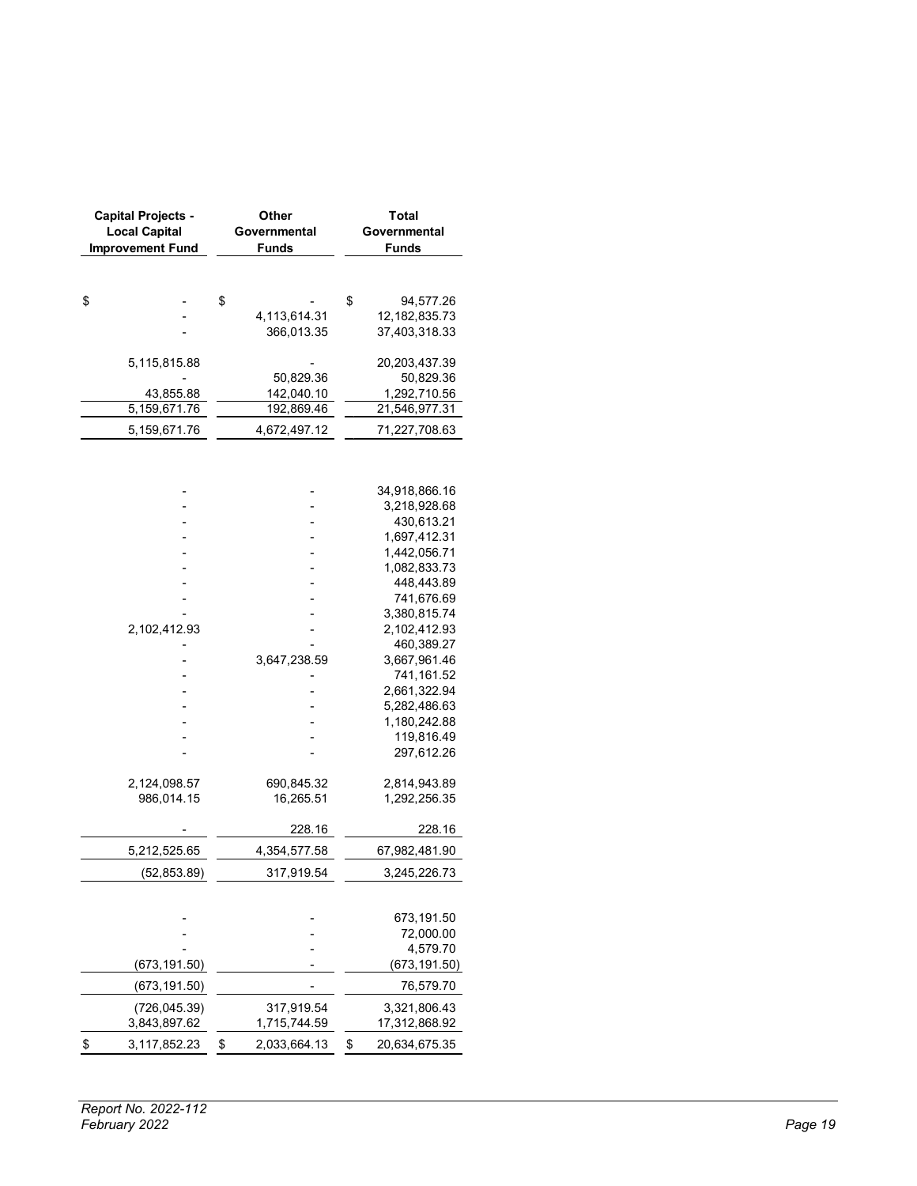| Capital Projects - Local Capital Improvement Fund | Other Governmental Funds | Total Governmental Funds |
|---|---|---|
| | | |
| $ - | $ - | $ 94,577.26 |
| - | 4,113,614.31 | 12,182,835.73 |
| - | 366,013.35 | 37,403,318.33 |
| | | |
| 5,115,815.88 | - | 20,203,437.39 |
| - | 50,829.36 | 50,829.36 |
| 43,855.88 | 142,040.10 | 1,292,710.56 |
| 5,159,671.76 | 192,869.46 | 21,546,977.31 |
| 5,159,671.76 | 4,672,497.12 | 71,227,708.63 |
| | | |
| - | - | 34,918,866.16 |
| - | - | 3,218,928.68 |
| - | - | 430,613.21 |
| - | - | 1,697,412.31 |
| - | - | 1,442,056.71 |
| - | - | 1,082,833.73 |
| - | - | 448,443.89 |
| - | - | 741,676.69 |
| - | - | 3,380,815.74 |
| 2,102,412.93 | - | 2,102,412.93 |
| - | - | 460,389.27 |
| - | 3,647,238.59 | 3,667,961.46 |
| - | - | 741,161.52 |
| - | - | 2,661,322.94 |
| - | - | 5,282,486.63 |
| - | - | 1,180,242.88 |
| - | - | 119,816.49 |
| - | - | 297,612.26 |
| | | |
| 2,124,098.57 | 690,845.32 | 2,814,943.89 |
| 986,014.15 | 16,265.51 | 1,292,256.35 |
| | | |
| - | 228.16 | 228.16 |
| 5,212,525.65 | 4,354,577.58 | 67,982,481.90 |
| (52,853.89) | 317,919.54 | 3,245,226.73 |
| | | |
| - | - | 673,191.50 |
| - | - | 72,000.00 |
| - | - | 4,579.70 |
| (673,191.50) | - | (673,191.50) |
| (673,191.50) | - | 76,579.70 |
| (726,045.39) | 317,919.54 | 3,321,806.43 |
| 3,843,897.62 | 1,715,744.59 | 17,312,868.92 |
| $ 3,117,852.23 | $ 2,033,664.13 | $ 20,634,675.35 |

*Report No. 2022-112*
*February 2022*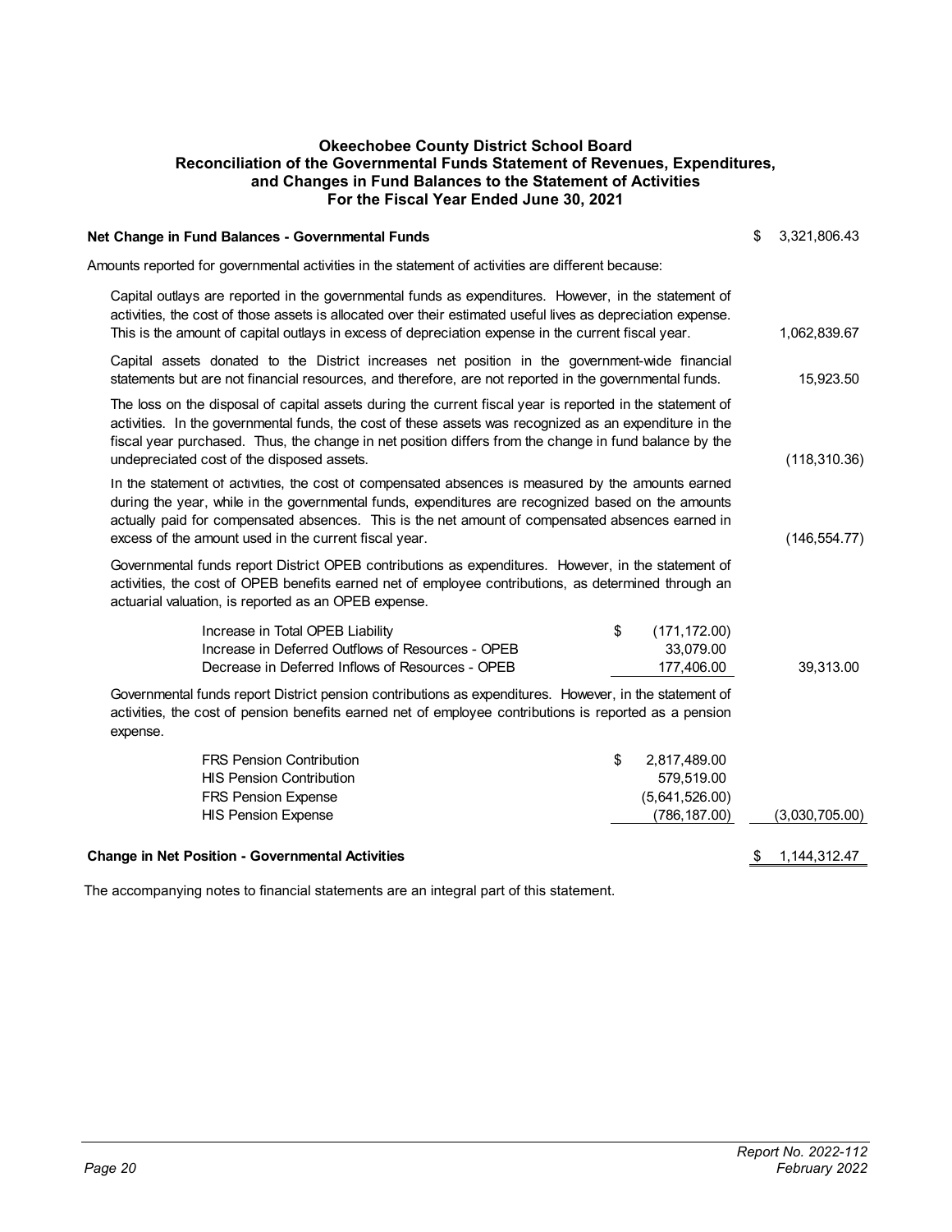# Okeechobee County District School Board
## Reconciliation of the Governmental Funds Statement of Revenues, Expenditures, and Changes in Fund Balances to the Statement of Activities
### For the Fiscal Year Ended June 30, 2021

| | | |
|---|---|---|
| **Net Change in Fund Balances - Governmental Funds** | | $ 3,321,806.43 |
| Amounts reported for governmental activities in the statement of activities are different because: | | |
| Capital outlays are reported in the governmental funds as expenditures. However, in the statement of activities, the cost of those assets is allocated over their estimated useful lives as depreciation expense. This is the amount of capital outlays in excess of depreciation expense in the current fiscal year. | | 1,062,839.67 |
| Capital assets donated to the District increases net position in the government-wide financial statements but are not financial resources, and therefore, are not reported in the governmental funds. | | 15,923.50 |
| The loss on the disposal of capital assets during the current fiscal year is reported in the statement of activities. In the governmental funds, the cost of these assets was recognized as an expenditure in the fiscal year purchased. Thus, the change in net position differs from the change in fund balance by the undepreciated cost of the disposed assets. | | (118,310.36) |
| In the statement of activities, the cost of compensated absences is measured by the amounts earned during the year, while in the governmental funds, expenditures are recognized based on the amounts actually paid for compensated absences. This is the net amount of compensated absences earned in excess of the amount used in the current fiscal year. | | (146,554.77) |
| Governmental funds report District OPEB contributions as expenditures. However, in the statement of activities, the cost of OPEB benefits earned net of employee contributions, as determined through an actuarial valuation, is reported as an OPEB expense. | | |
| Increase in Total OPEB Liability | $ (171,172.00) | |
| Increase in Deferred Outflows of Resources - OPEB | 33,079.00 | |
| Decrease in Deferred Inflows of Resources - OPEB | 177,406.00 | 39,313.00 |
| Governmental funds report District pension contributions as expenditures. However, in the statement of activities, the cost of pension benefits earned net of employee contributions is reported as a pension expense. | | |
| FRS Pension Contribution | $ 2,817,489.00 | |
| HIS Pension Contribution | 579,519.00 | |
| FRS Pension Expense | (5,641,526.00) | |
| HIS Pension Expense | (786,187.00) | (3,030,705.00) |
| **Change in Net Position - Governmental Activities** | | $ 1,144,312.47 |

The accompanying notes to financial statements are an integral part of this statement.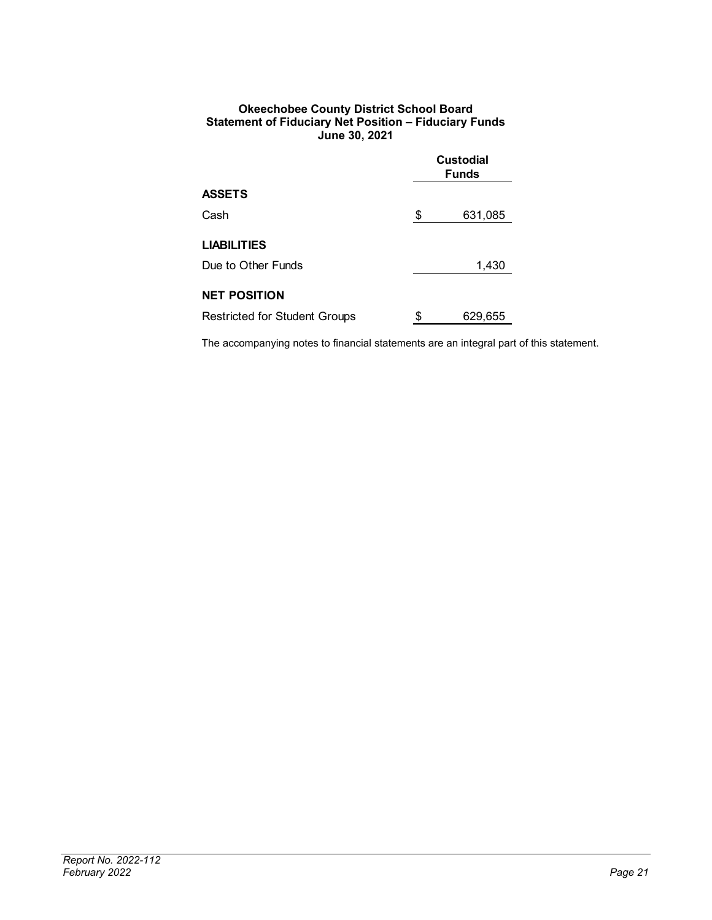**Okeechobee County District School Board**
**Statement of Fiduciary Net Position – Fiduciary Funds**
**June 30, 2021**

| | Custodial Funds |
|---|---|
| **ASSETS** | |
| Cash | $ 631,085 |
| **LIABILITIES** | |
| Due to Other Funds | 1,430 |
| **NET POSITION** | |
| Restricted for Student Groups | $ 629,655 |

The accompanying notes to financial statements are an integral part of this statement.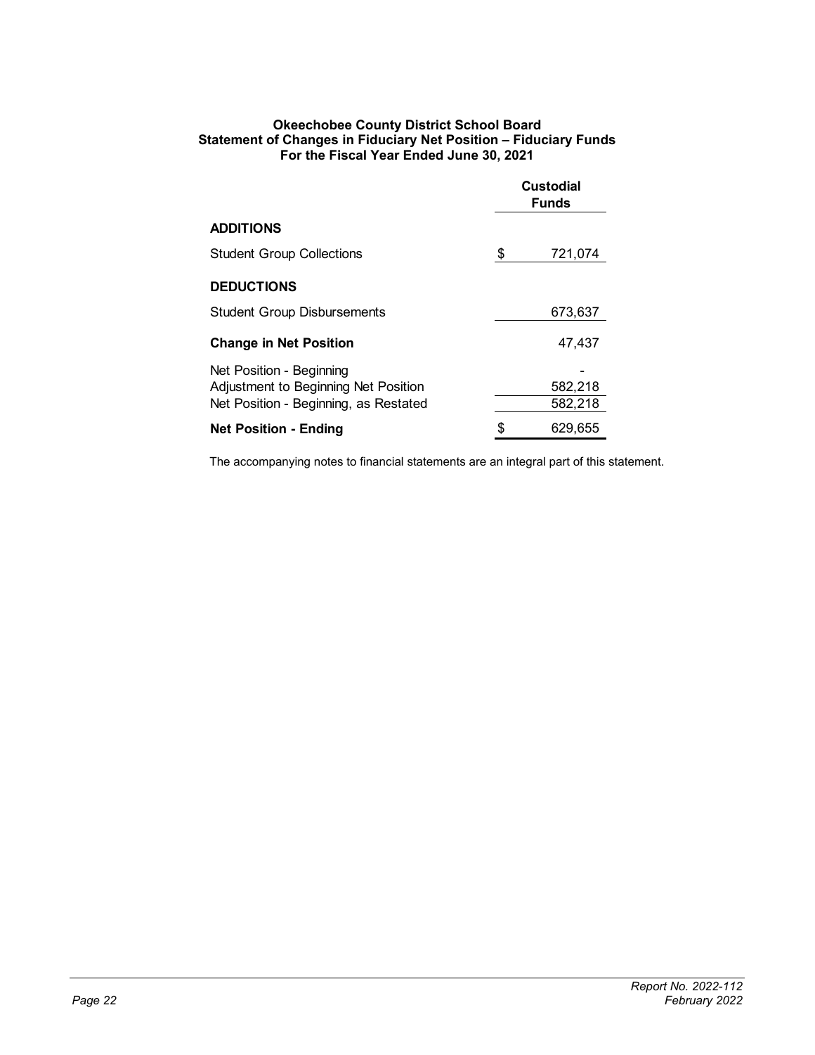**Okeechobee County District School Board**
**Statement of Changes in Fiduciary Net Position – Fiduciary Funds**
**For the Fiscal Year Ended June 30, 2021**

| | Custodial Funds |
|---|---|
| **ADDITIONS** | |
| Student Group Collections | $ 721,074 |
| **DEDUCTIONS** | |
| Student Group Disbursements | 673,637 |
| **Change in Net Position** | 47,437 |
| Net Position - Beginning | - |
| Adjustment to Beginning Net Position | 582,218 |
| Net Position - Beginning, as Restated | 582,218 |
| **Net Position - Ending** | $ 629,655 |

The accompanying notes to financial statements are an integral part of this statement.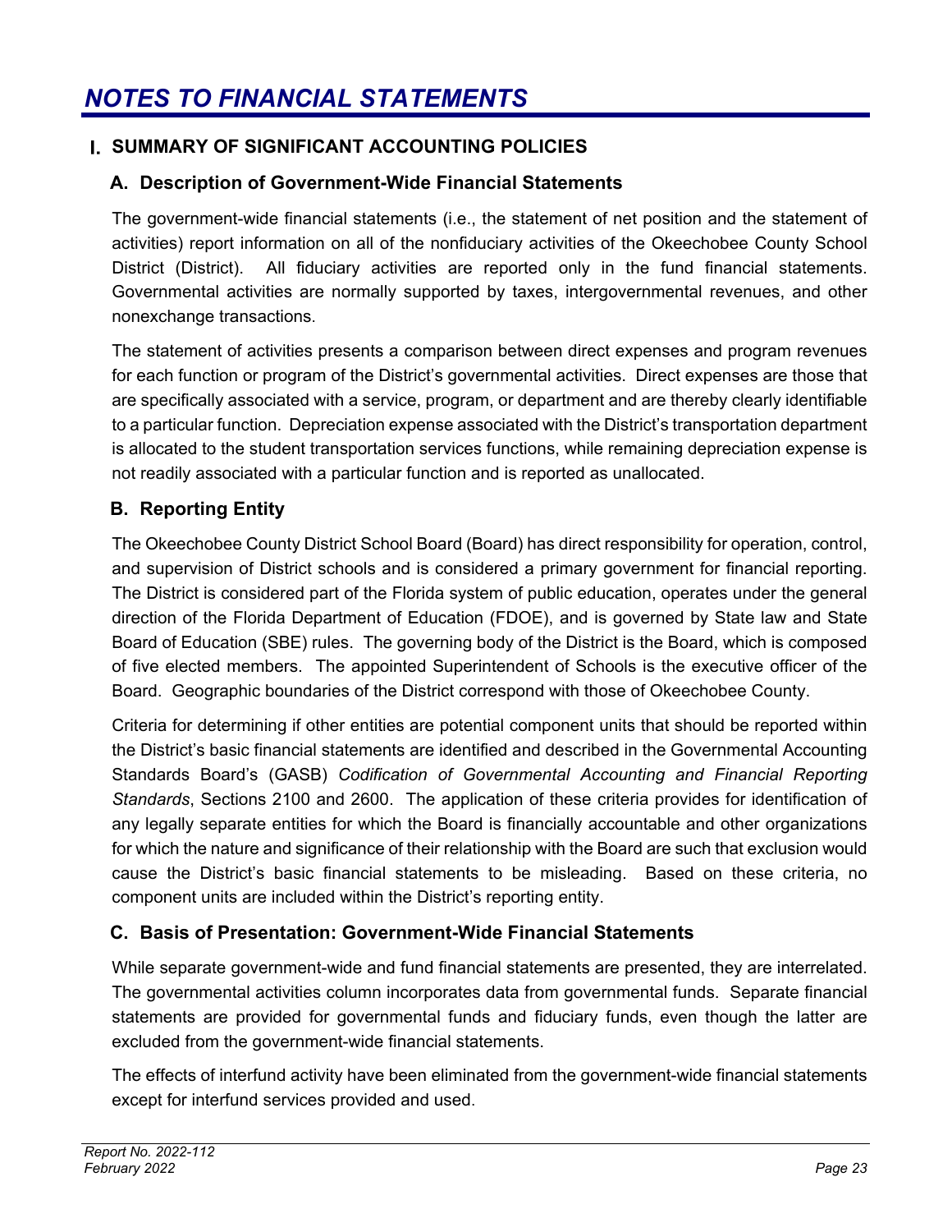# *NOTES TO FINANCIAL STATEMENTS*

## I. SUMMARY OF SIGNIFICANT ACCOUNTING POLICIES

### A. Description of Government-Wide Financial Statements

The government-wide financial statements (i.e., the statement of net position and the statement of activities) report information on all of the nonfiduciary activities of the Okeechobee County School District (District). All fiduciary activities are reported only in the fund financial statements. Governmental activities are normally supported by taxes, intergovernmental revenues, and other nonexchange transactions.

The statement of activities presents a comparison between direct expenses and program revenues for each function or program of the District's governmental activities. Direct expenses are those that are specifically associated with a service, program, or department and are thereby clearly identifiable to a particular function. Depreciation expense associated with the District's transportation department is allocated to the student transportation services functions, while remaining depreciation expense is not readily associated with a particular function and is reported as unallocated.

### B. Reporting Entity

The Okeechobee County District School Board (Board) has direct responsibility for operation, control, and supervision of District schools and is considered a primary government for financial reporting. The District is considered part of the Florida system of public education, operates under the general direction of the Florida Department of Education (FDOE), and is governed by State law and State Board of Education (SBE) rules. The governing body of the District is the Board, which is composed of five elected members. The appointed Superintendent of Schools is the executive officer of the Board. Geographic boundaries of the District correspond with those of Okeechobee County.

Criteria for determining if other entities are potential component units that should be reported within the District's basic financial statements are identified and described in the Governmental Accounting Standards Board's (GASB) *Codification of Governmental Accounting and Financial Reporting Standards*, Sections 2100 and 2600. The application of these criteria provides for identification of any legally separate entities for which the Board is financially accountable and other organizations for which the nature and significance of their relationship with the Board are such that exclusion would cause the District's basic financial statements to be misleading. Based on these criteria, no component units are included within the District's reporting entity.

### C. Basis of Presentation: Government-Wide Financial Statements

While separate government-wide and fund financial statements are presented, they are interrelated. The governmental activities column incorporates data from governmental funds. Separate financial statements are provided for governmental funds and fiduciary funds, even though the latter are excluded from the government-wide financial statements.

The effects of interfund activity have been eliminated from the government-wide financial statements except for interfund services provided and used.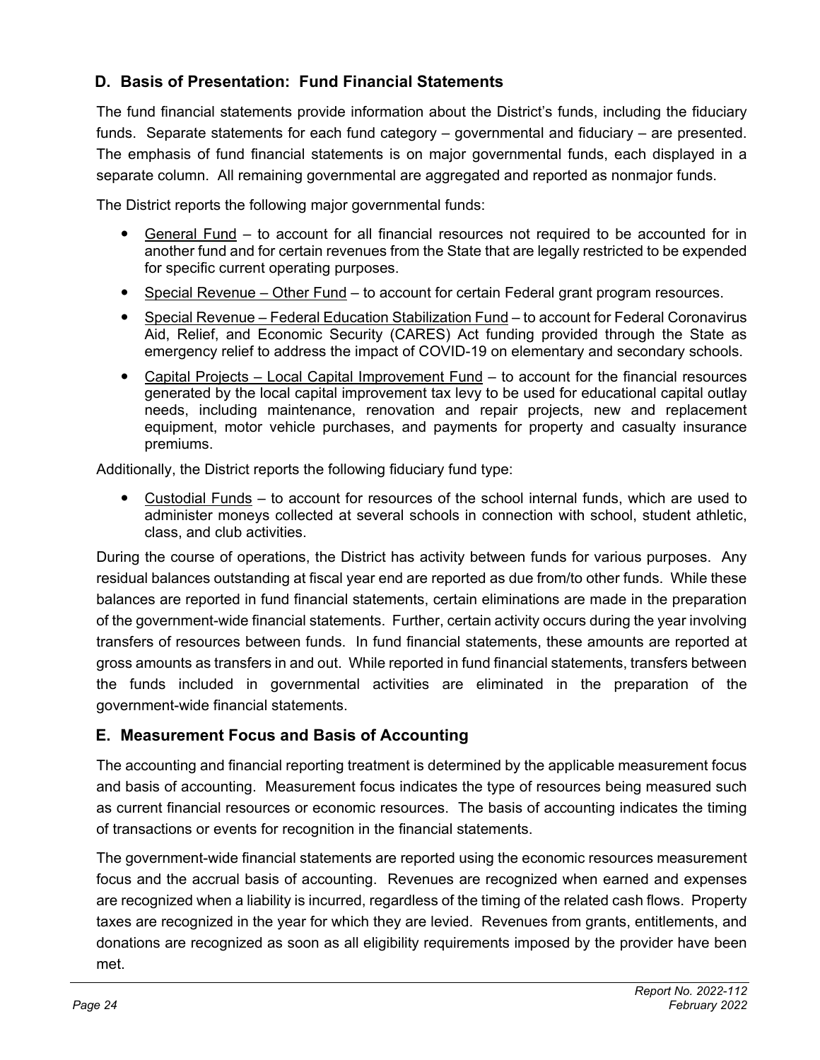## D. Basis of Presentation: Fund Financial Statements

The fund financial statements provide information about the District's funds, including the fiduciary funds. Separate statements for each fund category – governmental and fiduciary – are presented. The emphasis of fund financial statements is on major governmental funds, each displayed in a separate column. All remaining governmental are aggregated and reported as nonmajor funds.

The District reports the following major governmental funds:

- General Fund – to account for all financial resources not required to be accounted for in another fund and for certain revenues from the State that are legally restricted to be expended for specific current operating purposes.
- Special Revenue – Other Fund – to account for certain Federal grant program resources.
- Special Revenue – Federal Education Stabilization Fund – to account for Federal Coronavirus Aid, Relief, and Economic Security (CARES) Act funding provided through the State as emergency relief to address the impact of COVID-19 on elementary and secondary schools.
- Capital Projects – Local Capital Improvement Fund – to account for the financial resources generated by the local capital improvement tax levy to be used for educational capital outlay needs, including maintenance, renovation and repair projects, new and replacement equipment, motor vehicle purchases, and payments for property and casualty insurance premiums.

Additionally, the District reports the following fiduciary fund type:

- Custodial Funds – to account for resources of the school internal funds, which are used to administer moneys collected at several schools in connection with school, student athletic, class, and club activities.

During the course of operations, the District has activity between funds for various purposes. Any residual balances outstanding at fiscal year end are reported as due from/to other funds. While these balances are reported in fund financial statements, certain eliminations are made in the preparation of the government-wide financial statements. Further, certain activity occurs during the year involving transfers of resources between funds. In fund financial statements, these amounts are reported at gross amounts as transfers in and out. While reported in fund financial statements, transfers between the funds included in governmental activities are eliminated in the preparation of the government-wide financial statements.

## E. Measurement Focus and Basis of Accounting

The accounting and financial reporting treatment is determined by the applicable measurement focus and basis of accounting. Measurement focus indicates the type of resources being measured such as current financial resources or economic resources. The basis of accounting indicates the timing of transactions or events for recognition in the financial statements.

The government-wide financial statements are reported using the economic resources measurement focus and the accrual basis of accounting. Revenues are recognized when earned and expenses are recognized when a liability is incurred, regardless of the timing of the related cash flows. Property taxes are recognized in the year for which they are levied. Revenues from grants, entitlements, and donations are recognized as soon as all eligibility requirements imposed by the provider have been met.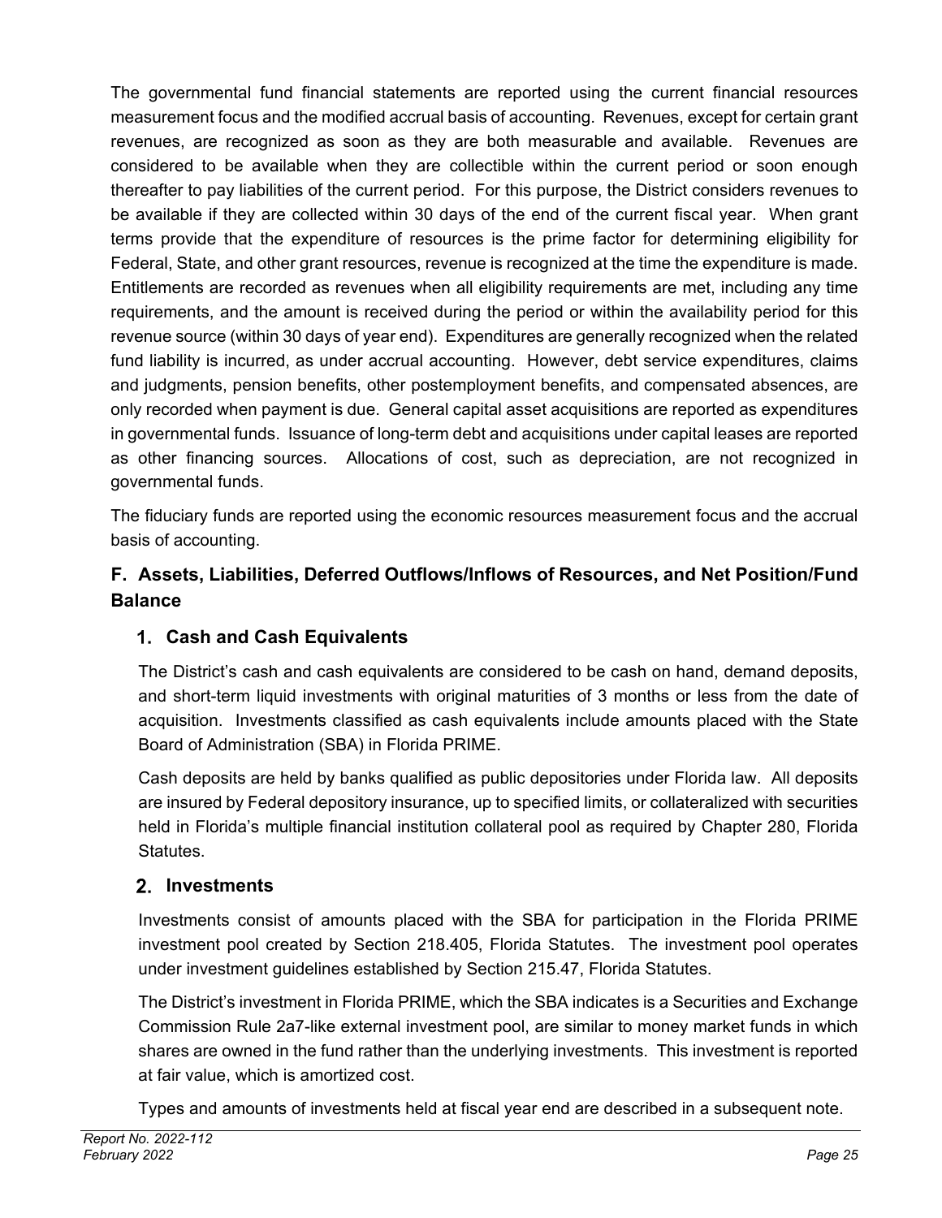The governmental fund financial statements are reported using the current financial resources measurement focus and the modified accrual basis of accounting. Revenues, except for certain grant revenues, are recognized as soon as they are both measurable and available. Revenues are considered to be available when they are collectible within the current period or soon enough thereafter to pay liabilities of the current period. For this purpose, the District considers revenues to be available if they are collected within 30 days of the end of the current fiscal year. When grant terms provide that the expenditure of resources is the prime factor for determining eligibility for Federal, State, and other grant resources, revenue is recognized at the time the expenditure is made. Entitlements are recorded as revenues when all eligibility requirements are met, including any time requirements, and the amount is received during the period or within the availability period for this revenue source (within 30 days of year end). Expenditures are generally recognized when the related fund liability is incurred, as under accrual accounting. However, debt service expenditures, claims and judgments, pension benefits, other postemployment benefits, and compensated absences, are only recorded when payment is due. General capital asset acquisitions are reported as expenditures in governmental funds. Issuance of long-term debt and acquisitions under capital leases are reported as other financing sources. Allocations of cost, such as depreciation, are not recognized in governmental funds.

The fiduciary funds are reported using the economic resources measurement focus and the accrual basis of accounting.

## F. Assets, Liabilities, Deferred Outflows/Inflows of Resources, and Net Position/Fund Balance

### 1. Cash and Cash Equivalents

The District's cash and cash equivalents are considered to be cash on hand, demand deposits, and short-term liquid investments with original maturities of 3 months or less from the date of acquisition. Investments classified as cash equivalents include amounts placed with the State Board of Administration (SBA) in Florida PRIME.

Cash deposits are held by banks qualified as public depositories under Florida law. All deposits are insured by Federal depository insurance, up to specified limits, or collateralized with securities held in Florida's multiple financial institution collateral pool as required by Chapter 280, Florida Statutes.

### 2. Investments

Investments consist of amounts placed with the SBA for participation in the Florida PRIME investment pool created by Section 218.405, Florida Statutes. The investment pool operates under investment guidelines established by Section 215.47, Florida Statutes.

The District's investment in Florida PRIME, which the SBA indicates is a Securities and Exchange Commission Rule 2a7-like external investment pool, are similar to money market funds in which shares are owned in the fund rather than the underlying investments. This investment is reported at fair value, which is amortized cost.

Types and amounts of investments held at fiscal year end are described in a subsequent note.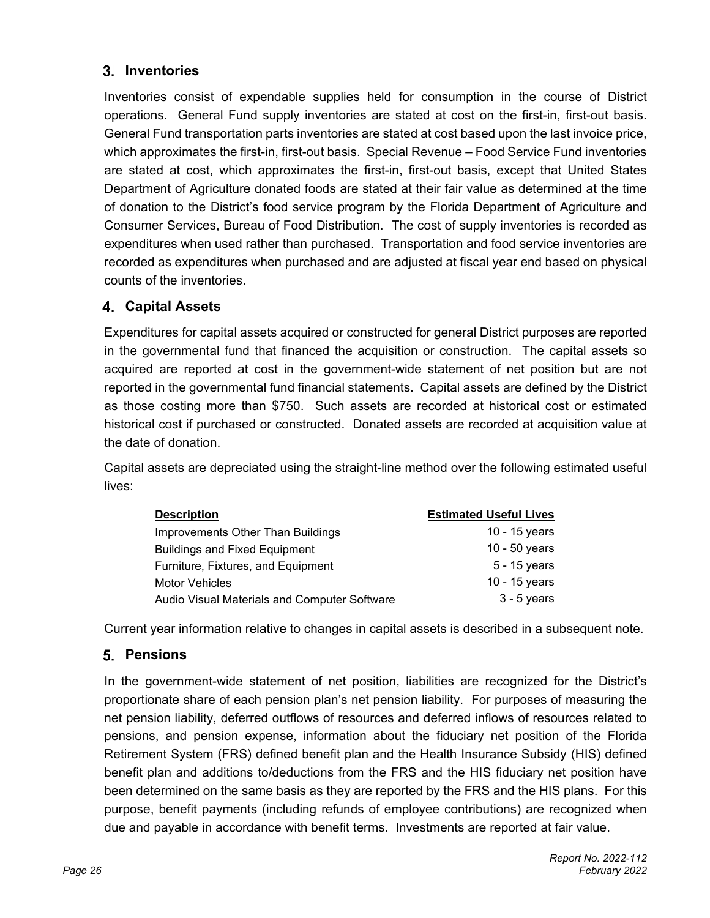### 3. Inventories

Inventories consist of expendable supplies held for consumption in the course of District operations. General Fund supply inventories are stated at cost on the first-in, first-out basis. General Fund transportation parts inventories are stated at cost based upon the last invoice price, which approximates the first-in, first-out basis. Special Revenue – Food Service Fund inventories are stated at cost, which approximates the first-in, first-out basis, except that United States Department of Agriculture donated foods are stated at their fair value as determined at the time of donation to the District's food service program by the Florida Department of Agriculture and Consumer Services, Bureau of Food Distribution. The cost of supply inventories is recorded as expenditures when used rather than purchased. Transportation and food service inventories are recorded as expenditures when purchased and are adjusted at fiscal year end based on physical counts of the inventories.

### 4. Capital Assets

Expenditures for capital assets acquired or constructed for general District purposes are reported in the governmental fund that financed the acquisition or construction. The capital assets so acquired are reported at cost in the government-wide statement of net position but are not reported in the governmental fund financial statements. Capital assets are defined by the District as those costing more than $750. Such assets are recorded at historical cost or estimated historical cost if purchased or constructed. Donated assets are recorded at acquisition value at the date of donation.

Capital assets are depreciated using the straight-line method over the following estimated useful lives:

| Description | Estimated Useful Lives |
|---|---|
| Improvements Other Than Buildings | 10 - 15 years |
| Buildings and Fixed Equipment | 10 - 50 years |
| Furniture, Fixtures, and Equipment | 5 - 15 years |
| Motor Vehicles | 10 - 15 years |
| Audio Visual Materials and Computer Software | 3 - 5 years |

Current year information relative to changes in capital assets is described in a subsequent note.

### 5. Pensions

In the government-wide statement of net position, liabilities are recognized for the District's proportionate share of each pension plan's net pension liability. For purposes of measuring the net pension liability, deferred outflows of resources and deferred inflows of resources related to pensions, and pension expense, information about the fiduciary net position of the Florida Retirement System (FRS) defined benefit plan and the Health Insurance Subsidy (HIS) defined benefit plan and additions to/deductions from the FRS and the HIS fiduciary net position have been determined on the same basis as they are reported by the FRS and the HIS plans. For this purpose, benefit payments (including refunds of employee contributions) are recognized when due and payable in accordance with benefit terms. Investments are reported at fair value.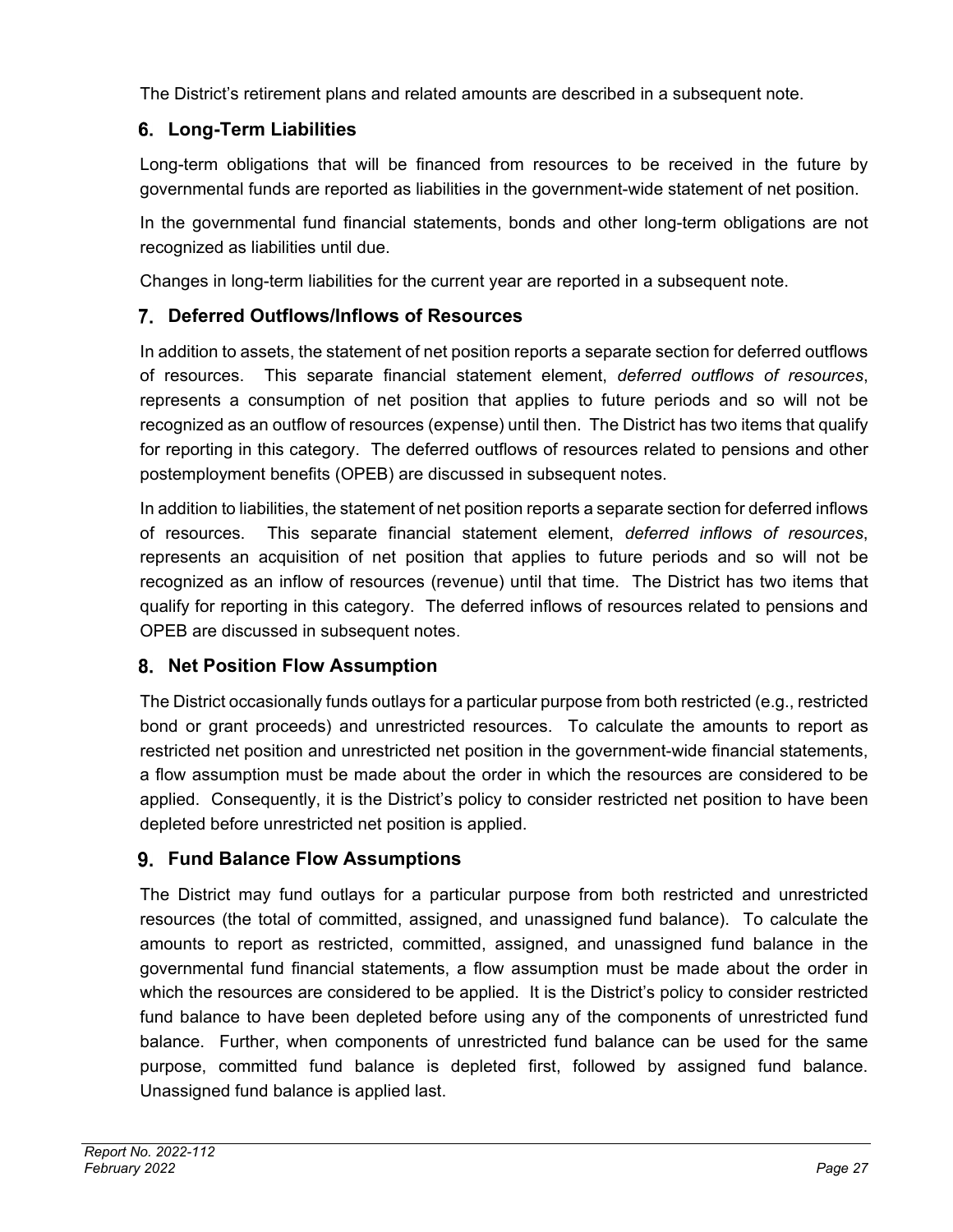The District's retirement plans and related amounts are described in a subsequent note.

### 6. Long-Term Liabilities

Long-term obligations that will be financed from resources to be received in the future by governmental funds are reported as liabilities in the government-wide statement of net position.

In the governmental fund financial statements, bonds and other long-term obligations are not recognized as liabilities until due.

Changes in long-term liabilities for the current year are reported in a subsequent note.

### 7. Deferred Outflows/Inflows of Resources

In addition to assets, the statement of net position reports a separate section for deferred outflows of resources. This separate financial statement element, *deferred outflows of resources*, represents a consumption of net position that applies to future periods and so will not be recognized as an outflow of resources (expense) until then. The District has two items that qualify for reporting in this category. The deferred outflows of resources related to pensions and other postemployment benefits (OPEB) are discussed in subsequent notes.

In addition to liabilities, the statement of net position reports a separate section for deferred inflows of resources. This separate financial statement element, *deferred inflows of resources*, represents an acquisition of net position that applies to future periods and so will not be recognized as an inflow of resources (revenue) until that time. The District has two items that qualify for reporting in this category. The deferred inflows of resources related to pensions and OPEB are discussed in subsequent notes.

### 8. Net Position Flow Assumption

The District occasionally funds outlays for a particular purpose from both restricted (e.g., restricted bond or grant proceeds) and unrestricted resources. To calculate the amounts to report as restricted net position and unrestricted net position in the government-wide financial statements, a flow assumption must be made about the order in which the resources are considered to be applied. Consequently, it is the District's policy to consider restricted net position to have been depleted before unrestricted net position is applied.

### 9. Fund Balance Flow Assumptions

The District may fund outlays for a particular purpose from both restricted and unrestricted resources (the total of committed, assigned, and unassigned fund balance). To calculate the amounts to report as restricted, committed, assigned, and unassigned fund balance in the governmental fund financial statements, a flow assumption must be made about the order in which the resources are considered to be applied. It is the District's policy to consider restricted fund balance to have been depleted before using any of the components of unrestricted fund balance. Further, when components of unrestricted fund balance can be used for the same purpose, committed fund balance is depleted first, followed by assigned fund balance. Unassigned fund balance is applied last.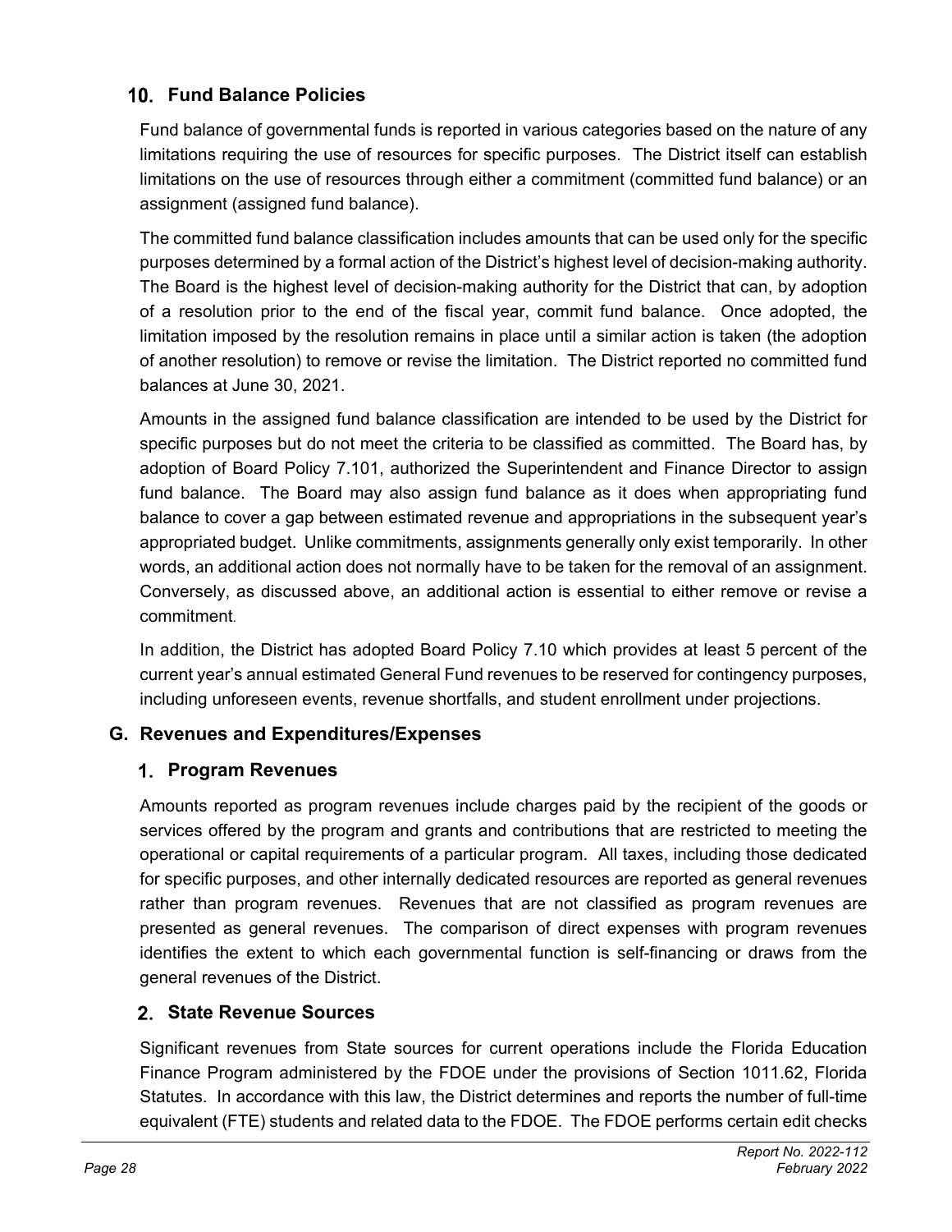### 10. Fund Balance Policies

Fund balance of governmental funds is reported in various categories based on the nature of any limitations requiring the use of resources for specific purposes. The District itself can establish limitations on the use of resources through either a commitment (committed fund balance) or an assignment (assigned fund balance).

The committed fund balance classification includes amounts that can be used only for the specific purposes determined by a formal action of the District's highest level of decision-making authority. The Board is the highest level of decision-making authority for the District that can, by adoption of a resolution prior to the end of the fiscal year, commit fund balance. Once adopted, the limitation imposed by the resolution remains in place until a similar action is taken (the adoption of another resolution) to remove or revise the limitation. The District reported no committed fund balances at June 30, 2021.

Amounts in the assigned fund balance classification are intended to be used by the District for specific purposes but do not meet the criteria to be classified as committed. The Board has, by adoption of Board Policy 7.101, authorized the Superintendent and Finance Director to assign fund balance. The Board may also assign fund balance as it does when appropriating fund balance to cover a gap between estimated revenue and appropriations in the subsequent year's appropriated budget. Unlike commitments, assignments generally only exist temporarily. In other words, an additional action does not normally have to be taken for the removal of an assignment. Conversely, as discussed above, an additional action is essential to either remove or revise a commitment.

In addition, the District has adopted Board Policy 7.10 which provides at least 5 percent of the current year's annual estimated General Fund revenues to be reserved for contingency purposes, including unforeseen events, revenue shortfalls, and student enrollment under projections.

## G. Revenues and Expenditures/Expenses

### 1. Program Revenues

Amounts reported as program revenues include charges paid by the recipient of the goods or services offered by the program and grants and contributions that are restricted to meeting the operational or capital requirements of a particular program. All taxes, including those dedicated for specific purposes, and other internally dedicated resources are reported as general revenues rather than program revenues. Revenues that are not classified as program revenues are presented as general revenues. The comparison of direct expenses with program revenues identifies the extent to which each governmental function is self-financing or draws from the general revenues of the District.

### 2. State Revenue Sources

Significant revenues from State sources for current operations include the Florida Education Finance Program administered by the FDOE under the provisions of Section 1011.62, Florida Statutes. In accordance with this law, the District determines and reports the number of full-time equivalent (FTE) students and related data to the FDOE. The FDOE performs certain edit checks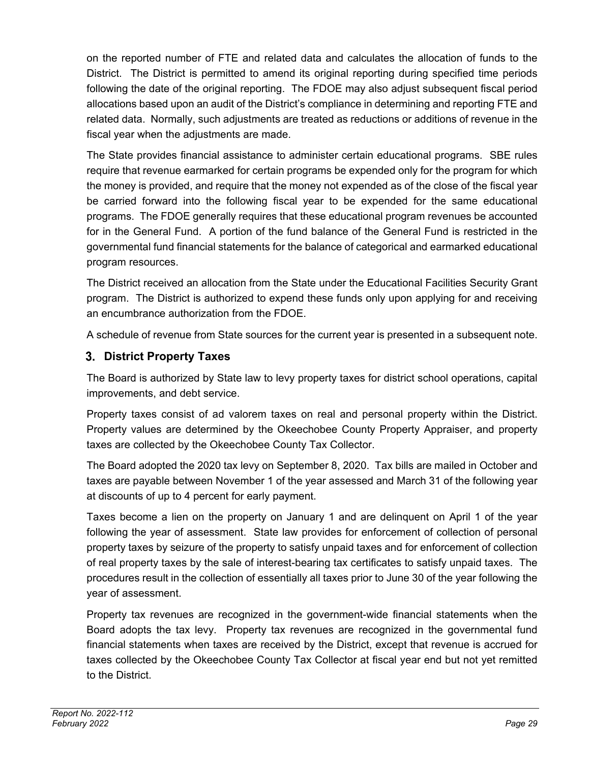on the reported number of FTE and related data and calculates the allocation of funds to the District. The District is permitted to amend its original reporting during specified time periods following the date of the original reporting. The FDOE may also adjust subsequent fiscal period allocations based upon an audit of the District's compliance in determining and reporting FTE and related data. Normally, such adjustments are treated as reductions or additions of revenue in the fiscal year when the adjustments are made.

The State provides financial assistance to administer certain educational programs. SBE rules require that revenue earmarked for certain programs be expended only for the program for which the money is provided, and require that the money not expended as of the close of the fiscal year be carried forward into the following fiscal year to be expended for the same educational programs. The FDOE generally requires that these educational program revenues be accounted for in the General Fund. A portion of the fund balance of the General Fund is restricted in the governmental fund financial statements for the balance of categorical and earmarked educational program resources.

The District received an allocation from the State under the Educational Facilities Security Grant program. The District is authorized to expend these funds only upon applying for and receiving an encumbrance authorization from the FDOE.

A schedule of revenue from State sources for the current year is presented in a subsequent note.

### 3. District Property Taxes

The Board is authorized by State law to levy property taxes for district school operations, capital improvements, and debt service.

Property taxes consist of ad valorem taxes on real and personal property within the District. Property values are determined by the Okeechobee County Property Appraiser, and property taxes are collected by the Okeechobee County Tax Collector.

The Board adopted the 2020 tax levy on September 8, 2020. Tax bills are mailed in October and taxes are payable between November 1 of the year assessed and March 31 of the following year at discounts of up to 4 percent for early payment.

Taxes become a lien on the property on January 1 and are delinquent on April 1 of the year following the year of assessment. State law provides for enforcement of collection of personal property taxes by seizure of the property to satisfy unpaid taxes and for enforcement of collection of real property taxes by the sale of interest-bearing tax certificates to satisfy unpaid taxes. The procedures result in the collection of essentially all taxes prior to June 30 of the year following the year of assessment.

Property tax revenues are recognized in the government-wide financial statements when the Board adopts the tax levy. Property tax revenues are recognized in the governmental fund financial statements when taxes are received by the District, except that revenue is accrued for taxes collected by the Okeechobee County Tax Collector at fiscal year end but not yet remitted to the District.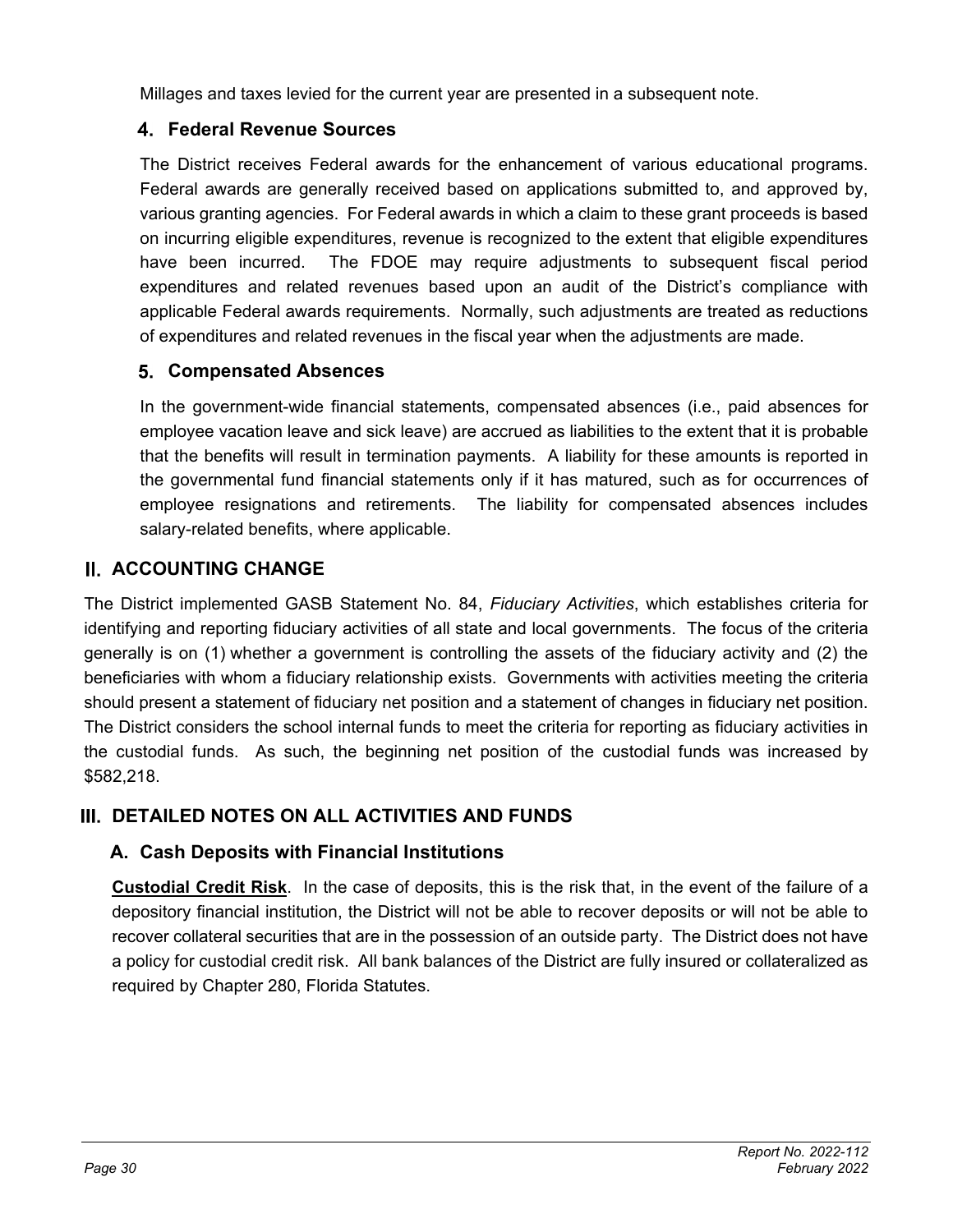Millages and taxes levied for the current year are presented in a subsequent note.

### 4. Federal Revenue Sources

The District receives Federal awards for the enhancement of various educational programs. Federal awards are generally received based on applications submitted to, and approved by, various granting agencies. For Federal awards in which a claim to these grant proceeds is based on incurring eligible expenditures, revenue is recognized to the extent that eligible expenditures have been incurred. The FDOE may require adjustments to subsequent fiscal period expenditures and related revenues based upon an audit of the District's compliance with applicable Federal awards requirements. Normally, such adjustments are treated as reductions of expenditures and related revenues in the fiscal year when the adjustments are made.

### 5. Compensated Absences

In the government-wide financial statements, compensated absences (i.e., paid absences for employee vacation leave and sick leave) are accrued as liabilities to the extent that it is probable that the benefits will result in termination payments. A liability for these amounts is reported in the governmental fund financial statements only if it has matured, such as for occurrences of employee resignations and retirements. The liability for compensated absences includes salary-related benefits, where applicable.

## II. ACCOUNTING CHANGE

The District implemented GASB Statement No. 84, *Fiduciary Activities*, which establishes criteria for identifying and reporting fiduciary activities of all state and local governments. The focus of the criteria generally is on (1) whether a government is controlling the assets of the fiduciary activity and (2) the beneficiaries with whom a fiduciary relationship exists. Governments with activities meeting the criteria should present a statement of fiduciary net position and a statement of changes in fiduciary net position. The District considers the school internal funds to meet the criteria for reporting as fiduciary activities in the custodial funds. As such, the beginning net position of the custodial funds was increased by $582,218.

## III. DETAILED NOTES ON ALL ACTIVITIES AND FUNDS

### A. Cash Deposits with Financial Institutions

**Custodial Credit Risk**. In the case of deposits, this is the risk that, in the event of the failure of a depository financial institution, the District will not be able to recover deposits or will not be able to recover collateral securities that are in the possession of an outside party. The District does not have a policy for custodial credit risk. All bank balances of the District are fully insured or collateralized as required by Chapter 280, Florida Statutes.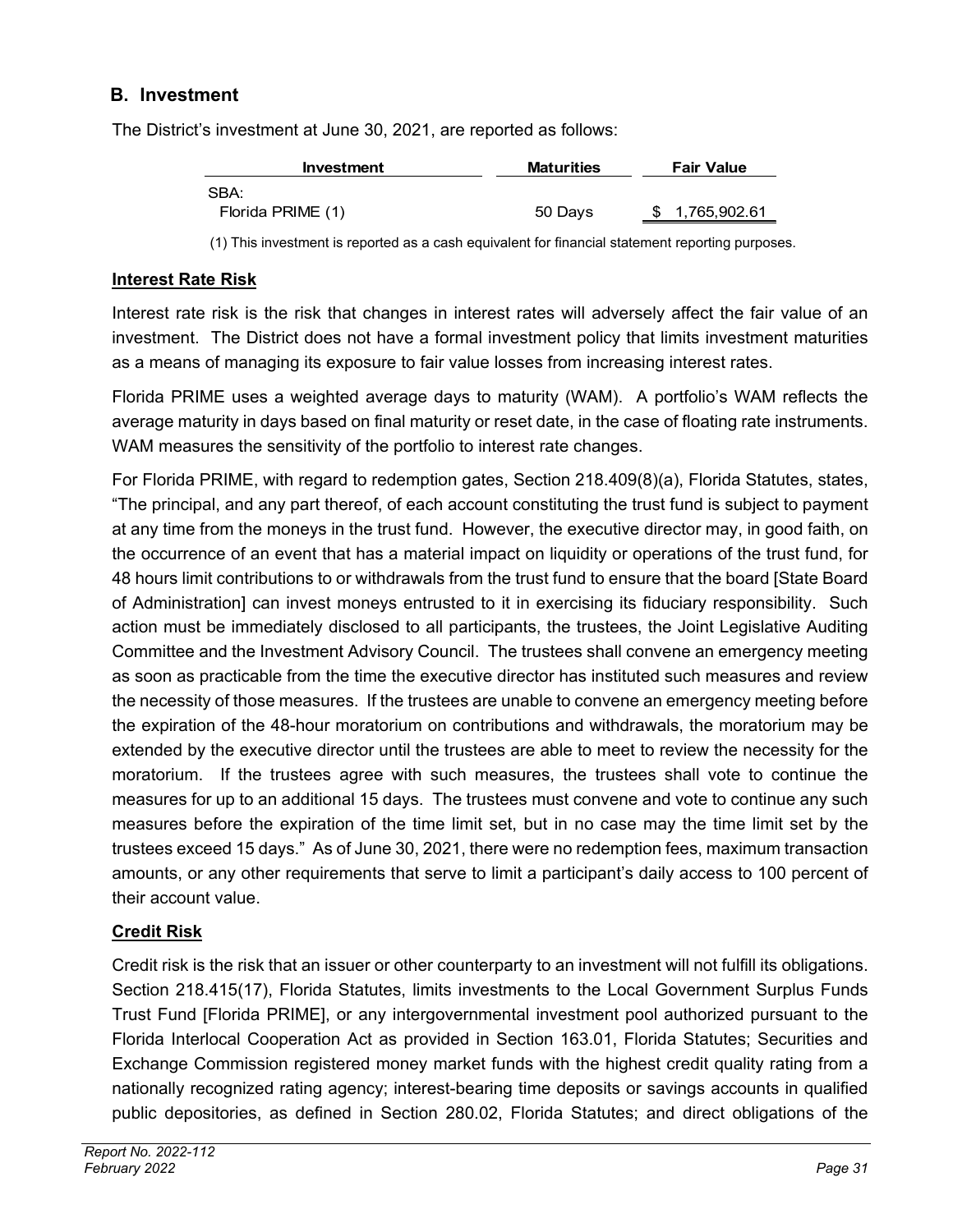## B. Investment

The District's investment at June 30, 2021, are reported as follows:

| Investment | Maturities | Fair Value |
|---|---|---|
| SBA: | | |
| Florida PRIME (1) | 50 Days | $ 1,765,902.61 |

(1) This investment is reported as a cash equivalent for financial statement reporting purposes.

### Interest Rate Risk

Interest rate risk is the risk that changes in interest rates will adversely affect the fair value of an investment. The District does not have a formal investment policy that limits investment maturities as a means of managing its exposure to fair value losses from increasing interest rates.

Florida PRIME uses a weighted average days to maturity (WAM). A portfolio's WAM reflects the average maturity in days based on final maturity or reset date, in the case of floating rate instruments. WAM measures the sensitivity of the portfolio to interest rate changes.

For Florida PRIME, with regard to redemption gates, Section 218.409(8)(a), Florida Statutes, states, "The principal, and any part thereof, of each account constituting the trust fund is subject to payment at any time from the moneys in the trust fund. However, the executive director may, in good faith, on the occurrence of an event that has a material impact on liquidity or operations of the trust fund, for 48 hours limit contributions to or withdrawals from the trust fund to ensure that the board [State Board of Administration] can invest moneys entrusted to it in exercising its fiduciary responsibility. Such action must be immediately disclosed to all participants, the trustees, the Joint Legislative Auditing Committee and the Investment Advisory Council. The trustees shall convene an emergency meeting as soon as practicable from the time the executive director has instituted such measures and review the necessity of those measures. If the trustees are unable to convene an emergency meeting before the expiration of the 48-hour moratorium on contributions and withdrawals, the moratorium may be extended by the executive director until the trustees are able to meet to review the necessity for the moratorium. If the trustees agree with such measures, the trustees shall vote to continue the measures for up to an additional 15 days. The trustees must convene and vote to continue any such measures before the expiration of the time limit set, but in no case may the time limit set by the trustees exceed 15 days." As of June 30, 2021, there were no redemption fees, maximum transaction amounts, or any other requirements that serve to limit a participant's daily access to 100 percent of their account value.

### Credit Risk

Credit risk is the risk that an issuer or other counterparty to an investment will not fulfill its obligations. Section 218.415(17), Florida Statutes, limits investments to the Local Government Surplus Funds Trust Fund [Florida PRIME], or any intergovernmental investment pool authorized pursuant to the Florida Interlocal Cooperation Act as provided in Section 163.01, Florida Statutes; Securities and Exchange Commission registered money market funds with the highest credit quality rating from a nationally recognized rating agency; interest-bearing time deposits or savings accounts in qualified public depositories, as defined in Section 280.02, Florida Statutes; and direct obligations of the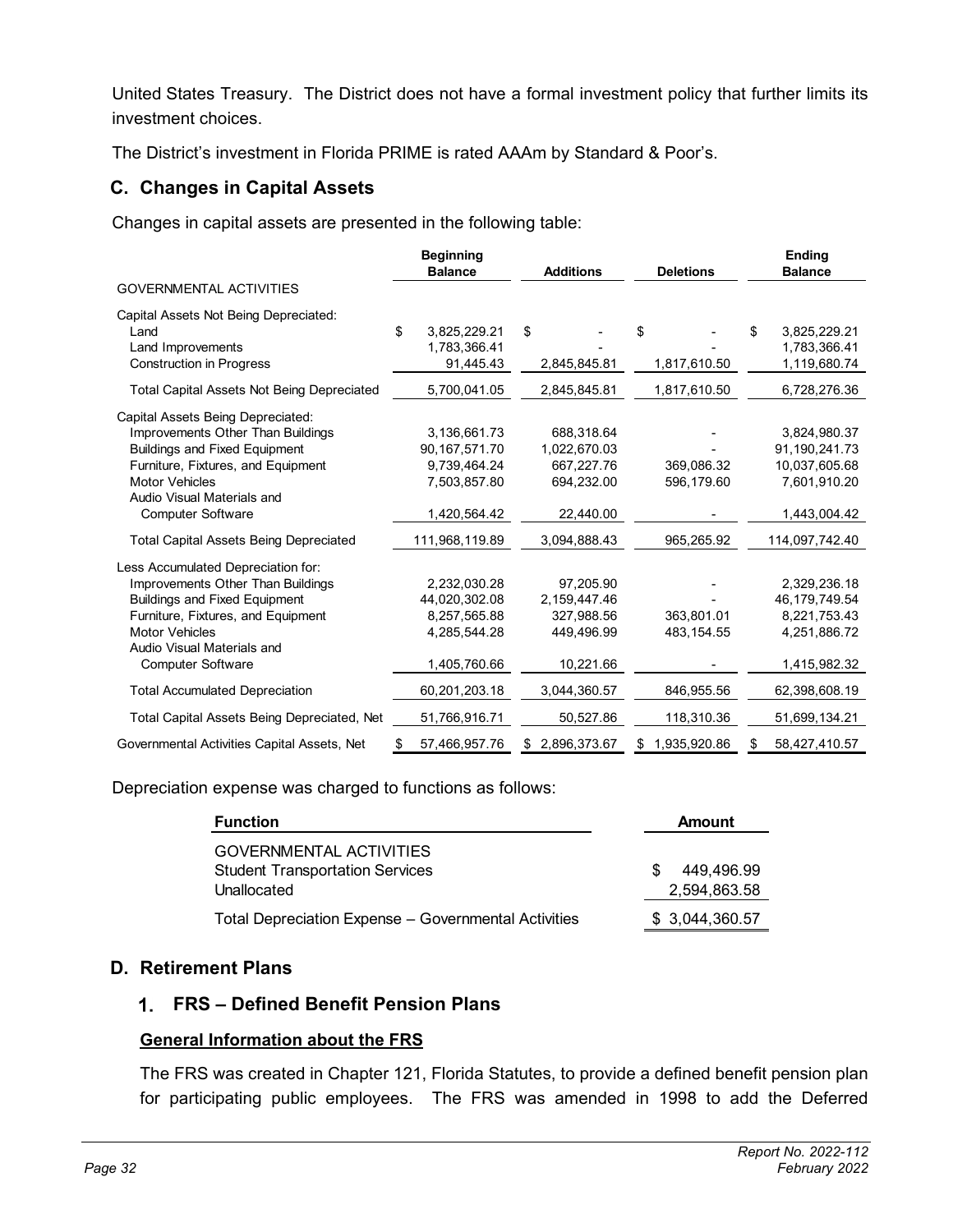United States Treasury. The District does not have a formal investment policy that further limits its investment choices.

The District's investment in Florida PRIME is rated AAAm by Standard & Poor's.

## C. Changes in Capital Assets

Changes in capital assets are presented in the following table:

| | Beginning Balance | Additions | Deletions | Ending Balance |
|---|---|---|---|---|
| GOVERNMENTAL ACTIVITIES | | | | |
| Capital Assets Not Being Depreciated: | | | | |
| Land | $ 3,825,229.21 | $ - | $ - | $ 3,825,229.21 |
| Land Improvements | 1,783,366.41 | - | - | 1,783,366.41 |
| Construction in Progress | 91,445.43 | 2,845,845.81 | 1,817,610.50 | 1,119,680.74 |
| Total Capital Assets Not Being Depreciated | 5,700,041.05 | 2,845,845.81 | 1,817,610.50 | 6,728,276.36 |
| Capital Assets Being Depreciated: | | | | |
| Improvements Other Than Buildings | 3,136,661.73 | 688,318.64 | - | 3,824,980.37 |
| Buildings and Fixed Equipment | 90,167,571.70 | 1,022,670.03 | - | 91,190,241.73 |
| Furniture, Fixtures, and Equipment | 9,739,464.24 | 667,227.76 | 369,086.32 | 10,037,605.68 |
| Motor Vehicles | 7,503,857.80 | 694,232.00 | 596,179.60 | 7,601,910.20 |
| Audio Visual Materials and Computer Software | 1,420,564.42 | 22,440.00 | - | 1,443,004.42 |
| Total Capital Assets Being Depreciated | 111,968,119.89 | 3,094,888.43 | 965,265.92 | 114,097,742.40 |
| Less Accumulated Depreciation for: | | | | |
| Improvements Other Than Buildings | 2,232,030.28 | 97,205.90 | - | 2,329,236.18 |
| Buildings and Fixed Equipment | 44,020,302.08 | 2,159,447.46 | - | 46,179,749.54 |
| Furniture, Fixtures, and Equipment | 8,257,565.88 | 327,988.56 | 363,801.01 | 8,221,753.43 |
| Motor Vehicles | 4,285,544.28 | 449,496.99 | 483,154.55 | 4,251,886.72 |
| Audio Visual Materials and Computer Software | 1,405,760.66 | 10,221.66 | - | 1,415,982.32 |
| Total Accumulated Depreciation | 60,201,203.18 | 3,044,360.57 | 846,955.56 | 62,398,608.19 |
| Total Capital Assets Being Depreciated, Net | 51,766,916.71 | 50,527.86 | 118,310.36 | 51,699,134.21 |
| Governmental Activities Capital Assets, Net | $ 57,466,957.76 | $ 2,896,373.67 | $ 1,935,920.86 | $ 58,427,410.57 |

Depreciation expense was charged to functions as follows:

| Function | Amount |
|---|---|
| GOVERNMENTAL ACTIVITIES | |
| Student Transportation Services | $ 449,496.99 |
| Unallocated | 2,594,863.58 |
| Total Depreciation Expense – Governmental Activities | $ 3,044,360.57 |

## D. Retirement Plans

### 1. FRS – Defined Benefit Pension Plans

#### General Information about the FRS

The FRS was created in Chapter 121, Florida Statutes, to provide a defined benefit pension plan for participating public employees. The FRS was amended in 1998 to add the Deferred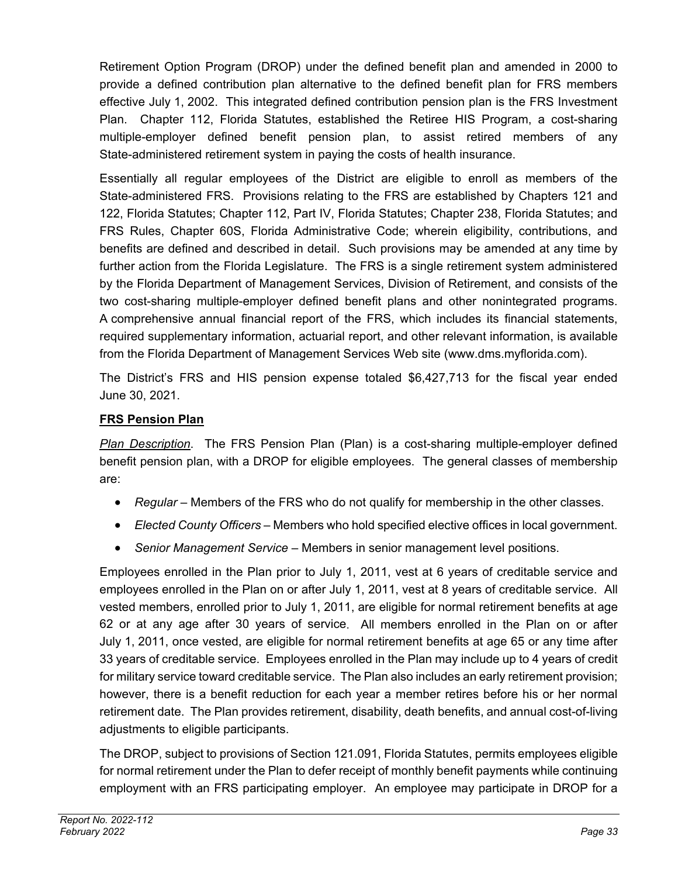Retirement Option Program (DROP) under the defined benefit plan and amended in 2000 to provide a defined contribution plan alternative to the defined benefit plan for FRS members effective July 1, 2002. This integrated defined contribution pension plan is the FRS Investment Plan. Chapter 112, Florida Statutes, established the Retiree HIS Program, a cost-sharing multiple-employer defined benefit pension plan, to assist retired members of any State-administered retirement system in paying the costs of health insurance.

Essentially all regular employees of the District are eligible to enroll as members of the State-administered FRS. Provisions relating to the FRS are established by Chapters 121 and 122, Florida Statutes; Chapter 112, Part IV, Florida Statutes; Chapter 238, Florida Statutes; and FRS Rules, Chapter 60S, Florida Administrative Code; wherein eligibility, contributions, and benefits are defined and described in detail. Such provisions may be amended at any time by further action from the Florida Legislature. The FRS is a single retirement system administered by the Florida Department of Management Services, Division of Retirement, and consists of the two cost-sharing multiple-employer defined benefit plans and other nonintegrated programs. A comprehensive annual financial report of the FRS, which includes its financial statements, required supplementary information, actuarial report, and other relevant information, is available from the Florida Department of Management Services Web site (www.dms.myflorida.com).

The District's FRS and HIS pension expense totaled $6,427,713 for the fiscal year ended June 30, 2021.

**FRS Pension Plan**

*Plan Description*. The FRS Pension Plan (Plan) is a cost-sharing multiple-employer defined benefit pension plan, with a DROP for eligible employees. The general classes of membership are:

- *Regular* – Members of the FRS who do not qualify for membership in the other classes.
- *Elected County Officers* – Members who hold specified elective offices in local government.
- *Senior Management Service* – Members in senior management level positions.

Employees enrolled in the Plan prior to July 1, 2011, vest at 6 years of creditable service and employees enrolled in the Plan on or after July 1, 2011, vest at 8 years of creditable service. All vested members, enrolled prior to July 1, 2011, are eligible for normal retirement benefits at age 62 or at any age after 30 years of service. All members enrolled in the Plan on or after July 1, 2011, once vested, are eligible for normal retirement benefits at age 65 or any time after 33 years of creditable service. Employees enrolled in the Plan may include up to 4 years of credit for military service toward creditable service. The Plan also includes an early retirement provision; however, there is a benefit reduction for each year a member retires before his or her normal retirement date. The Plan provides retirement, disability, death benefits, and annual cost-of-living adjustments to eligible participants.

The DROP, subject to provisions of Section 121.091, Florida Statutes, permits employees eligible for normal retirement under the Plan to defer receipt of monthly benefit payments while continuing employment with an FRS participating employer. An employee may participate in DROP for a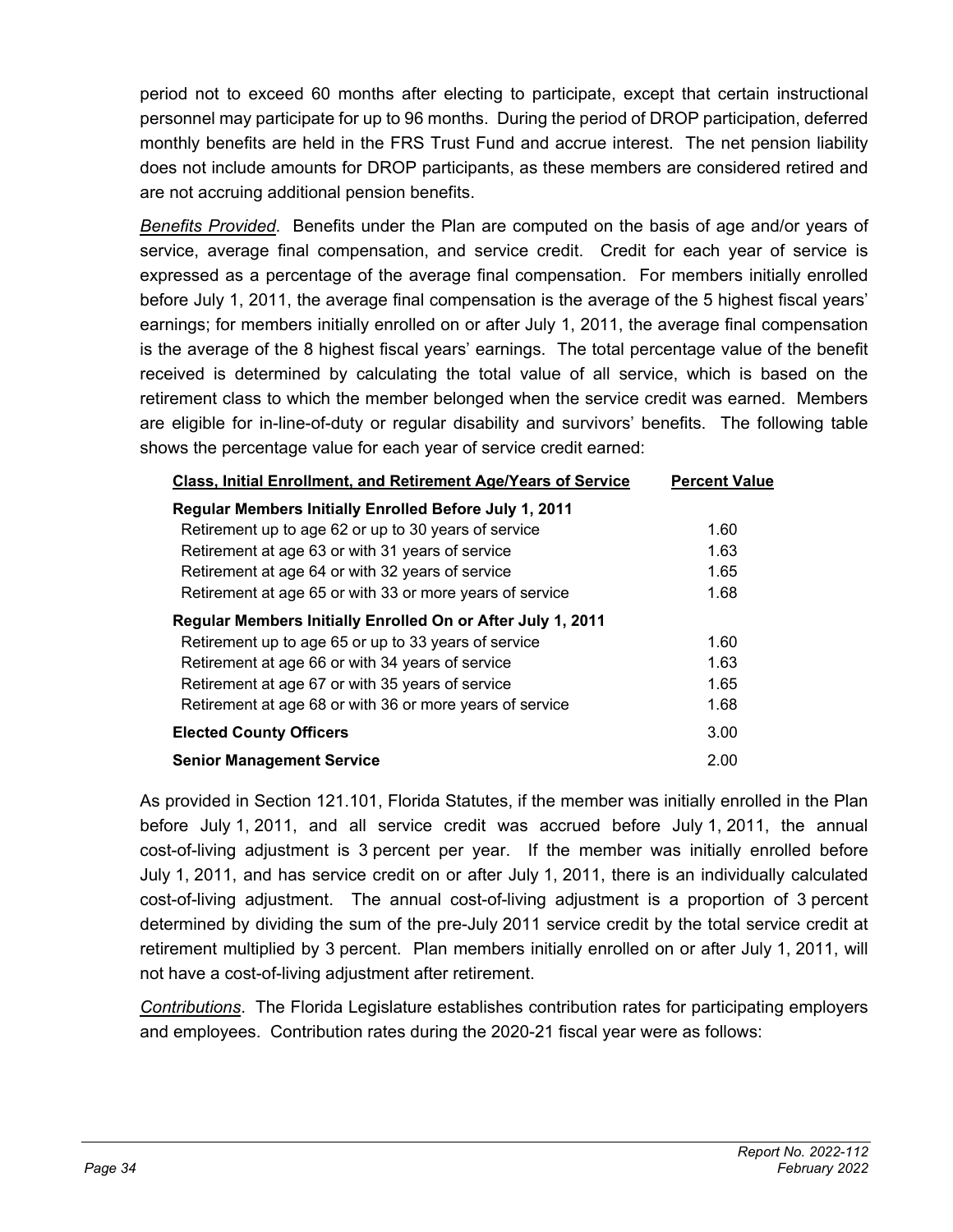period not to exceed 60 months after electing to participate, except that certain instructional personnel may participate for up to 96 months. During the period of DROP participation, deferred monthly benefits are held in the FRS Trust Fund and accrue interest. The net pension liability does not include amounts for DROP participants, as these members are considered retired and are not accruing additional pension benefits.

*Benefits Provided*. Benefits under the Plan are computed on the basis of age and/or years of service, average final compensation, and service credit. Credit for each year of service is expressed as a percentage of the average final compensation. For members initially enrolled before July 1, 2011, the average final compensation is the average of the 5 highest fiscal years' earnings; for members initially enrolled on or after July 1, 2011, the average final compensation is the average of the 8 highest fiscal years' earnings. The total percentage value of the benefit received is determined by calculating the total value of all service, which is based on the retirement class to which the member belonged when the service credit was earned. Members are eligible for in-line-of-duty or regular disability and survivors' benefits. The following table shows the percentage value for each year of service credit earned:

| Class, Initial Enrollment, and Retirement Age/Years of Service | Percent Value |
|---|---|
| **Regular Members Initially Enrolled Before July 1, 2011** | |
| Retirement up to age 62 or up to 30 years of service | 1.60 |
| Retirement at age 63 or with 31 years of service | 1.63 |
| Retirement at age 64 or with 32 years of service | 1.65 |
| Retirement at age 65 or with 33 or more years of service | 1.68 |
| **Regular Members Initially Enrolled On or After July 1, 2011** | |
| Retirement up to age 65 or up to 33 years of service | 1.60 |
| Retirement at age 66 or with 34 years of service | 1.63 |
| Retirement at age 67 or with 35 years of service | 1.65 |
| Retirement at age 68 or with 36 or more years of service | 1.68 |
| **Elected County Officers** | 3.00 |
| **Senior Management Service** | 2.00 |

As provided in Section 121.101, Florida Statutes, if the member was initially enrolled in the Plan before July 1, 2011, and all service credit was accrued before July 1, 2011, the annual cost-of-living adjustment is 3 percent per year. If the member was initially enrolled before July 1, 2011, and has service credit on or after July 1, 2011, there is an individually calculated cost-of-living adjustment. The annual cost-of-living adjustment is a proportion of 3 percent determined by dividing the sum of the pre-July 2011 service credit by the total service credit at retirement multiplied by 3 percent. Plan members initially enrolled on or after July 1, 2011, will not have a cost-of-living adjustment after retirement.

*Contributions*. The Florida Legislature establishes contribution rates for participating employers and employees. Contribution rates during the 2020-21 fiscal year were as follows: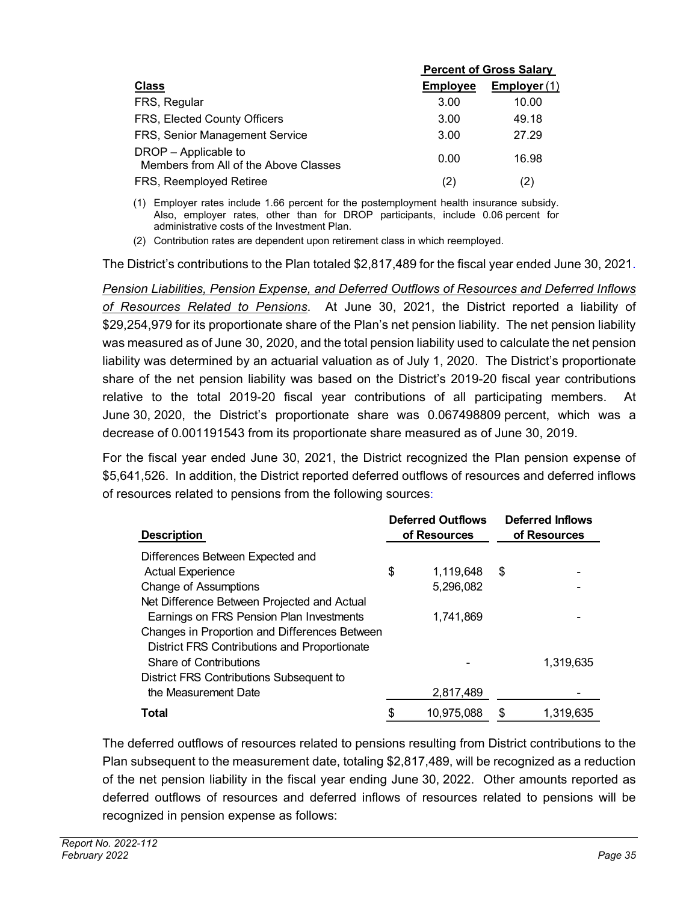| Class | Percent of Gross Salary | |
|---|---|---|
| | Employee | Employer (1) |
| FRS, Regular | 3.00 | 10.00 |
| FRS, Elected County Officers | 3.00 | 49.18 |
| FRS, Senior Management Service | 3.00 | 27.29 |
| DROP – Applicable to Members from All of the Above Classes | 0.00 | 16.98 |
| FRS, Reemployed Retiree | (2) | (2) |

(1) Employer rates include 1.66 percent for the postemployment health insurance subsidy. Also, employer rates, other than for DROP participants, include 0.06 percent for administrative costs of the Investment Plan.

(2) Contribution rates are dependent upon retirement class in which reemployed.

The District's contributions to the Plan totaled $2,817,489 for the fiscal year ended June 30, 2021.

*Pension Liabilities, Pension Expense, and Deferred Outflows of Resources and Deferred Inflows of Resources Related to Pensions*. At June 30, 2021, the District reported a liability of $29,254,979 for its proportionate share of the Plan's net pension liability. The net pension liability was measured as of June 30, 2020, and the total pension liability used to calculate the net pension liability was determined by an actuarial valuation as of July 1, 2020. The District's proportionate share of the net pension liability was based on the District's 2019-20 fiscal year contributions relative to the total 2019-20 fiscal year contributions of all participating members. At June 30, 2020, the District's proportionate share was 0.067498809 percent, which was a decrease of 0.001191543 from its proportionate share measured as of June 30, 2019.

For the fiscal year ended June 30, 2021, the District recognized the Plan pension expense of $5,641,526. In addition, the District reported deferred outflows of resources and deferred inflows of resources related to pensions from the following sources:

| Description | Deferred Outflows of Resources | Deferred Inflows of Resources |
|---|---|---|
| Differences Between Expected and Actual Experience | $ 1,119,648 | $ - |
| Change of Assumptions | 5,296,082 | - |
| Net Difference Between Projected and Actual Earnings on FRS Pension Plan Investments | 1,741,869 | - |
| Changes in Proportion and Differences Between District FRS Contributions and Proportionate Share of Contributions | - | 1,319,635 |
| District FRS Contributions Subsequent to the Measurement Date | 2,817,489 | - |
| **Total** | $ 10,975,088 | $ 1,319,635 |

The deferred outflows of resources related to pensions resulting from District contributions to the Plan subsequent to the measurement date, totaling $2,817,489, will be recognized as a reduction of the net pension liability in the fiscal year ending June 30, 2022. Other amounts reported as deferred outflows of resources and deferred inflows of resources related to pensions will be recognized in pension expense as follows: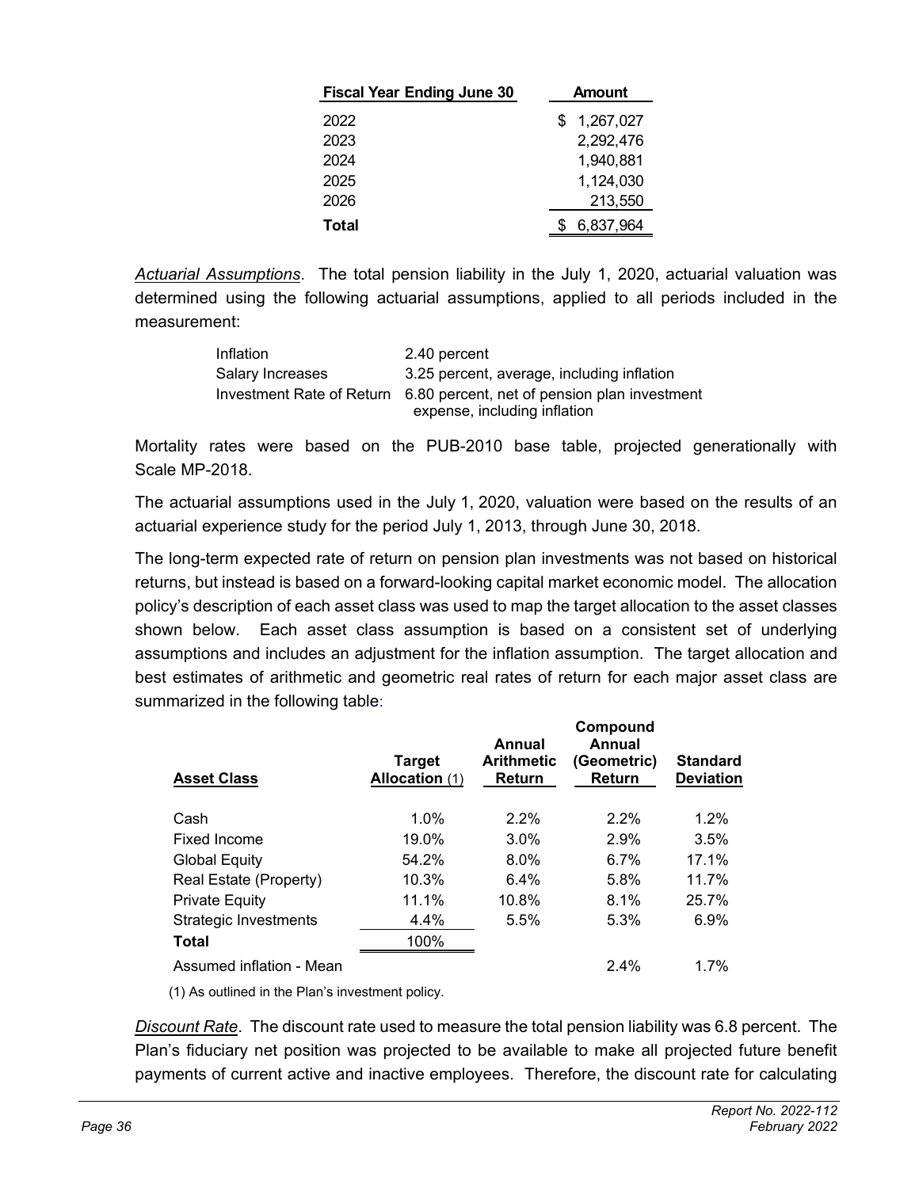| Fiscal Year Ending June 30 | Amount |
|---|---|
| 2022 | $ 1,267,027 |
| 2023 | 2,292,476 |
| 2024 | 1,940,881 |
| 2025 | 1,124,030 |
| 2026 | 213,550 |
| **Total** | $ 6,837,964 |

*Actuarial Assumptions*. The total pension liability in the July 1, 2020, actuarial valuation was determined using the following actuarial assumptions, applied to all periods included in the measurement:

| | |
|---|---|
| Inflation | 2.40 percent |
| Salary Increases | 3.25 percent, average, including inflation |
| Investment Rate of Return | 6.80 percent, net of pension plan investment expense, including inflation |

Mortality rates were based on the PUB-2010 base table, projected generationally with Scale MP-2018.

The actuarial assumptions used in the July 1, 2020, valuation were based on the results of an actuarial experience study for the period July 1, 2013, through June 30, 2018.

The long-term expected rate of return on pension plan investments was not based on historical returns, but instead is based on a forward-looking capital market economic model. The allocation policy's description of each asset class was used to map the target allocation to the asset classes shown below. Each asset class assumption is based on a consistent set of underlying assumptions and includes an adjustment for the inflation assumption. The target allocation and best estimates of arithmetic and geometric real rates of return for each major asset class are summarized in the following table:

| Asset Class | Target Allocation (1) | Annual Arithmetic Return | Compound Annual (Geometric) Return | Standard Deviation |
|---|---|---|---|---|
| Cash | 1.0% | 2.2% | 2.2% | 1.2% |
| Fixed Income | 19.0% | 3.0% | 2.9% | 3.5% |
| Global Equity | 54.2% | 8.0% | 6.7% | 17.1% |
| Real Estate (Property) | 10.3% | 6.4% | 5.8% | 11.7% |
| Private Equity | 11.1% | 10.8% | 8.1% | 25.7% |
| Strategic Investments | 4.4% | 5.5% | 5.3% | 6.9% |
| **Total** | 100% | | | |
| Assumed inflation - Mean | | | 2.4% | 1.7% |

(1) As outlined in the Plan's investment policy.

*Discount Rate*. The discount rate used to measure the total pension liability was 6.8 percent. The Plan's fiduciary net position was projected to be available to make all projected future benefit payments of current active and inactive employees. Therefore, the discount rate for calculating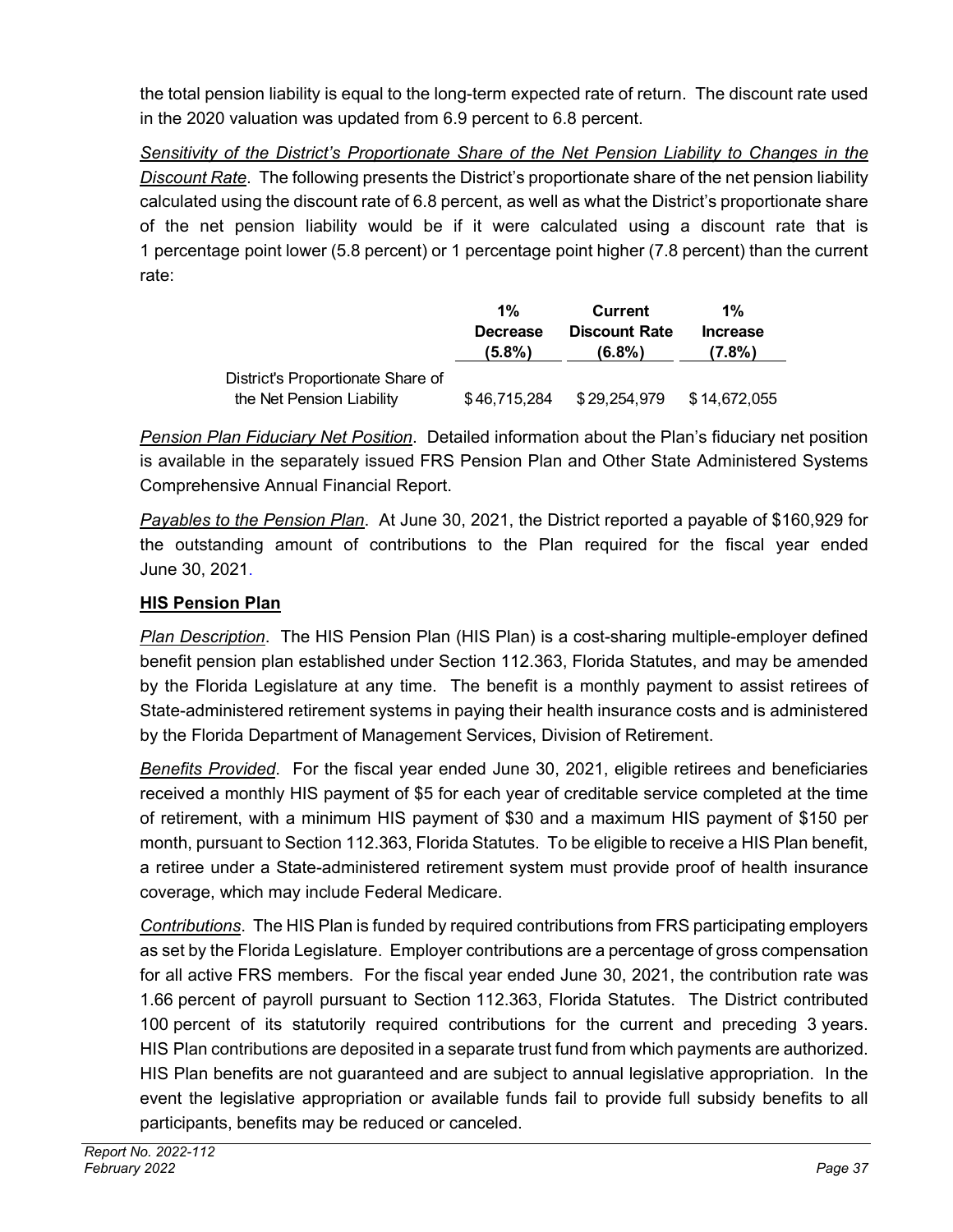the total pension liability is equal to the long-term expected rate of return. The discount rate used in the 2020 valuation was updated from 6.9 percent to 6.8 percent.

*Sensitivity of the District's Proportionate Share of the Net Pension Liability to Changes in the Discount Rate*. The following presents the District's proportionate share of the net pension liability calculated using the discount rate of 6.8 percent, as well as what the District's proportionate share of the net pension liability would be if it were calculated using a discount rate that is 1 percentage point lower (5.8 percent) or 1 percentage point higher (7.8 percent) than the current rate:

| | 1% Decrease (5.8%) | Current Discount Rate (6.8%) | 1% Increase (7.8%) |
|---|---|---|---|
| District's Proportionate Share of the Net Pension Liability | $ 46,715,284 | $ 29,254,979 | $ 14,672,055 |

*Pension Plan Fiduciary Net Position*. Detailed information about the Plan's fiduciary net position is available in the separately issued FRS Pension Plan and Other State Administered Systems Comprehensive Annual Financial Report.

*Payables to the Pension Plan*. At June 30, 2021, the District reported a payable of $160,929 for the outstanding amount of contributions to the Plan required for the fiscal year ended June 30, 2021.

**HIS Pension Plan**

*Plan Description*. The HIS Pension Plan (HIS Plan) is a cost-sharing multiple-employer defined benefit pension plan established under Section 112.363, Florida Statutes, and may be amended by the Florida Legislature at any time. The benefit is a monthly payment to assist retirees of State-administered retirement systems in paying their health insurance costs and is administered by the Florida Department of Management Services, Division of Retirement.

*Benefits Provided*. For the fiscal year ended June 30, 2021, eligible retirees and beneficiaries received a monthly HIS payment of $5 for each year of creditable service completed at the time of retirement, with a minimum HIS payment of $30 and a maximum HIS payment of $150 per month, pursuant to Section 112.363, Florida Statutes. To be eligible to receive a HIS Plan benefit, a retiree under a State-administered retirement system must provide proof of health insurance coverage, which may include Federal Medicare.

*Contributions*. The HIS Plan is funded by required contributions from FRS participating employers as set by the Florida Legislature. Employer contributions are a percentage of gross compensation for all active FRS members. For the fiscal year ended June 30, 2021, the contribution rate was 1.66 percent of payroll pursuant to Section 112.363, Florida Statutes. The District contributed 100 percent of its statutorily required contributions for the current and preceding 3 years. HIS Plan contributions are deposited in a separate trust fund from which payments are authorized. HIS Plan benefits are not guaranteed and are subject to annual legislative appropriation. In the event the legislative appropriation or available funds fail to provide full subsidy benefits to all participants, benefits may be reduced or canceled.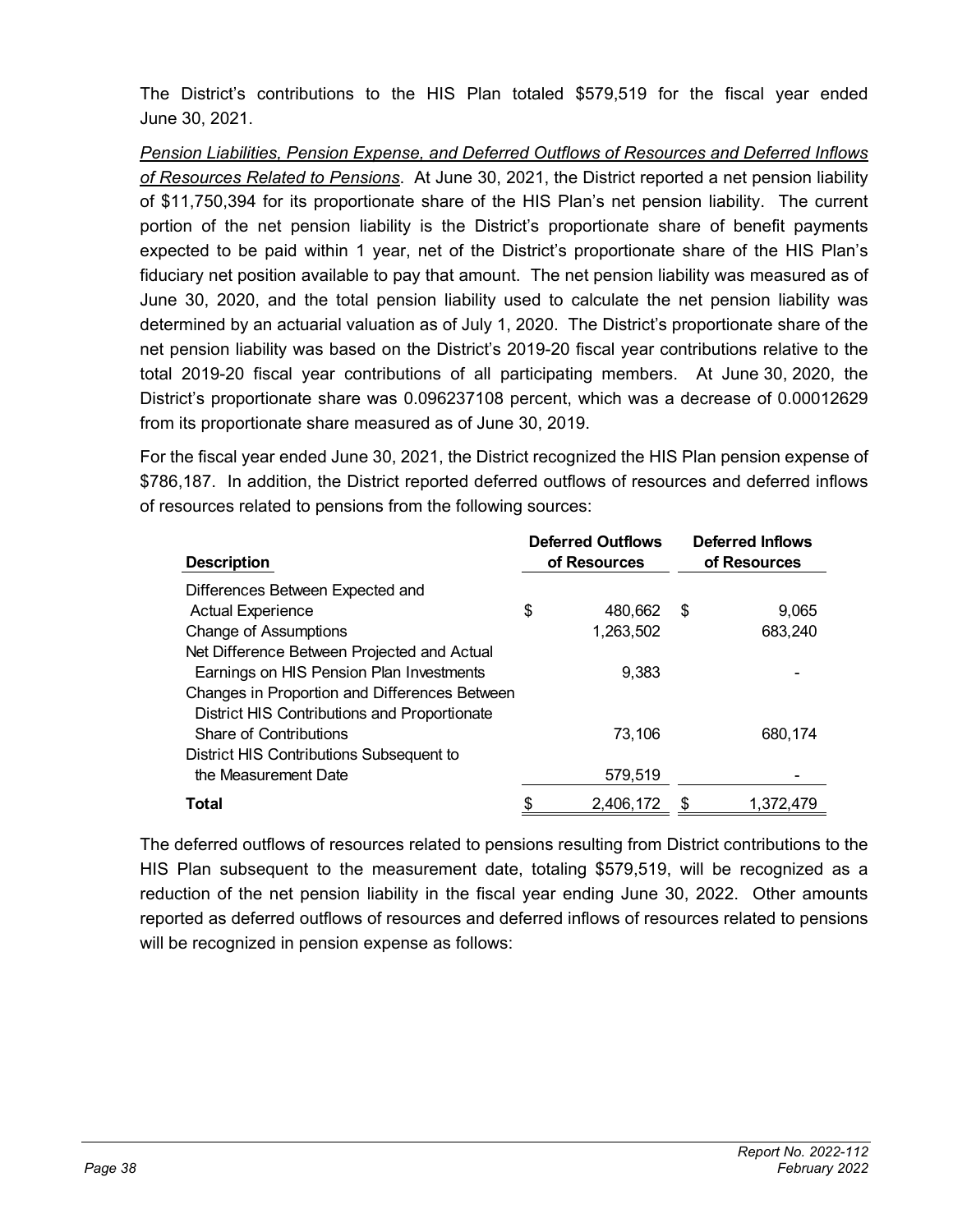The District's contributions to the HIS Plan totaled $579,519 for the fiscal year ended June 30, 2021.

*Pension Liabilities, Pension Expense, and Deferred Outflows of Resources and Deferred Inflows of Resources Related to Pensions*. At June 30, 2021, the District reported a net pension liability of $11,750,394 for its proportionate share of the HIS Plan's net pension liability. The current portion of the net pension liability is the District's proportionate share of benefit payments expected to be paid within 1 year, net of the District's proportionate share of the HIS Plan's fiduciary net position available to pay that amount. The net pension liability was measured as of June 30, 2020, and the total pension liability used to calculate the net pension liability was determined by an actuarial valuation as of July 1, 2020. The District's proportionate share of the net pension liability was based on the District's 2019-20 fiscal year contributions relative to the total 2019-20 fiscal year contributions of all participating members. At June 30, 2020, the District's proportionate share was 0.096237108 percent, which was a decrease of 0.00012629 from its proportionate share measured as of June 30, 2019.

For the fiscal year ended June 30, 2021, the District recognized the HIS Plan pension expense of $786,187. In addition, the District reported deferred outflows of resources and deferred inflows of resources related to pensions from the following sources:

| Description | Deferred Outflows of Resources | Deferred Inflows of Resources |
|---|---|---|
| Differences Between Expected and Actual Experience | $ 480,662 | $ 9,065 |
| Change of Assumptions | 1,263,502 | 683,240 |
| Net Difference Between Projected and Actual Earnings on HIS Pension Plan Investments | 9,383 | - |
| Changes in Proportion and Differences Between District HIS Contributions and Proportionate Share of Contributions | 73,106 | 680,174 |
| District HIS Contributions Subsequent to the Measurement Date | 579,519 | - |
| **Total** | $ 2,406,172 | $ 1,372,479 |

The deferred outflows of resources related to pensions resulting from District contributions to the HIS Plan subsequent to the measurement date, totaling $579,519, will be recognized as a reduction of the net pension liability in the fiscal year ending June 30, 2022. Other amounts reported as deferred outflows of resources and deferred inflows of resources related to pensions will be recognized in pension expense as follows: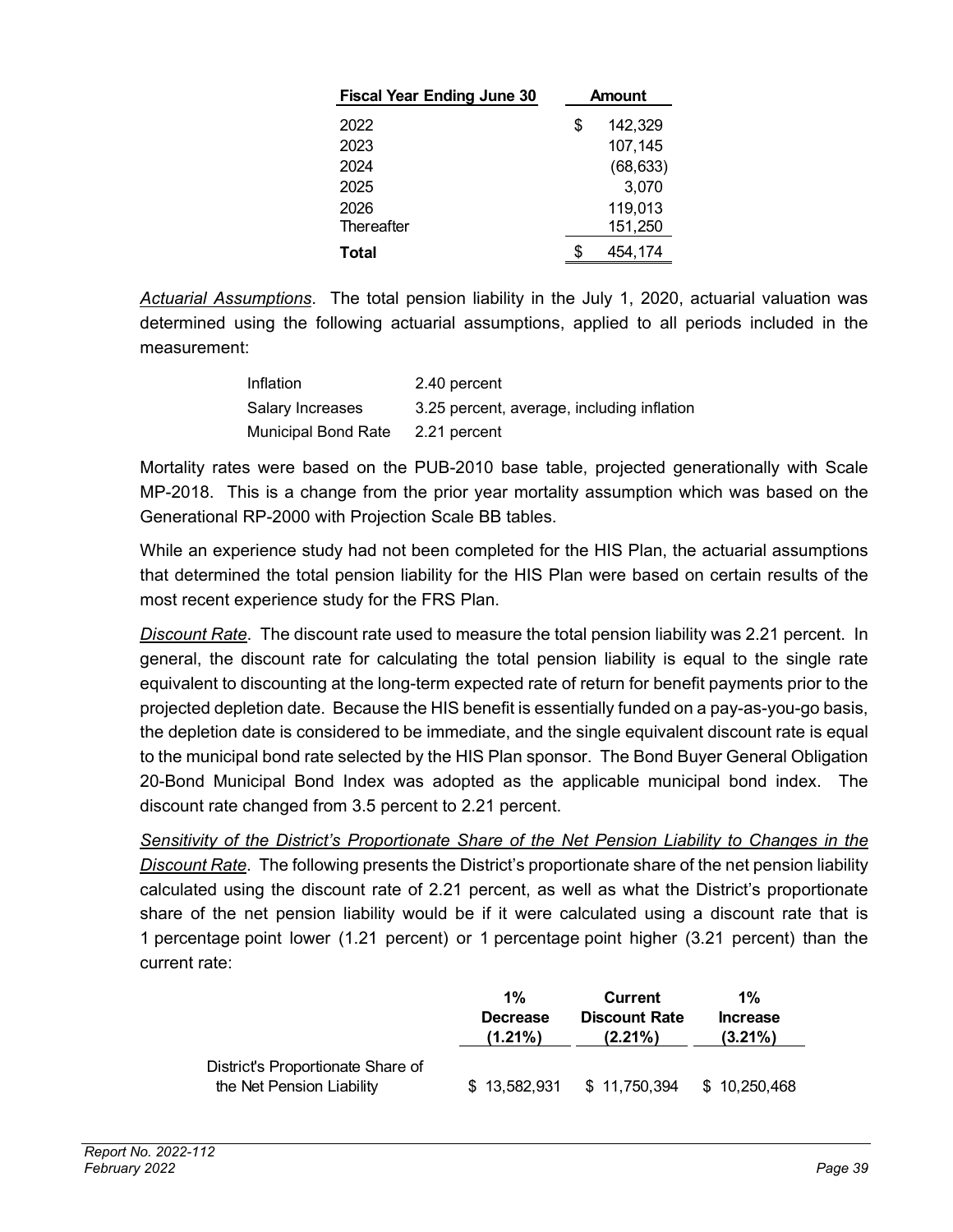| Fiscal Year Ending June 30 | Amount |
|---|---|
| 2022 | $ 142,329 |
| 2023 | 107,145 |
| 2024 | (68,633) |
| 2025 | 3,070 |
| 2026 | 119,013 |
| Thereafter | 151,250 |
| **Total** | $ 454,174 |

*Actuarial Assumptions*. The total pension liability in the July 1, 2020, actuarial valuation was determined using the following actuarial assumptions, applied to all periods included in the measurement:

| | |
|---|---|
| Inflation | 2.40 percent |
| Salary Increases | 3.25 percent, average, including inflation |
| Municipal Bond Rate | 2.21 percent |

Mortality rates were based on the PUB-2010 base table, projected generationally with Scale MP-2018. This is a change from the prior year mortality assumption which was based on the Generational RP-2000 with Projection Scale BB tables.

While an experience study had not been completed for the HIS Plan, the actuarial assumptions that determined the total pension liability for the HIS Plan were based on certain results of the most recent experience study for the FRS Plan.

*Discount Rate*. The discount rate used to measure the total pension liability was 2.21 percent. In general, the discount rate for calculating the total pension liability is equal to the single rate equivalent to discounting at the long-term expected rate of return for benefit payments prior to the projected depletion date. Because the HIS benefit is essentially funded on a pay-as-you-go basis, the depletion date is considered to be immediate, and the single equivalent discount rate is equal to the municipal bond rate selected by the HIS Plan sponsor. The Bond Buyer General Obligation 20-Bond Municipal Bond Index was adopted as the applicable municipal bond index. The discount rate changed from 3.5 percent to 2.21 percent.

*Sensitivity of the District's Proportionate Share of the Net Pension Liability to Changes in the Discount Rate*. The following presents the District's proportionate share of the net pension liability calculated using the discount rate of 2.21 percent, as well as what the District's proportionate share of the net pension liability would be if it were calculated using a discount rate that is 1 percentage point lower (1.21 percent) or 1 percentage point higher (3.21 percent) than the current rate:

| | 1% Decrease (1.21%) | Current Discount Rate (2.21%) | 1% Increase (3.21%) |
|---|---|---|---|
| District's Proportionate Share of the Net Pension Liability | $ 13,582,931 | $ 11,750,394 | $ 10,250,468 |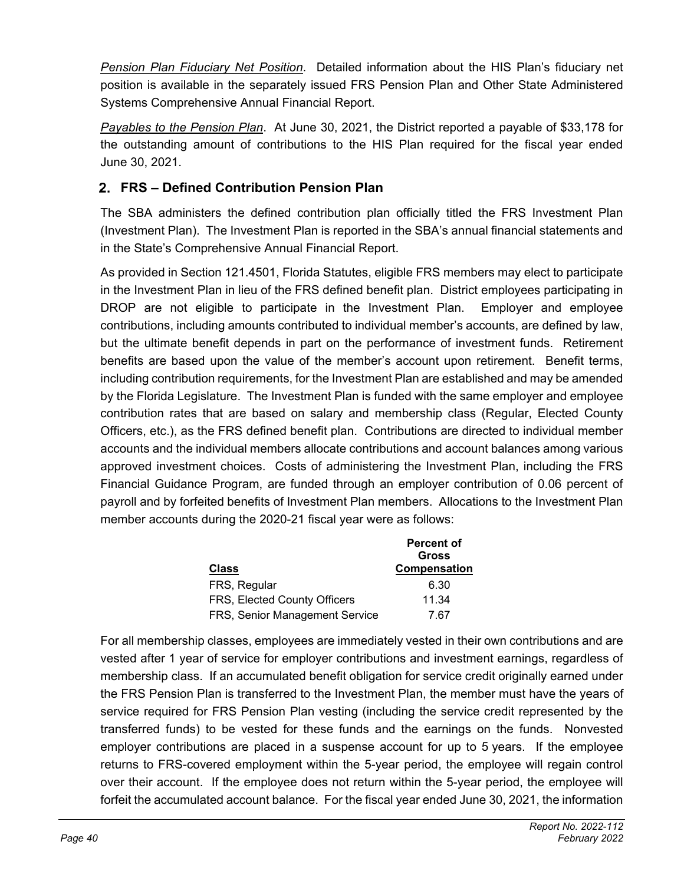*Pension Plan Fiduciary Net Position*. Detailed information about the HIS Plan's fiduciary net position is available in the separately issued FRS Pension Plan and Other State Administered Systems Comprehensive Annual Financial Report.

*Payables to the Pension Plan*. At June 30, 2021, the District reported a payable of $33,178 for the outstanding amount of contributions to the HIS Plan required for the fiscal year ended June 30, 2021.

## 2. FRS – Defined Contribution Pension Plan

The SBA administers the defined contribution plan officially titled the FRS Investment Plan (Investment Plan). The Investment Plan is reported in the SBA's annual financial statements and in the State's Comprehensive Annual Financial Report.

As provided in Section 121.4501, Florida Statutes, eligible FRS members may elect to participate in the Investment Plan in lieu of the FRS defined benefit plan. District employees participating in DROP are not eligible to participate in the Investment Plan. Employer and employee contributions, including amounts contributed to individual member's accounts, are defined by law, but the ultimate benefit depends in part on the performance of investment funds. Retirement benefits are based upon the value of the member's account upon retirement. Benefit terms, including contribution requirements, for the Investment Plan are established and may be amended by the Florida Legislature. The Investment Plan is funded with the same employer and employee contribution rates that are based on salary and membership class (Regular, Elected County Officers, etc.), as the FRS defined benefit plan. Contributions are directed to individual member accounts and the individual members allocate contributions and account balances among various approved investment choices. Costs of administering the Investment Plan, including the FRS Financial Guidance Program, are funded through an employer contribution of 0.06 percent of payroll and by forfeited benefits of Investment Plan members. Allocations to the Investment Plan member accounts during the 2020-21 fiscal year were as follows:

| Class | Percent of Gross Compensation |
|---|---|
| FRS, Regular | 6.30 |
| FRS, Elected County Officers | 11.34 |
| FRS, Senior Management Service | 7.67 |

For all membership classes, employees are immediately vested in their own contributions and are vested after 1 year of service for employer contributions and investment earnings, regardless of membership class. If an accumulated benefit obligation for service credit originally earned under the FRS Pension Plan is transferred to the Investment Plan, the member must have the years of service required for FRS Pension Plan vesting (including the service credit represented by the transferred funds) to be vested for these funds and the earnings on the funds. Nonvested employer contributions are placed in a suspense account for up to 5 years. If the employee returns to FRS-covered employment within the 5-year period, the employee will regain control over their account. If the employee does not return within the 5-year period, the employee will forfeit the accumulated account balance. For the fiscal year ended June 30, 2021, the information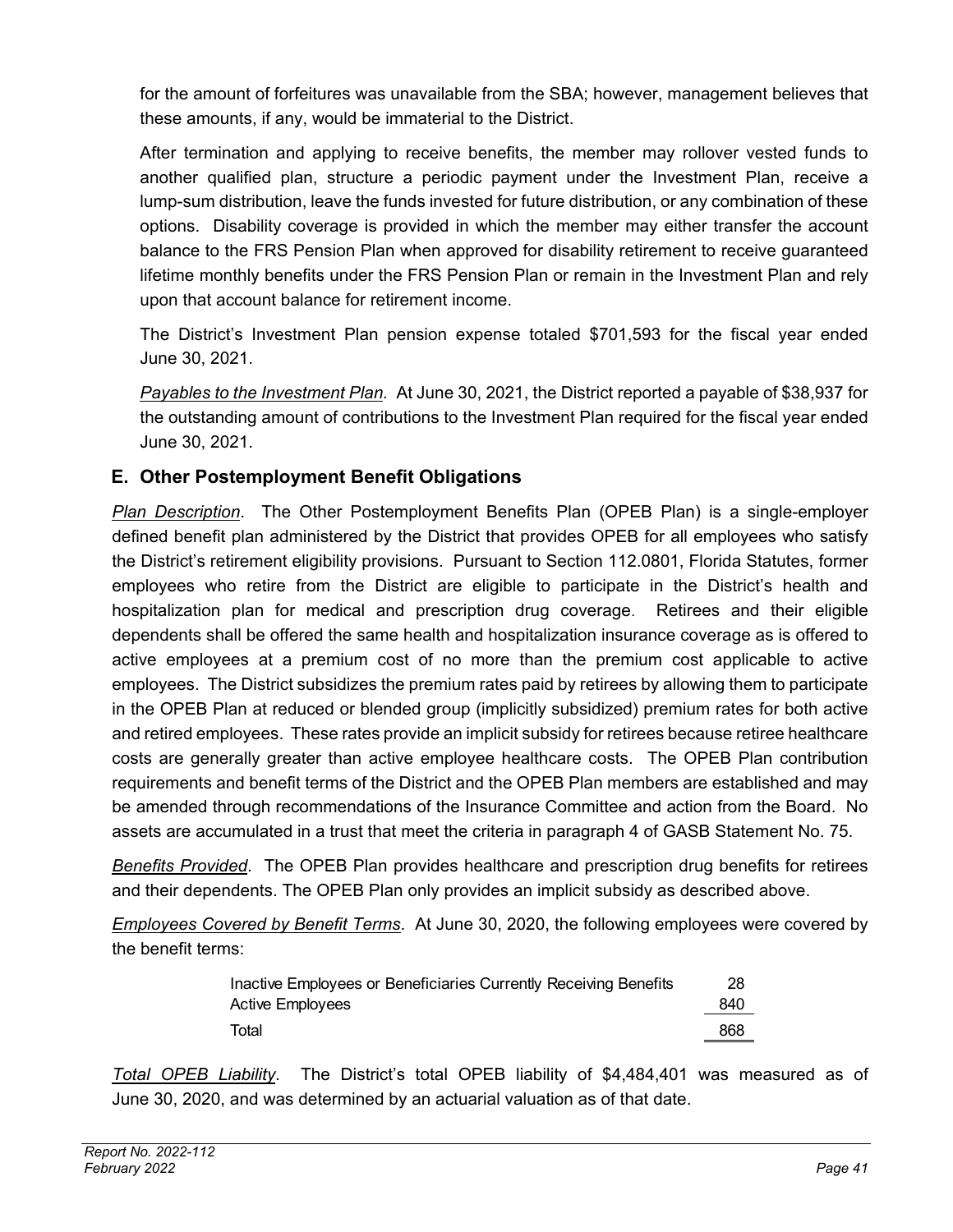for the amount of forfeitures was unavailable from the SBA; however, management believes that these amounts, if any, would be immaterial to the District.

After termination and applying to receive benefits, the member may rollover vested funds to another qualified plan, structure a periodic payment under the Investment Plan, receive a lump-sum distribution, leave the funds invested for future distribution, or any combination of these options. Disability coverage is provided in which the member may either transfer the account balance to the FRS Pension Plan when approved for disability retirement to receive guaranteed lifetime monthly benefits under the FRS Pension Plan or remain in the Investment Plan and rely upon that account balance for retirement income.

The District's Investment Plan pension expense totaled $701,593 for the fiscal year ended June 30, 2021.

*Payables to the Investment Plan*. At June 30, 2021, the District reported a payable of $38,937 for the outstanding amount of contributions to the Investment Plan required for the fiscal year ended June 30, 2021.

## E. Other Postemployment Benefit Obligations

*Plan Description*. The Other Postemployment Benefits Plan (OPEB Plan) is a single-employer defined benefit plan administered by the District that provides OPEB for all employees who satisfy the District's retirement eligibility provisions. Pursuant to Section 112.0801, Florida Statutes, former employees who retire from the District are eligible to participate in the District's health and hospitalization plan for medical and prescription drug coverage. Retirees and their eligible dependents shall be offered the same health and hospitalization insurance coverage as is offered to active employees at a premium cost of no more than the premium cost applicable to active employees. The District subsidizes the premium rates paid by retirees by allowing them to participate in the OPEB Plan at reduced or blended group (implicitly subsidized) premium rates for both active and retired employees. These rates provide an implicit subsidy for retirees because retiree healthcare costs are generally greater than active employee healthcare costs. The OPEB Plan contribution requirements and benefit terms of the District and the OPEB Plan members are established and may be amended through recommendations of the Insurance Committee and action from the Board. No assets are accumulated in a trust that meet the criteria in paragraph 4 of GASB Statement No. 75.

*Benefits Provided*. The OPEB Plan provides healthcare and prescription drug benefits for retirees and their dependents. The OPEB Plan only provides an implicit subsidy as described above.

*Employees Covered by Benefit Terms*. At June 30, 2020, the following employees were covered by the benefit terms:

| | |
|---|---|
| Inactive Employees or Beneficiaries Currently Receiving Benefits | 28 |
| Active Employees | 840 |
| Total | 868 |

*Total OPEB Liability*. The District's total OPEB liability of $4,484,401 was measured as of June 30, 2020, and was determined by an actuarial valuation as of that date.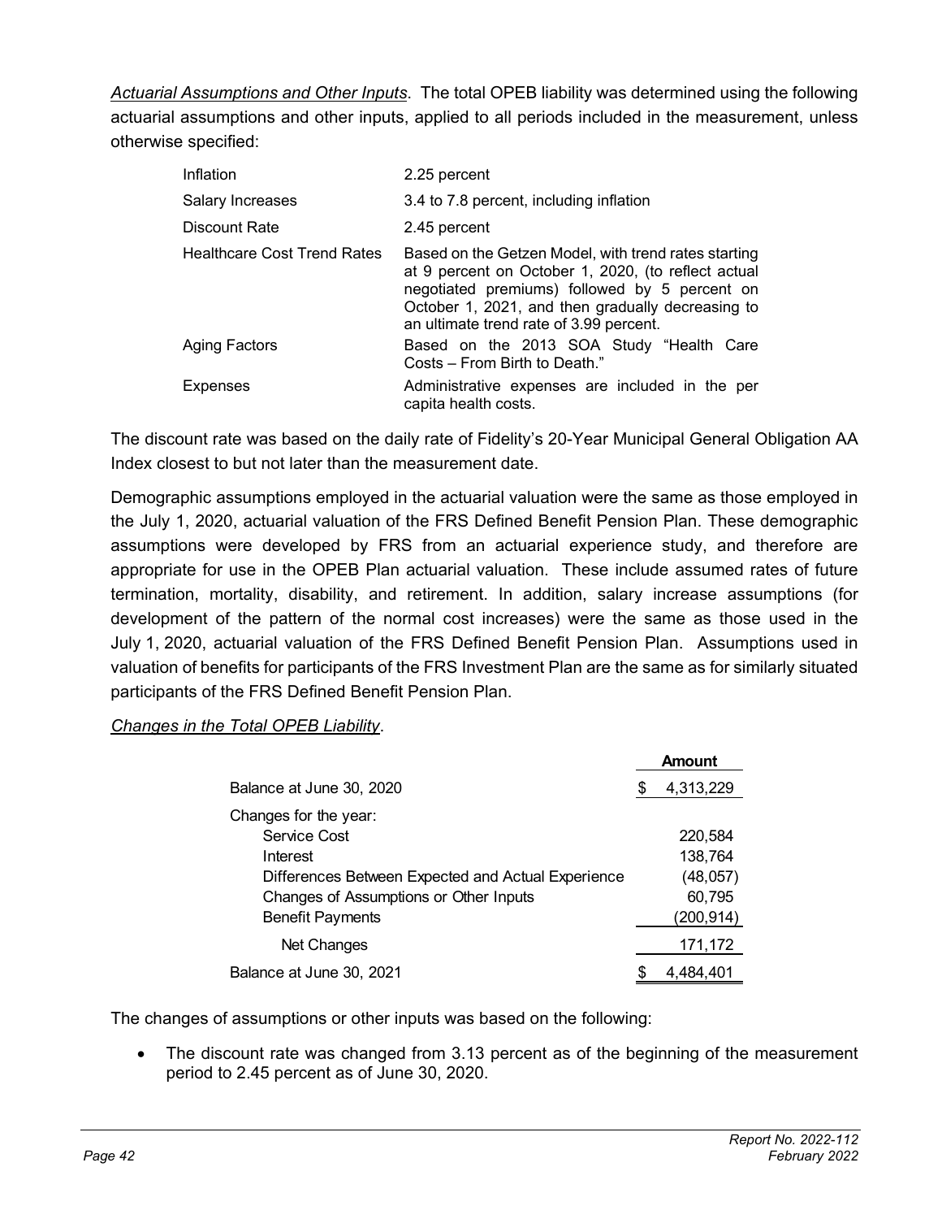*Actuarial Assumptions and Other Inputs*. The total OPEB liability was determined using the following actuarial assumptions and other inputs, applied to all periods included in the measurement, unless otherwise specified:

| | |
|---|---|
| Inflation | 2.25 percent |
| Salary Increases | 3.4 to 7.8 percent, including inflation |
| Discount Rate | 2.45 percent |
| Healthcare Cost Trend Rates | Based on the Getzen Model, with trend rates starting at 9 percent on October 1, 2020, (to reflect actual negotiated premiums) followed by 5 percent on October 1, 2021, and then gradually decreasing to an ultimate trend rate of 3.99 percent. |
| Aging Factors | Based on the 2013 SOA Study "Health Care Costs – From Birth to Death." |
| Expenses | Administrative expenses are included in the per capita health costs. |

The discount rate was based on the daily rate of Fidelity's 20-Year Municipal General Obligation AA Index closest to but not later than the measurement date.

Demographic assumptions employed in the actuarial valuation were the same as those employed in the July 1, 2020, actuarial valuation of the FRS Defined Benefit Pension Plan. These demographic assumptions were developed by FRS from an actuarial experience study, and therefore are appropriate for use in the OPEB Plan actuarial valuation. These include assumed rates of future termination, mortality, disability, and retirement. In addition, salary increase assumptions (for development of the pattern of the normal cost increases) were the same as those used in the July 1, 2020, actuarial valuation of the FRS Defined Benefit Pension Plan. Assumptions used in valuation of benefits for participants of the FRS Investment Plan are the same as for similarly situated participants of the FRS Defined Benefit Pension Plan.

*Changes in the Total OPEB Liability*.

| | Amount |
|---|---|
| Balance at June 30, 2020 | $ 4,313,229 |
| Changes for the year: | |
| Service Cost | 220,584 |
| Interest | 138,764 |
| Differences Between Expected and Actual Experience | (48,057) |
| Changes of Assumptions or Other Inputs | 60,795 |
| Benefit Payments | (200,914) |
| Net Changes | 171,172 |
| Balance at June 30, 2021 | $ 4,484,401 |

The changes of assumptions or other inputs was based on the following:

- The discount rate was changed from 3.13 percent as of the beginning of the measurement period to 2.45 percent as of June 30, 2020.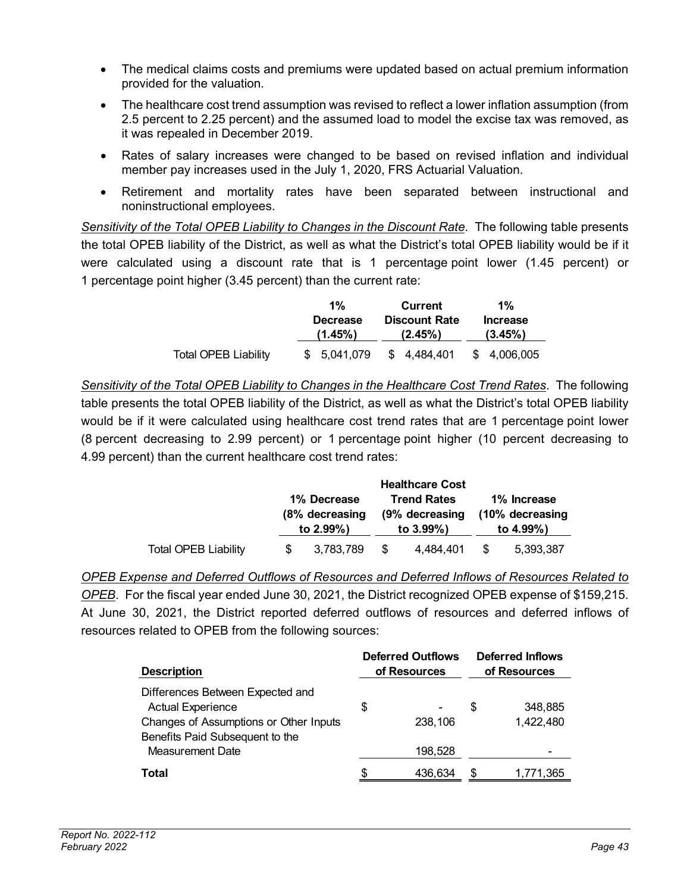- The medical claims costs and premiums were updated based on actual premium information provided for the valuation.
- The healthcare cost trend assumption was revised to reflect a lower inflation assumption (from 2.5 percent to 2.25 percent) and the assumed load to model the excise tax was removed, as it was repealed in December 2019.
- Rates of salary increases were changed to be based on revised inflation and individual member pay increases used in the July 1, 2020, FRS Actuarial Valuation.
- Retirement and mortality rates have been separated between instructional and noninstructional employees.

*Sensitivity of the Total OPEB Liability to Changes in the Discount Rate*. The following table presents the total OPEB liability of the District, as well as what the District's total OPEB liability would be if it were calculated using a discount rate that is 1 percentage point lower (1.45 percent) or 1 percentage point higher (3.45 percent) than the current rate:

| | 1% Decrease (1.45%) | Current Discount Rate (2.45%) | 1% Increase (3.45%) |
|---|---|---|---|
| Total OPEB Liability | $ 5,041,079 | $ 4,484,401 | $ 4,006,005 |

*Sensitivity of the Total OPEB Liability to Changes in the Healthcare Cost Trend Rates*. The following table presents the total OPEB liability of the District, as well as what the District's total OPEB liability would be if it were calculated using healthcare cost trend rates that are 1 percentage point lower (8 percent decreasing to 2.99 percent) or 1 percentage point higher (10 percent decreasing to 4.99 percent) than the current healthcare cost trend rates:

| | 1% Decrease (8% decreasing to 2.99%) | Healthcare Cost Trend Rates (9% decreasing to 3.99%) | 1% Increase (10% decreasing to 4.99%) |
|---|---|---|---|
| Total OPEB Liability | $ 3,783,789 | $ 4,484,401 | $ 5,393,387 |

*OPEB Expense and Deferred Outflows of Resources and Deferred Inflows of Resources Related to OPEB*. For the fiscal year ended June 30, 2021, the District recognized OPEB expense of $159,215. At June 30, 2021, the District reported deferred outflows of resources and deferred inflows of resources related to OPEB from the following sources:

| Description | Deferred Outflows of Resources | Deferred Inflows of Resources |
|---|---|---|
| Differences Between Expected and Actual Experience | $ - | $ 348,885 |
| Changes of Assumptions or Other Inputs | 238,106 | 1,422,480 |
| Benefits Paid Subsequent to the Measurement Date | 198,528 | - |
| **Total** | $ 436,634 | $ 1,771,365 |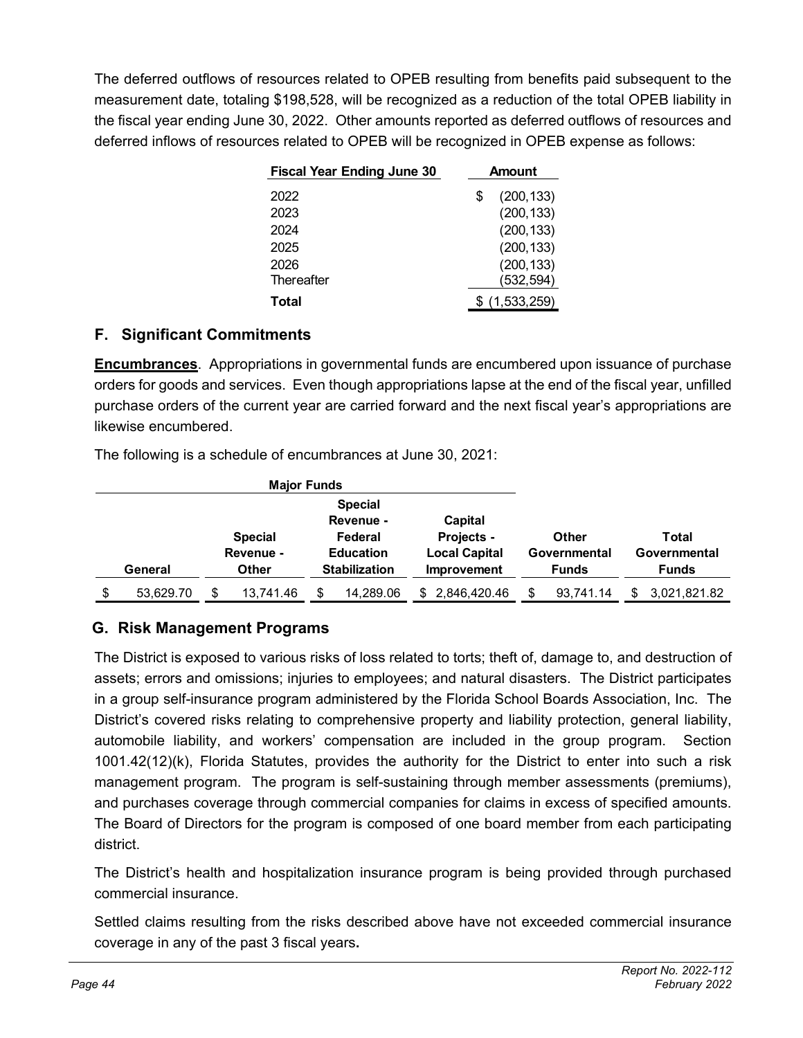The deferred outflows of resources related to OPEB resulting from benefits paid subsequent to the measurement date, totaling $198,528, will be recognized as a reduction of the total OPEB liability in the fiscal year ending June 30, 2022. Other amounts reported as deferred outflows of resources and deferred inflows of resources related to OPEB will be recognized in OPEB expense as follows:

| Fiscal Year Ending June 30 | Amount |
|---|---|
| 2022 | $ (200,133) |
| 2023 | (200,133) |
| 2024 | (200,133) |
| 2025 | (200,133) |
| 2026 | (200,133) |
| Thereafter | (532,594) |
| **Total** | $ (1,533,259) |

## F. Significant Commitments

**Encumbrances**. Appropriations in governmental funds are encumbered upon issuance of purchase orders for goods and services. Even though appropriations lapse at the end of the fiscal year, unfilled purchase orders of the current year are carried forward and the next fiscal year's appropriations are likewise encumbered.

The following is a schedule of encumbrances at June 30, 2021:

| Major Funds | | | | | |
|---|---|---|---|---|---|
| **General** | **Special Revenue - Other** | **Special Revenue - Federal Education Stabilization** | **Capital Projects - Local Capital Improvement** | **Other Governmental Funds** | **Total Governmental Funds** |
| $ 53,629.70 | $ 13,741.46 | $ 14,289.06 | $ 2,846,420.46 | $ 93,741.14 | $ 3,021,821.82 |

## G. Risk Management Programs

The District is exposed to various risks of loss related to torts; theft of, damage to, and destruction of assets; errors and omissions; injuries to employees; and natural disasters. The District participates in a group self-insurance program administered by the Florida School Boards Association, Inc. The District's covered risks relating to comprehensive property and liability protection, general liability, automobile liability, and workers' compensation are included in the group program. Section 1001.42(12)(k), Florida Statutes, provides the authority for the District to enter into such a risk management program. The program is self-sustaining through member assessments (premiums), and purchases coverage through commercial companies for claims in excess of specified amounts. The Board of Directors for the program is composed of one board member from each participating district.

The District's health and hospitalization insurance program is being provided through purchased commercial insurance.

Settled claims resulting from the risks described above have not exceeded commercial insurance coverage in any of the past 3 fiscal years**.**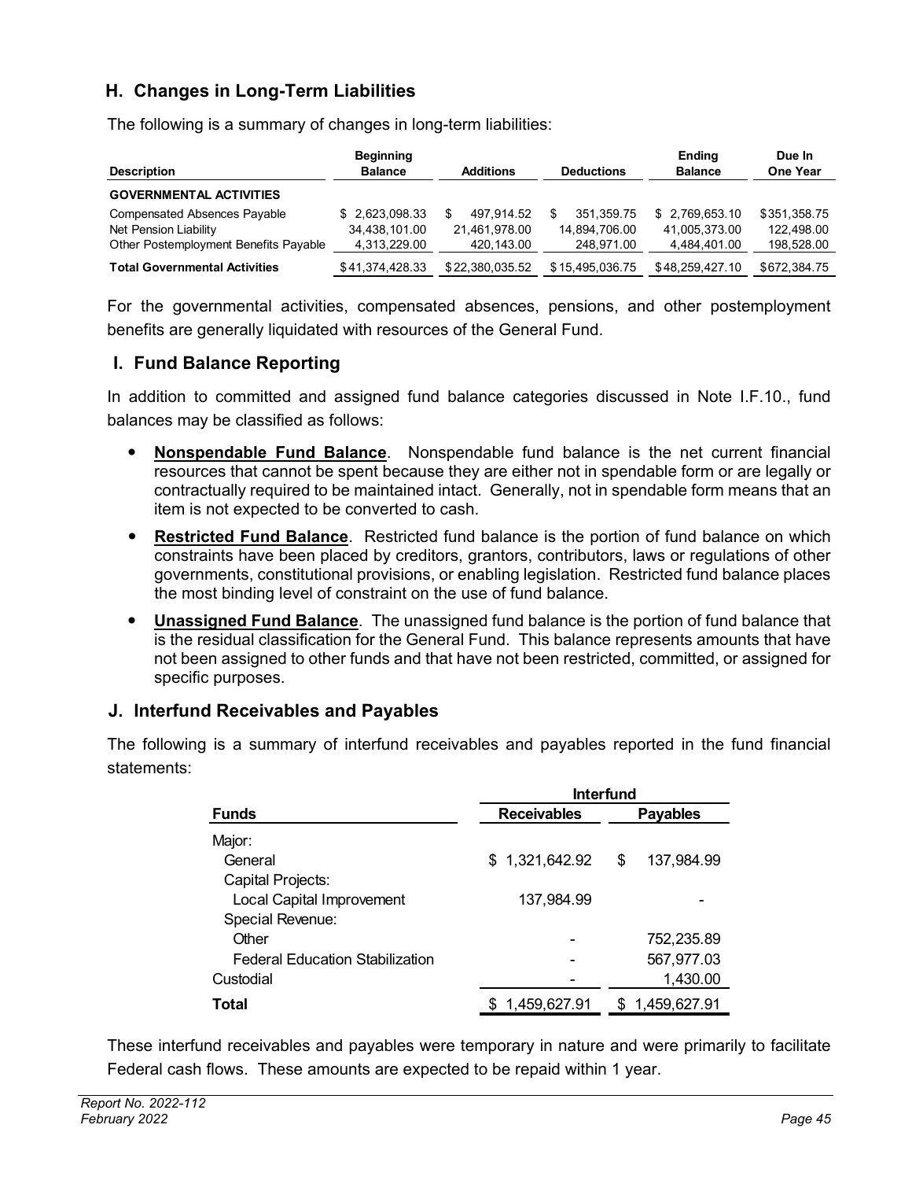## H. Changes in Long-Term Liabilities

The following is a summary of changes in long-term liabilities:

| Description | Beginning Balance | Additions | Deductions | Ending Balance | Due In One Year |
|---|---|---|---|---|---|
| **GOVERNMENTAL ACTIVITIES** | | | | | |
| Compensated Absences Payable | $ 2,623,098.33 | $ 497,914.52 | $ 351,359.75 | $ 2,769,653.10 | $351,358.75 |
| Net Pension Liability | 34,438,101.00 | 21,461,978.00 | 14,894,706.00 | 41,005,373.00 | 122,498.00 |
| Other Postemployment Benefits Payable | 4,313,229.00 | 420,143.00 | 248,971.00 | 4,484,401.00 | 198,528.00 |
| **Total Governmental Activities** | $41,374,428.33 | $22,380,035.52 | $15,495,036.75 | $48,259,427.10 | $672,384.75 |

For the governmental activities, compensated absences, pensions, and other postemployment benefits are generally liquidated with resources of the General Fund.

## I. Fund Balance Reporting

In addition to committed and assigned fund balance categories discussed in Note I.F.10., fund balances may be classified as follows:

- **Nonspendable Fund Balance**. Nonspendable fund balance is the net current financial resources that cannot be spent because they are either not in spendable form or are legally or contractually required to be maintained intact. Generally, not in spendable form means that an item is not expected to be converted to cash.
- **Restricted Fund Balance**. Restricted fund balance is the portion of fund balance on which constraints have been placed by creditors, grantors, contributors, laws or regulations of other governments, constitutional provisions, or enabling legislation. Restricted fund balance places the most binding level of constraint on the use of fund balance.
- **Unassigned Fund Balance**. The unassigned fund balance is the portion of fund balance that is the residual classification for the General Fund. This balance represents amounts that have not been assigned to other funds and that have not been restricted, committed, or assigned for specific purposes.

## J. Interfund Receivables and Payables

The following is a summary of interfund receivables and payables reported in the fund financial statements:

| Funds | Interfund Receivables | Interfund Payables |
|---|---|---|
| Major: | | |
| General | $ 1,321,642.92 | $ 137,984.99 |
| Capital Projects: | | |
| Local Capital Improvement | 137,984.99 | - |
| Special Revenue: | | |
| Other | - | 752,235.89 |
| Federal Education Stabilization | - | 567,977.03 |
| Custodial | - | 1,430.00 |
| **Total** | $ 1,459,627.91 | $ 1,459,627.91 |

These interfund receivables and payables were temporary in nature and were primarily to facilitate Federal cash flows. These amounts are expected to be repaid within 1 year.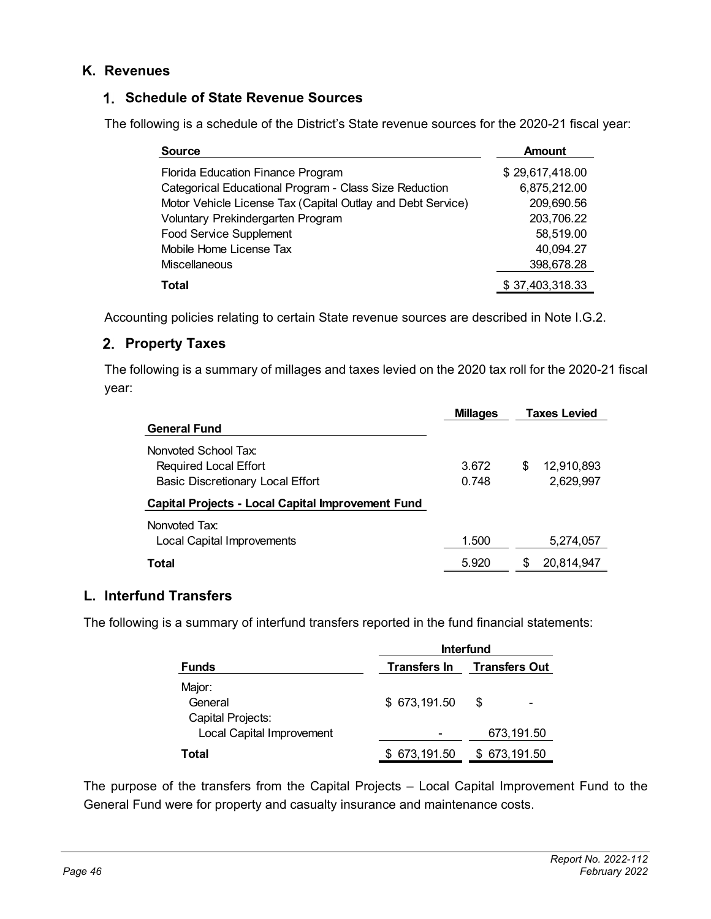## K. Revenues

### 1. Schedule of State Revenue Sources

The following is a schedule of the District's State revenue sources for the 2020-21 fiscal year:

| Source | Amount |
|---|---|
| Florida Education Finance Program | $ 29,617,418.00 |
| Categorical Educational Program - Class Size Reduction | 6,875,212.00 |
| Motor Vehicle License Tax (Capital Outlay and Debt Service) | 209,690.56 |
| Voluntary Prekindergarten Program | 203,706.22 |
| Food Service Supplement | 58,519.00 |
| Mobile Home License Tax | 40,094.27 |
| Miscellaneous | 398,678.28 |
| **Total** | $ 37,403,318.33 |

Accounting policies relating to certain State revenue sources are described in Note I.G.2.

### 2. Property Taxes

The following is a summary of millages and taxes levied on the 2020 tax roll for the 2020-21 fiscal year:

| | Millages | Taxes Levied |
|---|---|---|
| **General Fund** | | |
| Nonvoted School Tax: | | |
| Required Local Effort | 3.672 | $ 12,910,893 |
| Basic Discretionary Local Effort | 0.748 | 2,629,997 |
| **Capital Projects - Local Capital Improvement Fund** | | |
| Nonvoted Tax: | | |
| Local Capital Improvements | 1.500 | 5,274,057 |
| **Total** | 5.920 | $ 20,814,947 |

## L. Interfund Transfers

The following is a summary of interfund transfers reported in the fund financial statements:

| | Interfund | |
|---|---|---|
| **Funds** | **Transfers In** | **Transfers Out** |
| Major: | | |
| General | $ 673,191.50 | $ - |
| Capital Projects: | | |
| Local Capital Improvement | - | 673,191.50 |
| **Total** | $ 673,191.50 | $ 673,191.50 |

The purpose of the transfers from the Capital Projects – Local Capital Improvement Fund to the General Fund were for property and casualty insurance and maintenance costs.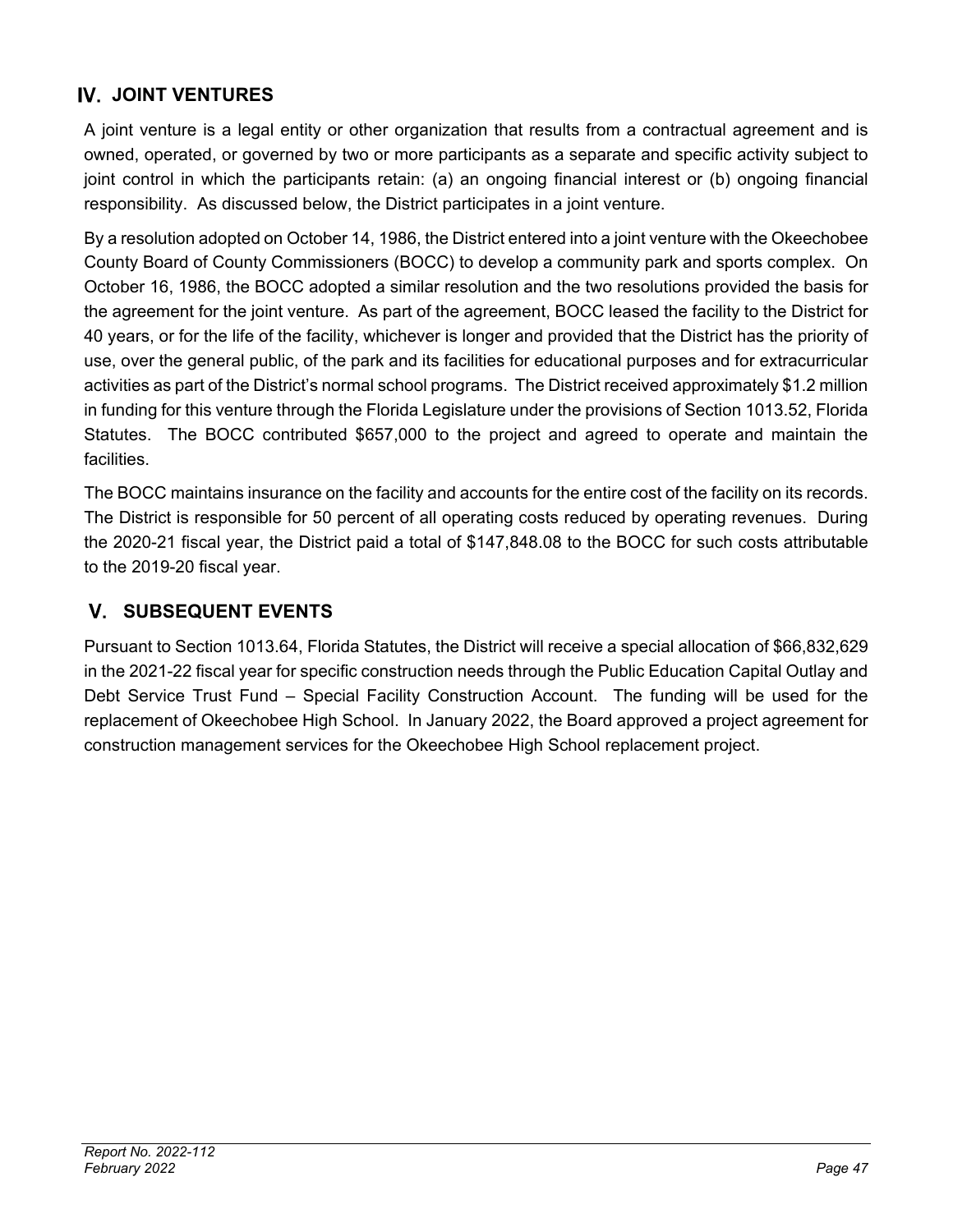## IV. JOINT VENTURES

A joint venture is a legal entity or other organization that results from a contractual agreement and is owned, operated, or governed by two or more participants as a separate and specific activity subject to joint control in which the participants retain: (a) an ongoing financial interest or (b) ongoing financial responsibility. As discussed below, the District participates in a joint venture.

By a resolution adopted on October 14, 1986, the District entered into a joint venture with the Okeechobee County Board of County Commissioners (BOCC) to develop a community park and sports complex. On October 16, 1986, the BOCC adopted a similar resolution and the two resolutions provided the basis for the agreement for the joint venture. As part of the agreement, BOCC leased the facility to the District for 40 years, or for the life of the facility, whichever is longer and provided that the District has the priority of use, over the general public, of the park and its facilities for educational purposes and for extracurricular activities as part of the District's normal school programs. The District received approximately $1.2 million in funding for this venture through the Florida Legislature under the provisions of Section 1013.52, Florida Statutes. The BOCC contributed $657,000 to the project and agreed to operate and maintain the facilities.

The BOCC maintains insurance on the facility and accounts for the entire cost of the facility on its records. The District is responsible for 50 percent of all operating costs reduced by operating revenues. During the 2020-21 fiscal year, the District paid a total of $147,848.08 to the BOCC for such costs attributable to the 2019-20 fiscal year.

## V. SUBSEQUENT EVENTS

Pursuant to Section 1013.64, Florida Statutes, the District will receive a special allocation of $66,832,629 in the 2021-22 fiscal year for specific construction needs through the Public Education Capital Outlay and Debt Service Trust Fund – Special Facility Construction Account. The funding will be used for the replacement of Okeechobee High School. In January 2022, the Board approved a project agreement for construction management services for the Okeechobee High School replacement project.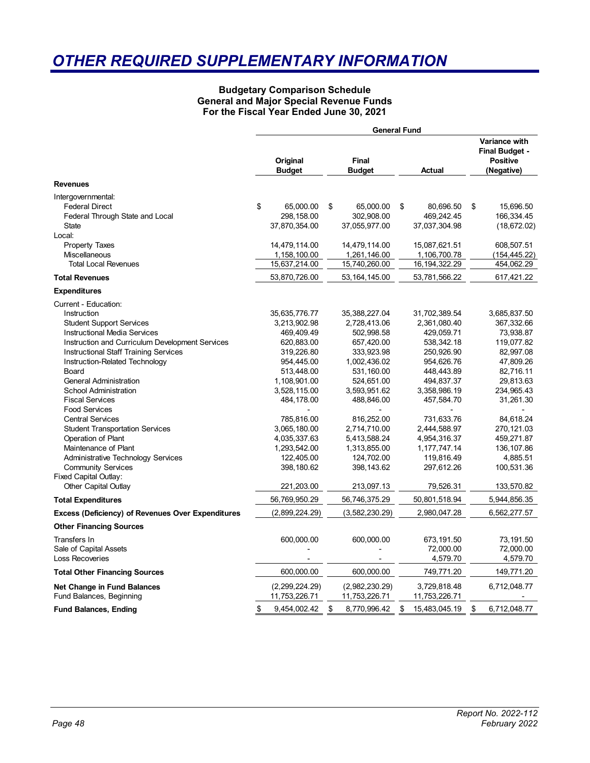# OTHER REQUIRED SUPPLEMENTARY INFORMATION

### Budgetary Comparison Schedule
### General and Major Special Revenue Funds
### For the Fiscal Year Ended June 30, 2021

| | General Fund | | | |
|---|---|---|---|---|
| | Original Budget | Final Budget | Actual | Variance with Final Budget - Positive (Negative) |
| **Revenues** | | | | |
| Intergovernmental: | | | | |
| Federal Direct | $ 65,000.00 | $ 65,000.00 | $ 80,696.50 | $ 15,696.50 |
| Federal Through State and Local | 298,158.00 | 302,908.00 | 469,242.45 | 166,334.45 |
| State | 37,870,354.00 | 37,055,977.00 | 37,037,304.98 | (18,672.02) |
| Local: | | | | |
| Property Taxes | 14,479,114.00 | 14,479,114.00 | 15,087,621.51 | 608,507.51 |
| Miscellaneous | 1,158,100.00 | 1,261,146.00 | 1,106,700.78 | (154,445.22) |
| Total Local Revenues | 15,637,214.00 | 15,740,260.00 | 16,194,322.29 | 454,062.29 |
| **Total Revenues** | 53,870,726.00 | 53,164,145.00 | 53,781,566.22 | 617,421.22 |
| **Expenditures** | | | | |
| Current - Education: | | | | |
| Instruction | 35,635,776.77 | 35,388,227.04 | 31,702,389.54 | 3,685,837.50 |
| Student Support Services | 3,213,902.98 | 2,728,413.06 | 2,361,080.40 | 367,332.66 |
| Instructional Media Services | 469,409.49 | 502,998.58 | 429,059.71 | 73,938.87 |
| Instruction and Curriculum Development Services | 620,883.00 | 657,420.00 | 538,342.18 | 119,077.82 |
| Instructional Staff Training Services | 319,226.80 | 333,923.98 | 250,926.90 | 82,997.08 |
| Instruction-Related Technology | 954,445.00 | 1,002,436.02 | 954,626.76 | 47,809.26 |
| Board | 513,448.00 | 531,160.00 | 448,443.89 | 82,716.11 |
| General Administration | 1,108,901.00 | 524,651.00 | 494,837.37 | 29,813.63 |
| School Administration | 3,528,115.00 | 3,593,951.62 | 3,358,986.19 | 234,965.43 |
| Fiscal Services | 484,178.00 | 488,846.00 | 457,584.70 | 31,261.30 |
| Food Services | - | - | - | - |
| Central Services | 785,816.00 | 816,252.00 | 731,633.76 | 84,618.24 |
| Student Transportation Services | 3,065,180.00 | 2,714,710.00 | 2,444,588.97 | 270,121.03 |
| Operation of Plant | 4,035,337.63 | 5,413,588.24 | 4,954,316.37 | 459,271.87 |
| Maintenance of Plant | 1,293,542.00 | 1,313,855.00 | 1,177,747.14 | 136,107.86 |
| Administrative Technology Services | 122,405.00 | 124,702.00 | 119,816.49 | 4,885.51 |
| Community Services | 398,180.62 | 398,143.62 | 297,612.26 | 100,531.36 |
| Fixed Capital Outlay: | | | | |
| Other Capital Outlay | 221,203.00 | 213,097.13 | 79,526.31 | 133,570.82 |
| **Total Expenditures** | 56,769,950.29 | 56,746,375.29 | 50,801,518.94 | 5,944,856.35 |
| **Excess (Deficiency) of Revenues Over Expenditures** | (2,899,224.29) | (3,582,230.29) | 2,980,047.28 | 6,562,277.57 |
| **Other Financing Sources** | | | | |
| Transfers In | 600,000.00 | 600,000.00 | 673,191.50 | 73,191.50 |
| Sale of Capital Assets | - | - | 72,000.00 | 72,000.00 |
| Loss Recoveries | - | - | 4,579.70 | 4,579.70 |
| **Total Other Financing Sources** | 600,000.00 | 600,000.00 | 749,771.20 | 149,771.20 |
| **Net Change in Fund Balances** | (2,299,224.29) | (2,982,230.29) | 3,729,818.48 | 6,712,048.77 |
| Fund Balances, Beginning | 11,753,226.71 | 11,753,226.71 | 11,753,226.71 | - |
| **Fund Balances, Ending** | $ 9,454,002.42 | $ 8,770,996.42 | $ 15,483,045.19 | $ 6,712,048.77 |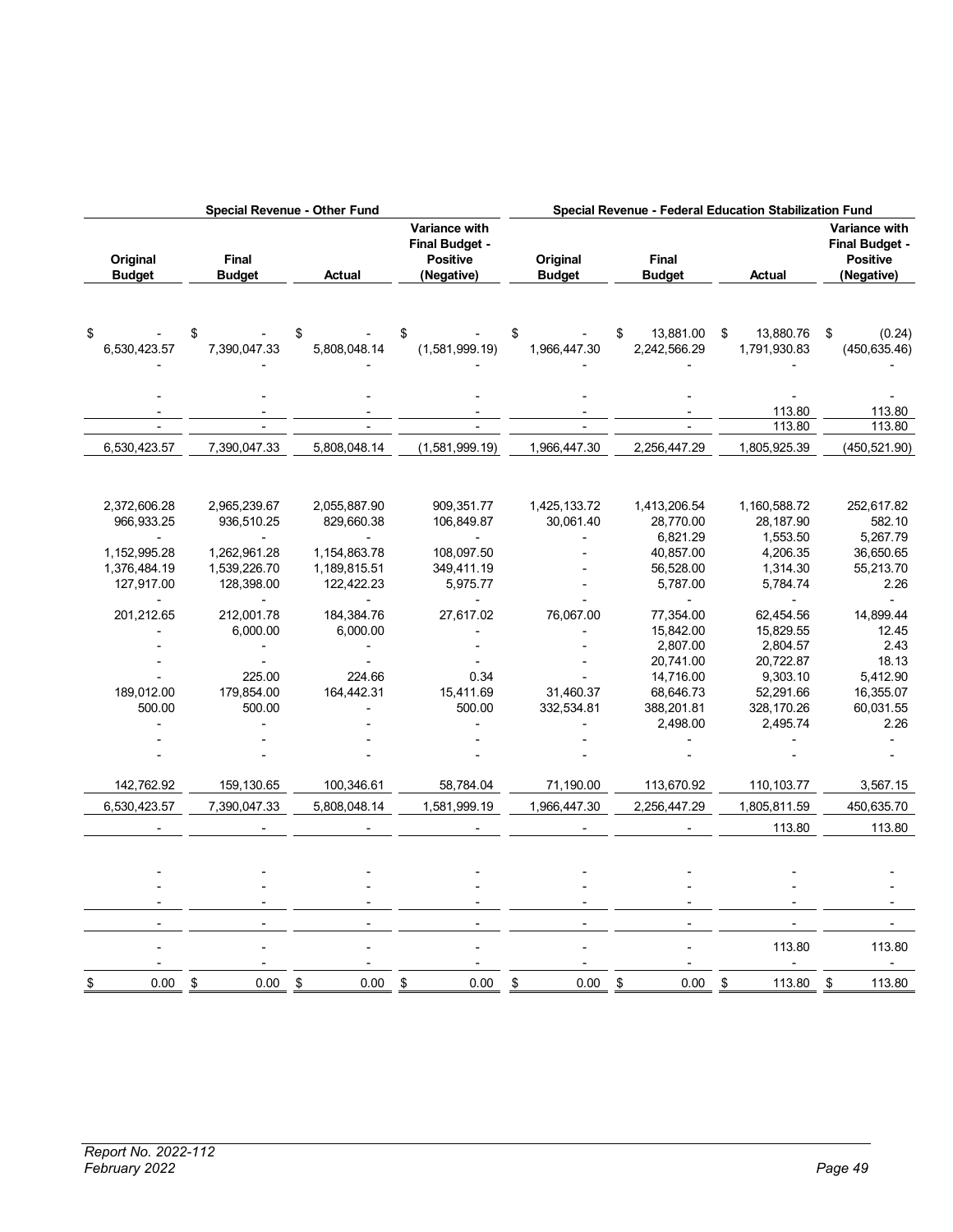| Special Revenue - Other Fund | | | | Special Revenue - Federal Education Stabilization Fund | | | |
|---|---|---|---|---|---|---|---|
| Original Budget | Final Budget | Actual | Variance with Final Budget - Positive (Negative) | Original Budget | Final Budget | Actual | Variance with Final Budget - Positive (Negative) |
| $ - | $ - | $ - | $ - | $ - | $ 13,881.00 | $ 13,880.76 | $ (0.24) |
| 6,530,423.57 | 7,390,047.33 | 5,808,048.14 | (1,581,999.19) | 1,966,447.30 | 2,242,566.29 | 1,791,930.83 | (450,635.46) |
| - | - | - | - | - | - | - | - |
| - | - | - | - | - | - | - | - |
| - | - | - | - | - | - | 113.80 | 113.80 |
| - | - | - | - | - | - | 113.80 | 113.80 |
| 6,530,423.57 | 7,390,047.33 | 5,808,048.14 | (1,581,999.19) | 1,966,447.30 | 2,256,447.29 | 1,805,925.39 | (450,521.90) |
| 2,372,606.28 | 2,965,239.67 | 2,055,887.90 | 909,351.77 | 1,425,133.72 | 1,413,206.54 | 1,160,588.72 | 252,617.82 |
| 966,933.25 | 936,510.25 | 829,660.38 | 106,849.87 | 30,061.40 | 28,770.00 | 28,187.90 | 582.10 |
| - | - | - | - | - | 6,821.29 | 1,553.50 | 5,267.79 |
| 1,152,995.28 | 1,262,961.28 | 1,154,863.78 | 108,097.50 | - | 40,857.00 | 4,206.35 | 36,650.65 |
| 1,376,484.19 | 1,539,226.70 | 1,189,815.51 | 349,411.19 | - | 56,528.00 | 1,314.30 | 55,213.70 |
| 127,917.00 | 128,398.00 | 122,422.23 | 5,975.77 | - | 5,787.00 | 5,784.74 | 2.26 |
| - | - | - | - | - | - | - | - |
| 201,212.65 | 212,001.78 | 184,384.76 | 27,617.02 | 76,067.00 | 77,354.00 | 62,454.56 | 14,899.44 |
| - | 6,000.00 | 6,000.00 | - | - | 15,842.00 | 15,829.55 | 12.45 |
| - | - | - | - | - | 2,807.00 | 2,804.57 | 2.43 |
| - | - | - | - | - | 20,741.00 | 20,722.87 | 18.13 |
| - | 225.00 | 224.66 | 0.34 | - | 14,716.00 | 9,303.10 | 5,412.90 |
| 189,012.00 | 179,854.00 | 164,442.31 | 15,411.69 | 31,460.37 | 68,646.73 | 52,291.66 | 16,355.07 |
| 500.00 | 500.00 | - | 500.00 | 332,534.81 | 388,201.81 | 328,170.26 | 60,031.55 |
| - | - | - | - | - | 2,498.00 | 2,495.74 | 2.26 |
| - | - | - | - | - | - | - | - |
| - | - | - | - | - | - | - | - |
| 142,762.92 | 159,130.65 | 100,346.61 | 58,784.04 | 71,190.00 | 113,670.92 | 110,103.77 | 3,567.15 |
| 6,530,423.57 | 7,390,047.33 | 5,808,048.14 | 1,581,999.19 | 1,966,447.30 | 2,256,447.29 | 1,805,811.59 | 450,635.70 |
| - | - | - | - | - | - | 113.80 | 113.80 |
| - | - | - | - | - | - | - | - |
| - | - | - | - | - | - | - | - |
| - | - | - | - | - | - | - | - |
| - | - | - | - | - | - | - | - |
| - | - | - | - | - | - | 113.80 | 113.80 |
| - | - | - | - | - | - | - | - |
| $ 0.00 | $ 0.00 | $ 0.00 | $ 0.00 | $ 0.00 | $ 0.00 | $ 113.80 | $ 113.80 |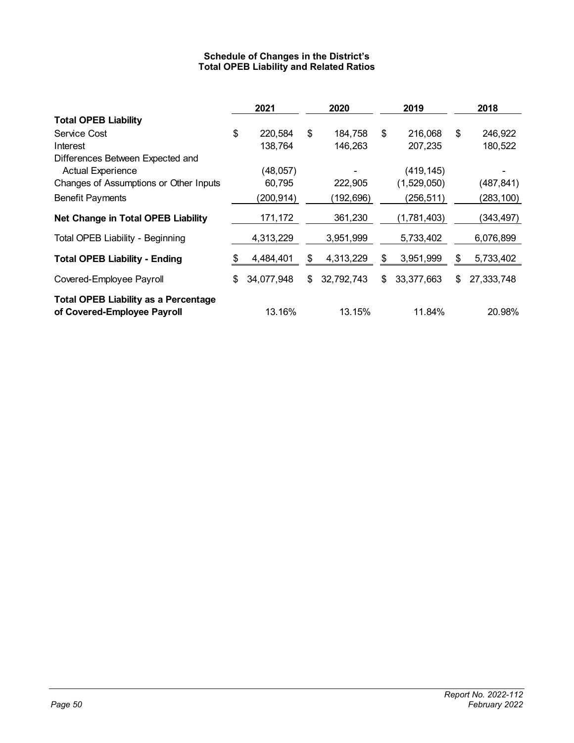### Schedule of Changes in the District's Total OPEB Liability and Related Ratios

| | 2021 | 2020 | 2019 | 2018 |
|---|---|---|---|---|
| **Total OPEB Liability** | | | | |
| Service Cost | $ 220,584 | $ 184,758 | $ 216,068 | $ 246,922 |
| Interest | 138,764 | 146,263 | 207,235 | 180,522 |
| Differences Between Expected and Actual Experience | (48,057) | - | (419,145) | - |
| Changes of Assumptions or Other Inputs | 60,795 | 222,905 | (1,529,050) | (487,841) |
| Benefit Payments | (200,914) | (192,696) | (256,511) | (283,100) |
| **Net Change in Total OPEB Liability** | 171,172 | 361,230 | (1,781,403) | (343,497) |
| Total OPEB Liability - Beginning | 4,313,229 | 3,951,999 | 5,733,402 | 6,076,899 |
| **Total OPEB Liability - Ending** | $ 4,484,401 | $ 4,313,229 | $ 3,951,999 | $ 5,733,402 |
| Covered-Employee Payroll | $ 34,077,948 | $ 32,792,743 | $ 33,377,663 | $ 27,333,748 |
| **Total OPEB Liability as a Percentage of Covered-Employee Payroll** | 13.16% | 13.15% | 11.84% | 20.98% |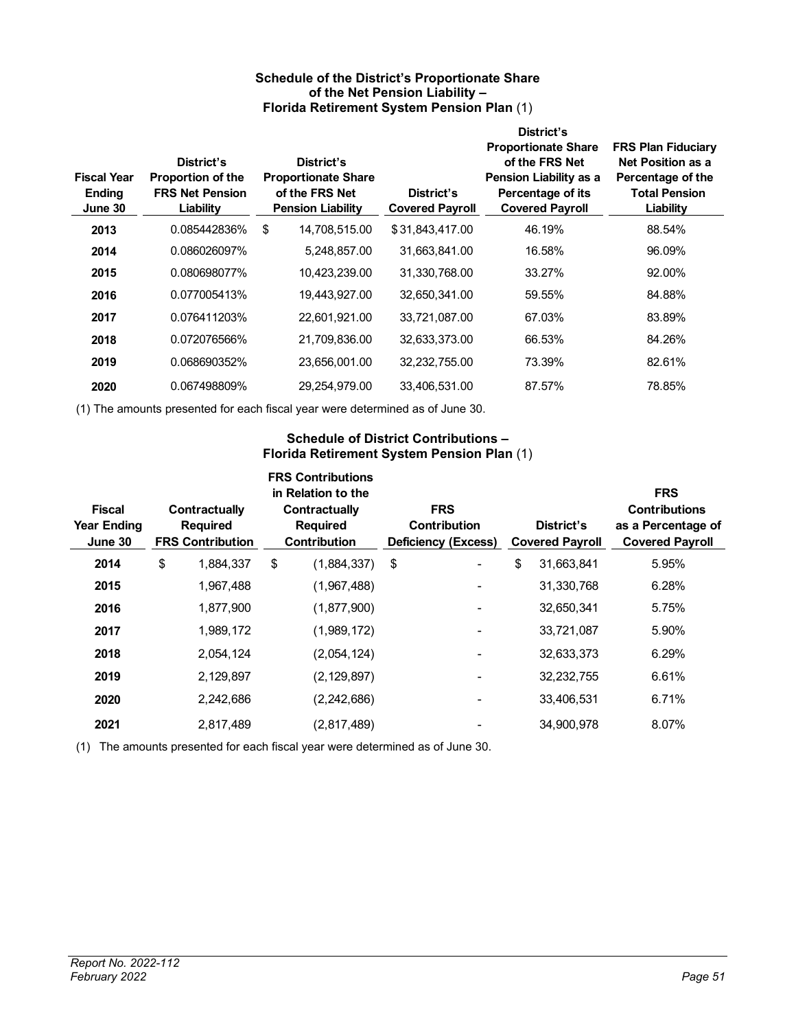### Schedule of the District's Proportionate Share of the Net Pension Liability – Florida Retirement System Pension Plan (1)

| Fiscal Year Ending June 30 | District's Proportion of the FRS Net Pension Liability | District's Proportionate Share of the FRS Net Pension Liability | District's Covered Payroll | District's Proportionate Share of the FRS Net Pension Liability as a Percentage of its Covered Payroll | FRS Plan Fiduciary Net Position as a Percentage of the Total Pension Liability |
|---|---|---|---|---|---|
| **2013** | 0.085442836% | $ 14,708,515.00 | $ 31,843,417.00 | 46.19% | 88.54% |
| **2014** | 0.086026097% | 5,248,857.00 | 31,663,841.00 | 16.58% | 96.09% |
| **2015** | 0.080698077% | 10,423,239.00 | 31,330,768.00 | 33.27% | 92.00% |
| **2016** | 0.077005413% | 19,443,927.00 | 32,650,341.00 | 59.55% | 84.88% |
| **2017** | 0.076411203% | 22,601,921.00 | 33,721,087.00 | 67.03% | 83.89% |
| **2018** | 0.072076566% | 21,709,836.00 | 32,633,373.00 | 66.53% | 84.26% |
| **2019** | 0.068690352% | 23,656,001.00 | 32,232,755.00 | 73.39% | 82.61% |
| **2020** | 0.067498809% | 29,254,979.00 | 33,406,531.00 | 87.57% | 78.85% |

(1) The amounts presented for each fiscal year were determined as of June 30.

### Schedule of District Contributions – Florida Retirement System Pension Plan (1)

| Fiscal Year Ending June 30 | Contractually Required FRS Contribution | FRS Contributions in Relation to the Contractually Required Contribution | FRS Contribution Deficiency (Excess) | District's Covered Payroll | FRS Contributions as a Percentage of Covered Payroll |
|---|---|---|---|---|---|
| **2014** | $ 1,884,337 | $ (1,884,337) | $ - | $ 31,663,841 | 5.95% |
| **2015** | 1,967,488 | (1,967,488) | - | 31,330,768 | 6.28% |
| **2016** | 1,877,900 | (1,877,900) | - | 32,650,341 | 5.75% |
| **2017** | 1,989,172 | (1,989,172) | - | 33,721,087 | 5.90% |
| **2018** | 2,054,124 | (2,054,124) | - | 32,633,373 | 6.29% |
| **2019** | 2,129,897 | (2,129,897) | - | 32,232,755 | 6.61% |
| **2020** | 2,242,686 | (2,242,686) | - | 33,406,531 | 6.71% |
| **2021** | 2,817,489 | (2,817,489) | - | 34,900,978 | 8.07% |

(1) The amounts presented for each fiscal year were determined as of June 30.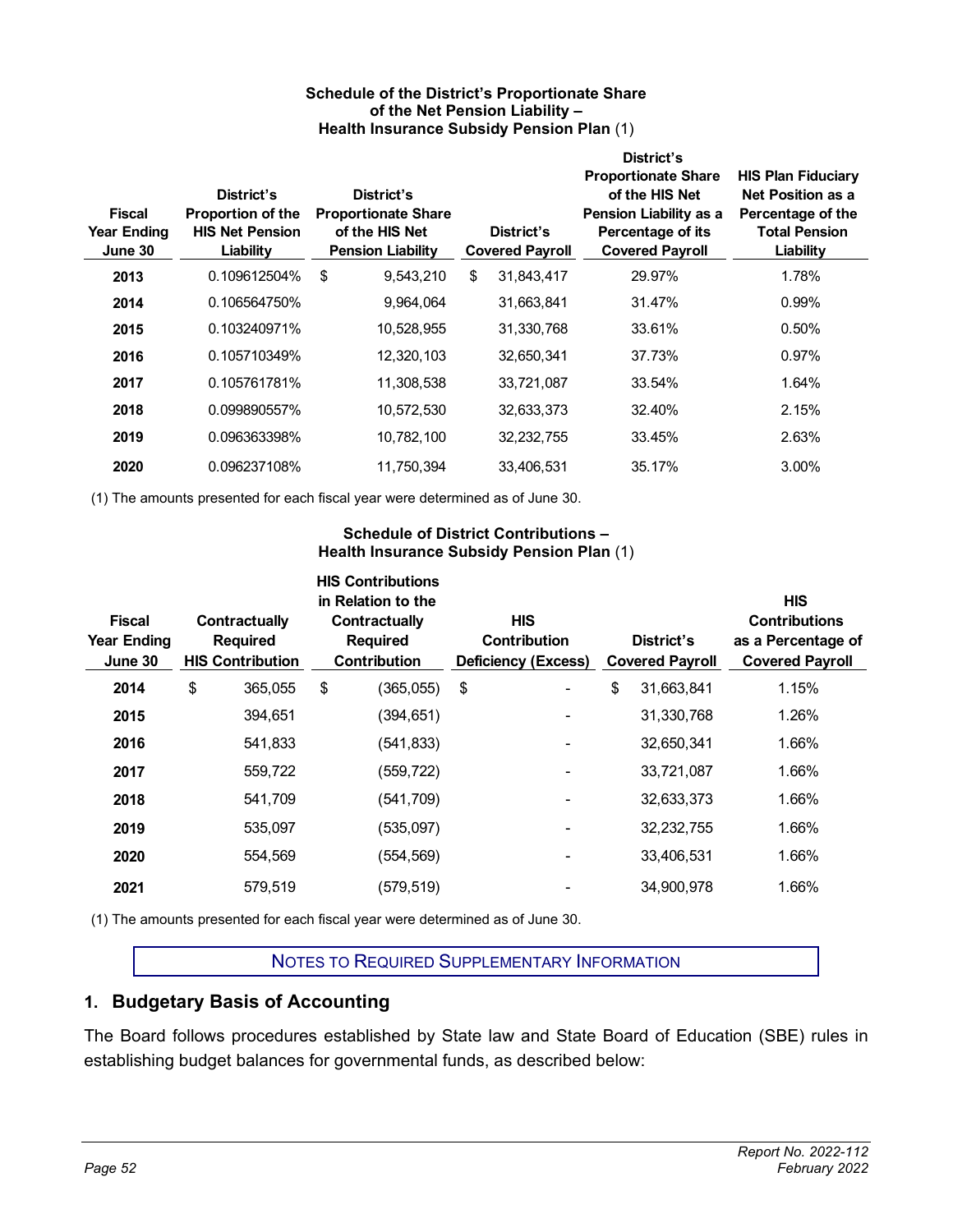**Schedule of the District's Proportionate Share of the Net Pension Liability – Health Insurance Subsidy Pension Plan** (1)

| Fiscal Year Ending June 30 | District's Proportion of the HIS Net Pension Liability | District's Proportionate Share of the HIS Net Pension Liability | District's Covered Payroll | District's Proportionate Share of the HIS Net Pension Liability as a Percentage of its Covered Payroll | HIS Plan Fiduciary Net Position as a Percentage of the Total Pension Liability |
|---|---|---|---|---|---|
| **2013** | 0.109612504% | $ 9,543,210 | $ 31,843,417 | 29.97% | 1.78% |
| **2014** | 0.106564750% | 9,964,064 | 31,663,841 | 31.47% | 0.99% |
| **2015** | 0.103240971% | 10,528,955 | 31,330,768 | 33.61% | 0.50% |
| **2016** | 0.105710349% | 12,320,103 | 32,650,341 | 37.73% | 0.97% |
| **2017** | 0.105761781% | 11,308,538 | 33,721,087 | 33.54% | 1.64% |
| **2018** | 0.099890557% | 10,572,530 | 32,633,373 | 32.40% | 2.15% |
| **2019** | 0.096363398% | 10,782,100 | 32,232,755 | 33.45% | 2.63% |
| **2020** | 0.096237108% | 11,750,394 | 33,406,531 | 35.17% | 3.00% |

(1) The amounts presented for each fiscal year were determined as of June 30.

**Schedule of District Contributions – Health Insurance Subsidy Pension Plan** (1)

| Fiscal Year Ending June 30 | Contractually Required HIS Contribution | HIS Contributions in Relation to the Contractually Required Contribution | HIS Contribution Deficiency (Excess) | District's Covered Payroll | HIS Contributions as a Percentage of Covered Payroll |
|---|---|---|---|---|---|
| **2014** | $ 365,055 | $ (365,055) | $ - | $ 31,663,841 | 1.15% |
| **2015** | 394,651 | (394,651) | - | 31,330,768 | 1.26% |
| **2016** | 541,833 | (541,833) | - | 32,650,341 | 1.66% |
| **2017** | 559,722 | (559,722) | - | 33,721,087 | 1.66% |
| **2018** | 541,709 | (541,709) | - | 32,633,373 | 1.66% |
| **2019** | 535,097 | (535,097) | - | 32,232,755 | 1.66% |
| **2020** | 554,569 | (554,569) | - | 33,406,531 | 1.66% |
| **2021** | 579,519 | (579,519) | - | 34,900,978 | 1.66% |

(1) The amounts presented for each fiscal year were determined as of June 30.

## NOTES TO REQUIRED SUPPLEMENTARY INFORMATION

### 1. Budgetary Basis of Accounting

The Board follows procedures established by State law and State Board of Education (SBE) rules in establishing budget balances for governmental funds, as described below: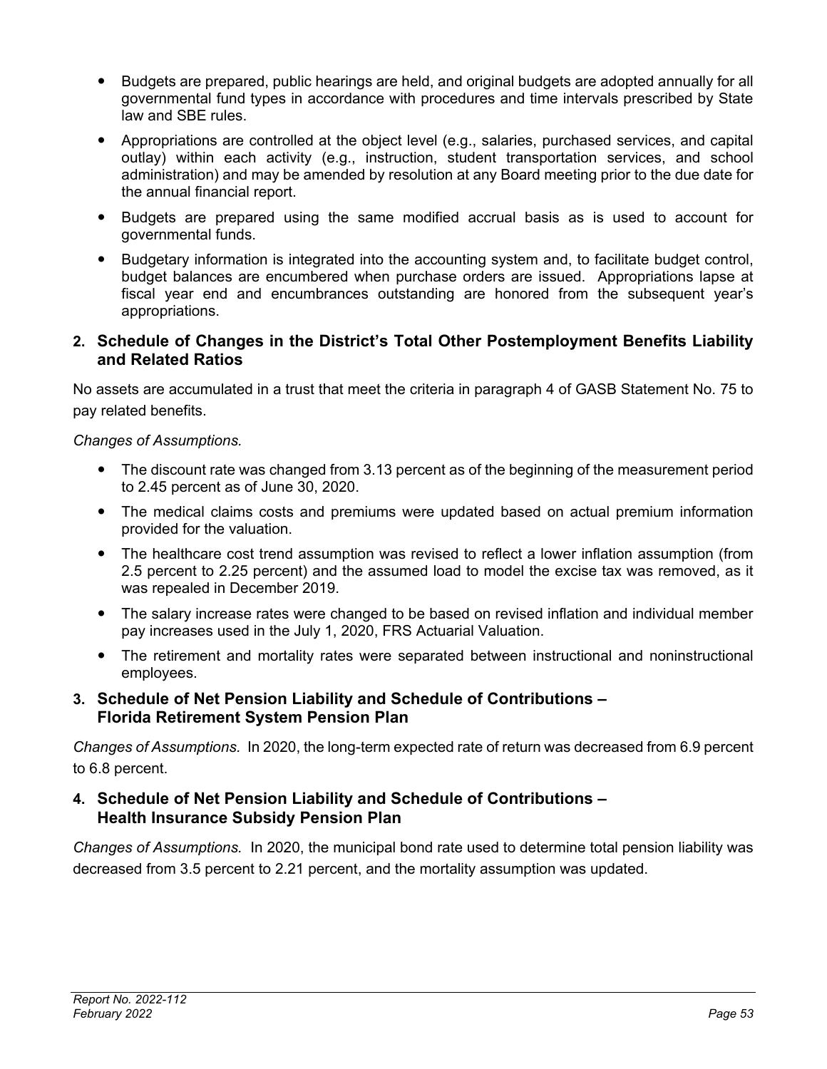- Budgets are prepared, public hearings are held, and original budgets are adopted annually for all governmental fund types in accordance with procedures and time intervals prescribed by State law and SBE rules.
- Appropriations are controlled at the object level (e.g., salaries, purchased services, and capital outlay) within each activity (e.g., instruction, student transportation services, and school administration) and may be amended by resolution at any Board meeting prior to the due date for the annual financial report.
- Budgets are prepared using the same modified accrual basis as is used to account for governmental funds.
- Budgetary information is integrated into the accounting system and, to facilitate budget control, budget balances are encumbered when purchase orders are issued. Appropriations lapse at fiscal year end and encumbrances outstanding are honored from the subsequent year's appropriations.

## 2. Schedule of Changes in the District's Total Other Postemployment Benefits Liability and Related Ratios

No assets are accumulated in a trust that meet the criteria in paragraph 4 of GASB Statement No. 75 to pay related benefits.

*Changes of Assumptions.*

- The discount rate was changed from 3.13 percent as of the beginning of the measurement period to 2.45 percent as of June 30, 2020.
- The medical claims costs and premiums were updated based on actual premium information provided for the valuation.
- The healthcare cost trend assumption was revised to reflect a lower inflation assumption (from 2.5 percent to 2.25 percent) and the assumed load to model the excise tax was removed, as it was repealed in December 2019.
- The salary increase rates were changed to be based on revised inflation and individual member pay increases used in the July 1, 2020, FRS Actuarial Valuation.
- The retirement and mortality rates were separated between instructional and noninstructional employees.

## 3. Schedule of Net Pension Liability and Schedule of Contributions – Florida Retirement System Pension Plan

*Changes of Assumptions.* In 2020, the long-term expected rate of return was decreased from 6.9 percent to 6.8 percent.

## 4. Schedule of Net Pension Liability and Schedule of Contributions – Health Insurance Subsidy Pension Plan

*Changes of Assumptions.* In 2020, the municipal bond rate used to determine total pension liability was decreased from 3.5 percent to 2.21 percent, and the mortality assumption was updated.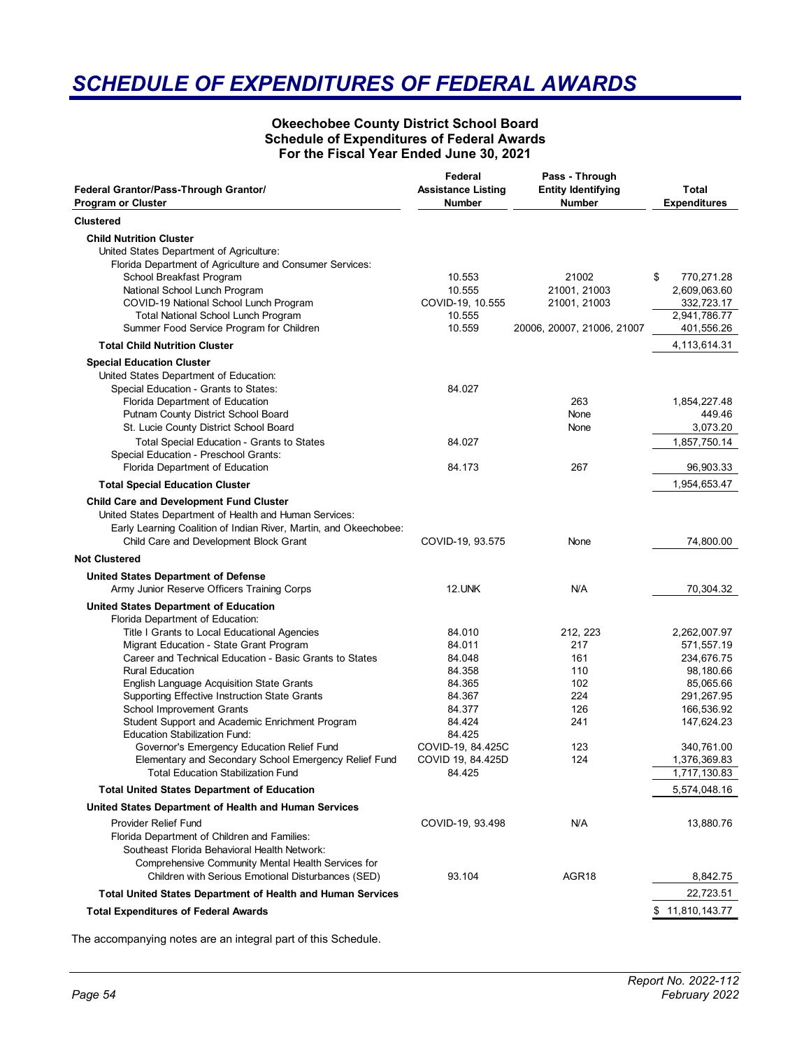# SCHEDULE OF EXPENDITURES OF FEDERAL AWARDS

**Okeechobee County District School Board**
**Schedule of Expenditures of Federal Awards**
**For the Fiscal Year Ended June 30, 2021**

| Federal Grantor/Pass-Through Grantor/ Program or Cluster | Federal Assistance Listing Number | Pass - Through Entity Identifying Number | Total Expenditures |
|---|---|---|---|
| **Clustered** | | | |
| **Child Nutrition Cluster** | | | |
| United States Department of Agriculture: | | | |
| Florida Department of Agriculture and Consumer Services: | | | |
| School Breakfast Program | 10.553 | 21002 | $ 770,271.28 |
| National School Lunch Program | 10.555 | 21001, 21003 | 2,609,063.60 |
| COVID-19 National School Lunch Program | COVID-19, 10.555 | 21001, 21003 | 332,723.17 |
| Total National School Lunch Program | 10.555 | | 2,941,786.77 |
| Summer Food Service Program for Children | 10.559 | 20006, 20007, 21006, 21007 | 401,556.26 |
| **Total Child Nutrition Cluster** | | | 4,113,614.31 |
| **Special Education Cluster** | | | |
| United States Department of Education: | | | |
| Special Education - Grants to States: | 84.027 | | |
| Florida Department of Education | | 263 | 1,854,227.48 |
| Putnam County District School Board | | None | 449.46 |
| St. Lucie County District School Board | | None | 3,073.20 |
| Total Special Education - Grants to States | 84.027 | | 1,857,750.14 |
| Special Education - Preschool Grants: | | | |
| Florida Department of Education | 84.173 | 267 | 96,903.33 |
| **Total Special Education Cluster** | | | 1,954,653.47 |
| **Child Care and Development Fund Cluster** | | | |
| United States Department of Health and Human Services: | | | |
| Early Learning Coalition of Indian River, Martin, and Okeechobee: | | | |
| Child Care and Development Block Grant | COVID-19, 93.575 | None | 74,800.00 |
| **Not Clustered** | | | |
| **United States Department of Defense** | | | |
| Army Junior Reserve Officers Training Corps | 12.UNK | N/A | 70,304.32 |
| **United States Department of Education** | | | |
| Florida Department of Education: | | | |
| Title I Grants to Local Educational Agencies | 84.010 | 212, 223 | 2,262,007.97 |
| Migrant Education - State Grant Program | 84.011 | 217 | 571,557.19 |
| Career and Technical Education - Basic Grants to States | 84.048 | 161 | 234,676.75 |
| Rural Education | 84.358 | 110 | 98,180.66 |
| English Language Acquisition State Grants | 84.365 | 102 | 85,065.66 |
| Supporting Effective Instruction State Grants | 84.367 | 224 | 291,267.95 |
| School Improvement Grants | 84.377 | 126 | 166,536.92 |
| Student Support and Academic Enrichment Program | 84.424 | 241 | 147,624.23 |
| Education Stabilization Fund: | 84.425 | | |
| Governor's Emergency Education Relief Fund | COVID-19, 84.425C | 123 | 340,761.00 |
| Elementary and Secondary School Emergency Relief Fund | COVID 19, 84.425D | 124 | 1,376,369.83 |
| Total Education Stabilization Fund | 84.425 | | 1,717,130.83 |
| **Total United States Department of Education** | | | 5,574,048.16 |
| **United States Department of Health and Human Services** | | | |
| Provider Relief Fund | COVID-19, 93.498 | N/A | 13,880.76 |
| Florida Department of Children and Families: | | | |
| Southeast Florida Behavioral Health Network: | | | |
| Comprehensive Community Mental Health Services for Children with Serious Emotional Disturbances (SED) | 93.104 | AGR18 | 8,842.75 |
| **Total United States Department of Health and Human Services** | | | 22,723.51 |
| **Total Expenditures of Federal Awards** | | | $ 11,810,143.77 |

The accompanying notes are an integral part of this Schedule.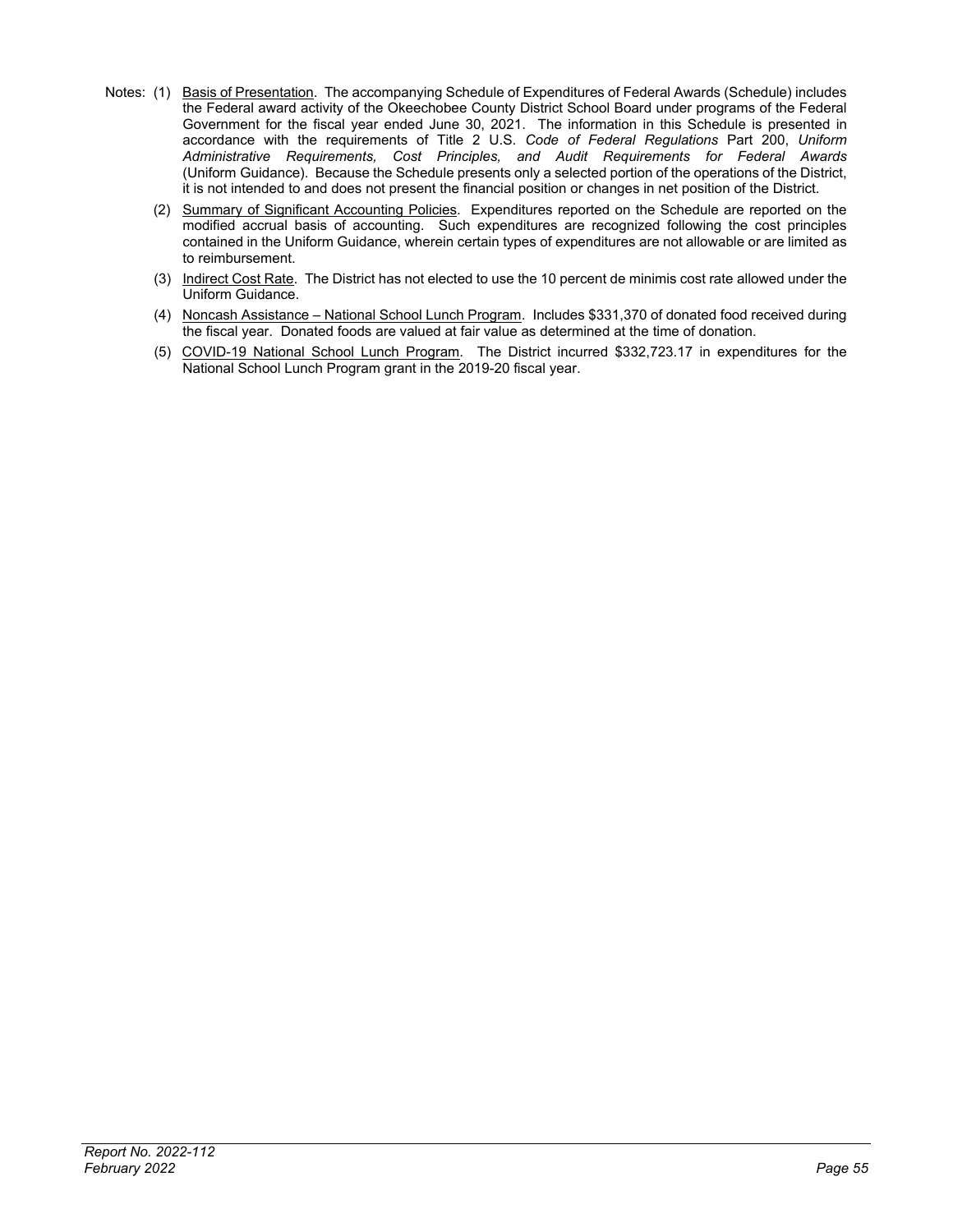Notes: (1) Basis of Presentation. The accompanying Schedule of Expenditures of Federal Awards (Schedule) includes the Federal award activity of the Okeechobee County District School Board under programs of the Federal Government for the fiscal year ended June 30, 2021. The information in this Schedule is presented in accordance with the requirements of Title 2 U.S. *Code of Federal Regulations* Part 200, *Uniform Administrative Requirements, Cost Principles, and Audit Requirements for Federal Awards* (Uniform Guidance). Because the Schedule presents only a selected portion of the operations of the District, it is not intended to and does not present the financial position or changes in net position of the District.

(2) Summary of Significant Accounting Policies. Expenditures reported on the Schedule are reported on the modified accrual basis of accounting. Such expenditures are recognized following the cost principles contained in the Uniform Guidance, wherein certain types of expenditures are not allowable or are limited as to reimbursement.

(3) Indirect Cost Rate. The District has not elected to use the 10 percent de minimis cost rate allowed under the Uniform Guidance.

(4) Noncash Assistance – National School Lunch Program. Includes $331,370 of donated food received during the fiscal year. Donated foods are valued at fair value as determined at the time of donation.

(5) COVID-19 National School Lunch Program. The District incurred $332,723.17 in expenditures for the National School Lunch Program grant in the 2019-20 fiscal year.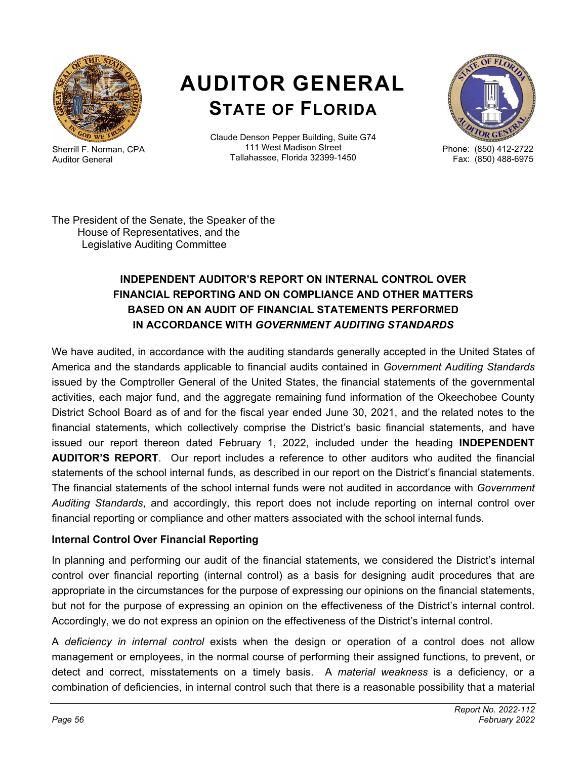# AUDITOR GENERAL
## STATE OF FLORIDA

Sherrill F. Norman, CPA
Auditor General

Claude Denson Pepper Building, Suite G74
111 West Madison Street
Tallahassee, Florida 32399-1450

Phone: (850) 412-2722
Fax: (850) 488-6975

The President of the Senate, the Speaker of the
House of Representatives, and the
Legislative Auditing Committee

### INDEPENDENT AUDITOR'S REPORT ON INTERNAL CONTROL OVER FINANCIAL REPORTING AND ON COMPLIANCE AND OTHER MATTERS BASED ON AN AUDIT OF FINANCIAL STATEMENTS PERFORMED IN ACCORDANCE WITH *GOVERNMENT AUDITING STANDARDS*

We have audited, in accordance with the auditing standards generally accepted in the United States of America and the standards applicable to financial audits contained in *Government Auditing Standards* issued by the Comptroller General of the United States, the financial statements of the governmental activities, each major fund, and the aggregate remaining fund information of the Okeechobee County District School Board as of and for the fiscal year ended June 30, 2021, and the related notes to the financial statements, which collectively comprise the District's basic financial statements, and have issued our report thereon dated February 1, 2022, included under the heading **INDEPENDENT AUDITOR'S REPORT**. Our report includes a reference to other auditors who audited the financial statements of the school internal funds, as described in our report on the District's financial statements. The financial statements of the school internal funds were not audited in accordance with *Government Auditing Standards*, and accordingly, this report does not include reporting on internal control over financial reporting or compliance and other matters associated with the school internal funds.

**Internal Control Over Financial Reporting**

In planning and performing our audit of the financial statements, we considered the District's internal control over financial reporting (internal control) as a basis for designing audit procedures that are appropriate in the circumstances for the purpose of expressing our opinions on the financial statements, but not for the purpose of expressing an opinion on the effectiveness of the District's internal control. Accordingly, we do not express an opinion on the effectiveness of the District's internal control.

A *deficiency in internal control* exists when the design or operation of a control does not allow management or employees, in the normal course of performing their assigned functions, to prevent, or detect and correct, misstatements on a timely basis. A *material weakness* is a deficiency, or a combination of deficiencies, in internal control such that there is a reasonable possibility that a material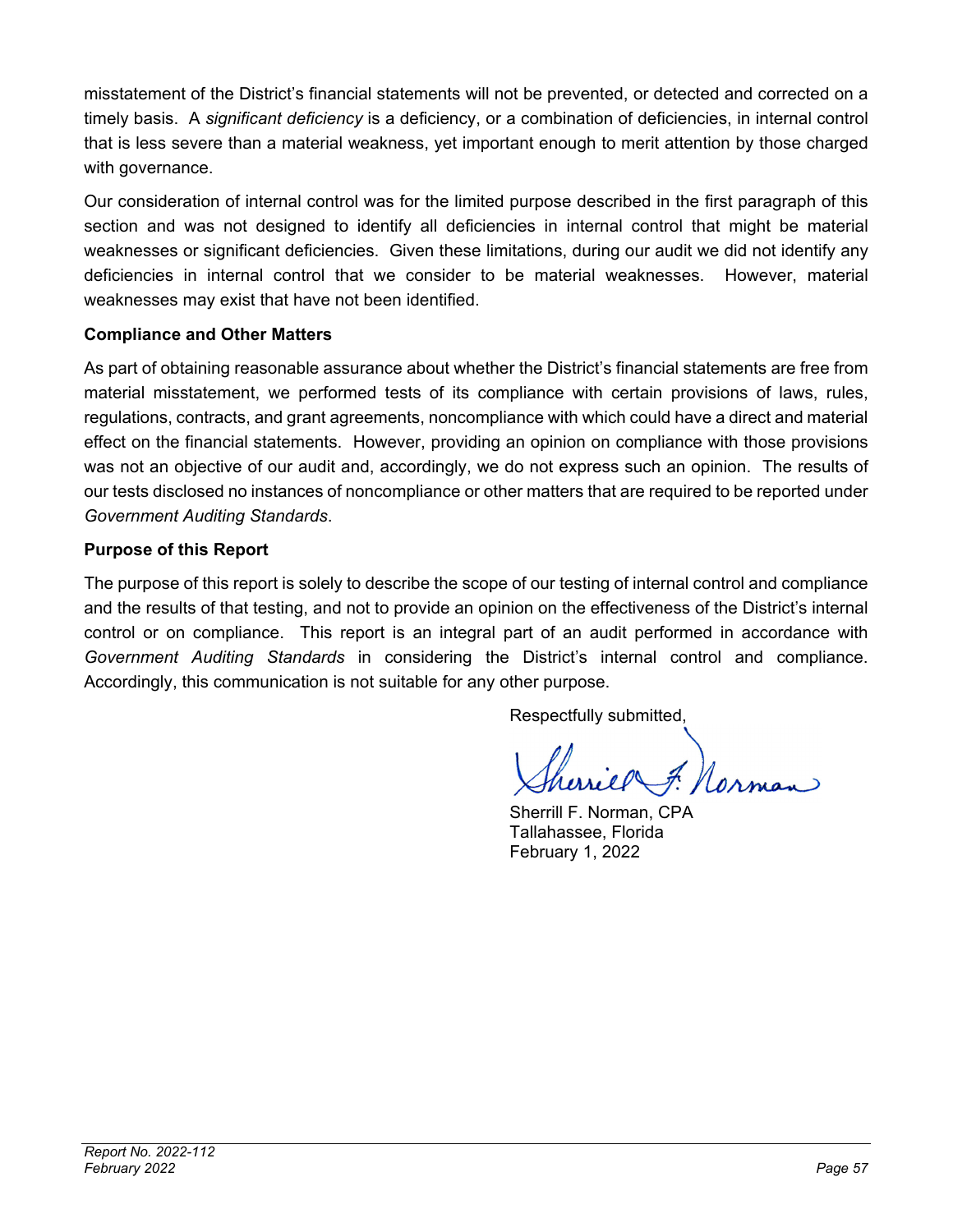misstatement of the District's financial statements will not be prevented, or detected and corrected on a timely basis. A *significant deficiency* is a deficiency, or a combination of deficiencies, in internal control that is less severe than a material weakness, yet important enough to merit attention by those charged with governance.

Our consideration of internal control was for the limited purpose described in the first paragraph of this section and was not designed to identify all deficiencies in internal control that might be material weaknesses or significant deficiencies. Given these limitations, during our audit we did not identify any deficiencies in internal control that we consider to be material weaknesses. However, material weaknesses may exist that have not been identified.

**Compliance and Other Matters**

As part of obtaining reasonable assurance about whether the District's financial statements are free from material misstatement, we performed tests of its compliance with certain provisions of laws, rules, regulations, contracts, and grant agreements, noncompliance with which could have a direct and material effect on the financial statements. However, providing an opinion on compliance with those provisions was not an objective of our audit and, accordingly, we do not express such an opinion. The results of our tests disclosed no instances of noncompliance or other matters that are required to be reported under *Government Auditing Standards*.

**Purpose of this Report**

The purpose of this report is solely to describe the scope of our testing of internal control and compliance and the results of that testing, and not to provide an opinion on the effectiveness of the District's internal control or on compliance. This report is an integral part of an audit performed in accordance with *Government Auditing Standards* in considering the District's internal control and compliance. Accordingly, this communication is not suitable for any other purpose.

Respectfully submitted,

Sherrill F. Norman, CPA
Tallahassee, Florida
February 1, 2022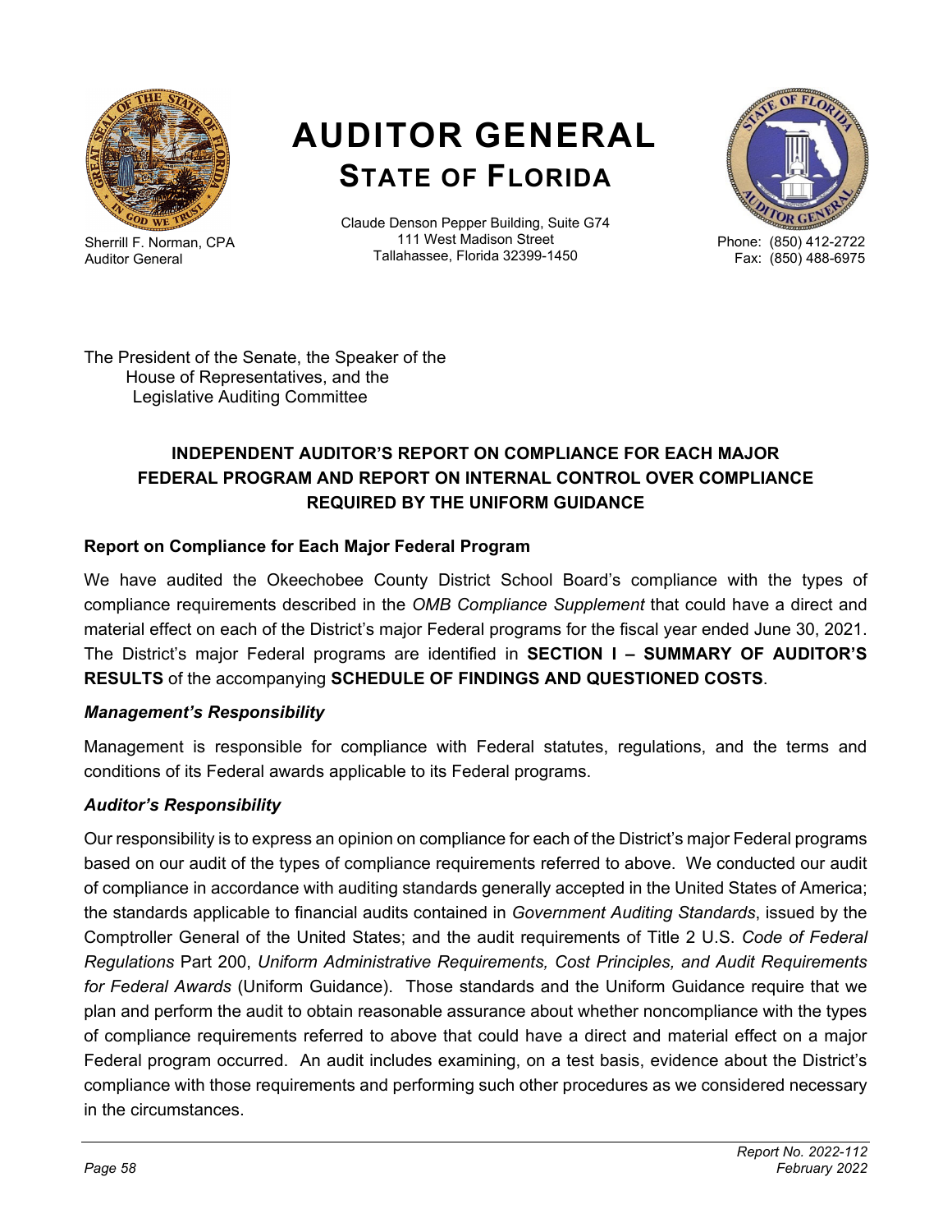# AUDITOR GENERAL
## STATE OF FLORIDA

Sherrill F. Norman, CPA
Auditor General

Claude Denson Pepper Building, Suite G74
111 West Madison Street
Tallahassee, Florida 32399-1450

Phone: (850) 412-2722
Fax: (850) 488-6975

The President of the Senate, the Speaker of the
House of Representatives, and the
Legislative Auditing Committee

### INDEPENDENT AUDITOR'S REPORT ON COMPLIANCE FOR EACH MAJOR FEDERAL PROGRAM AND REPORT ON INTERNAL CONTROL OVER COMPLIANCE REQUIRED BY THE UNIFORM GUIDANCE

**Report on Compliance for Each Major Federal Program**

We have audited the Okeechobee County District School Board's compliance with the types of compliance requirements described in the *OMB Compliance Supplement* that could have a direct and material effect on each of the District's major Federal programs for the fiscal year ended June 30, 2021. The District's major Federal programs are identified in **SECTION I – SUMMARY OF AUDITOR'S RESULTS** of the accompanying **SCHEDULE OF FINDINGS AND QUESTIONED COSTS**.

***Management's Responsibility***

Management is responsible for compliance with Federal statutes, regulations, and the terms and conditions of its Federal awards applicable to its Federal programs.

***Auditor's Responsibility***

Our responsibility is to express an opinion on compliance for each of the District's major Federal programs based on our audit of the types of compliance requirements referred to above. We conducted our audit of compliance in accordance with auditing standards generally accepted in the United States of America; the standards applicable to financial audits contained in *Government Auditing Standards*, issued by the Comptroller General of the United States; and the audit requirements of Title 2 U.S. *Code of Federal Regulations* Part 200, *Uniform Administrative Requirements, Cost Principles, and Audit Requirements for Federal Awards* (Uniform Guidance). Those standards and the Uniform Guidance require that we plan and perform the audit to obtain reasonable assurance about whether noncompliance with the types of compliance requirements referred to above that could have a direct and material effect on a major Federal program occurred. An audit includes examining, on a test basis, evidence about the District's compliance with those requirements and performing such other procedures as we considered necessary in the circumstances.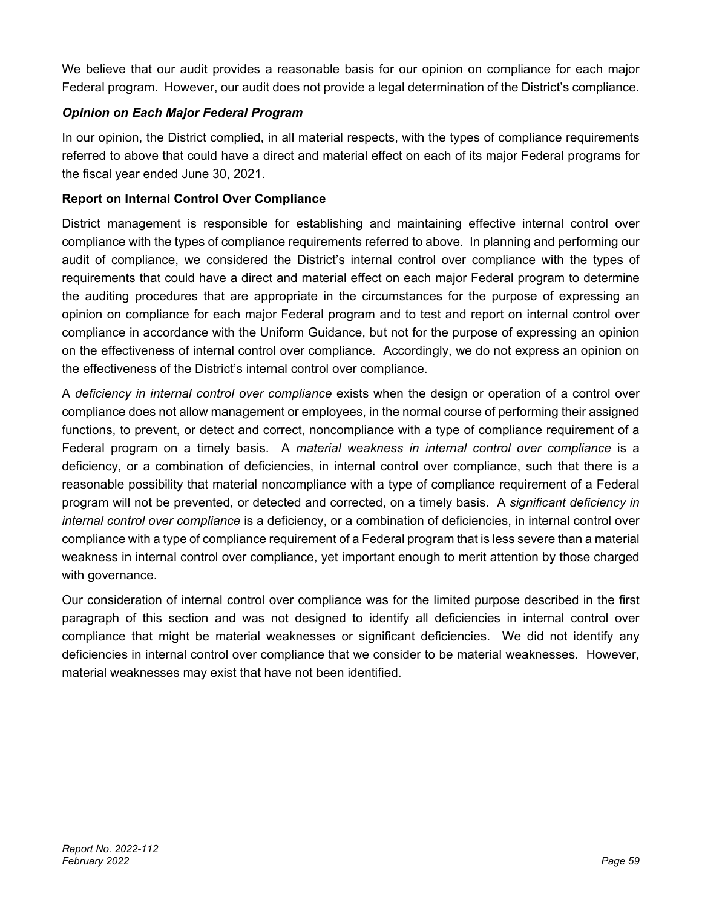We believe that our audit provides a reasonable basis for our opinion on compliance for each major Federal program. However, our audit does not provide a legal determination of the District's compliance.

### *Opinion on Each Major Federal Program*

In our opinion, the District complied, in all material respects, with the types of compliance requirements referred to above that could have a direct and material effect on each of its major Federal programs for the fiscal year ended June 30, 2021.

### Report on Internal Control Over Compliance

District management is responsible for establishing and maintaining effective internal control over compliance with the types of compliance requirements referred to above. In planning and performing our audit of compliance, we considered the District's internal control over compliance with the types of requirements that could have a direct and material effect on each major Federal program to determine the auditing procedures that are appropriate in the circumstances for the purpose of expressing an opinion on compliance for each major Federal program and to test and report on internal control over compliance in accordance with the Uniform Guidance, but not for the purpose of expressing an opinion on the effectiveness of internal control over compliance. Accordingly, we do not express an opinion on the effectiveness of the District's internal control over compliance.

A *deficiency in internal control over compliance* exists when the design or operation of a control over compliance does not allow management or employees, in the normal course of performing their assigned functions, to prevent, or detect and correct, noncompliance with a type of compliance requirement of a Federal program on a timely basis. A *material weakness in internal control over compliance* is a deficiency, or a combination of deficiencies, in internal control over compliance, such that there is a reasonable possibility that material noncompliance with a type of compliance requirement of a Federal program will not be prevented, or detected and corrected, on a timely basis. A *significant deficiency in internal control over compliance* is a deficiency, or a combination of deficiencies, in internal control over compliance with a type of compliance requirement of a Federal program that is less severe than a material weakness in internal control over compliance, yet important enough to merit attention by those charged with governance.

Our consideration of internal control over compliance was for the limited purpose described in the first paragraph of this section and was not designed to identify all deficiencies in internal control over compliance that might be material weaknesses or significant deficiencies. We did not identify any deficiencies in internal control over compliance that we consider to be material weaknesses. However, material weaknesses may exist that have not been identified.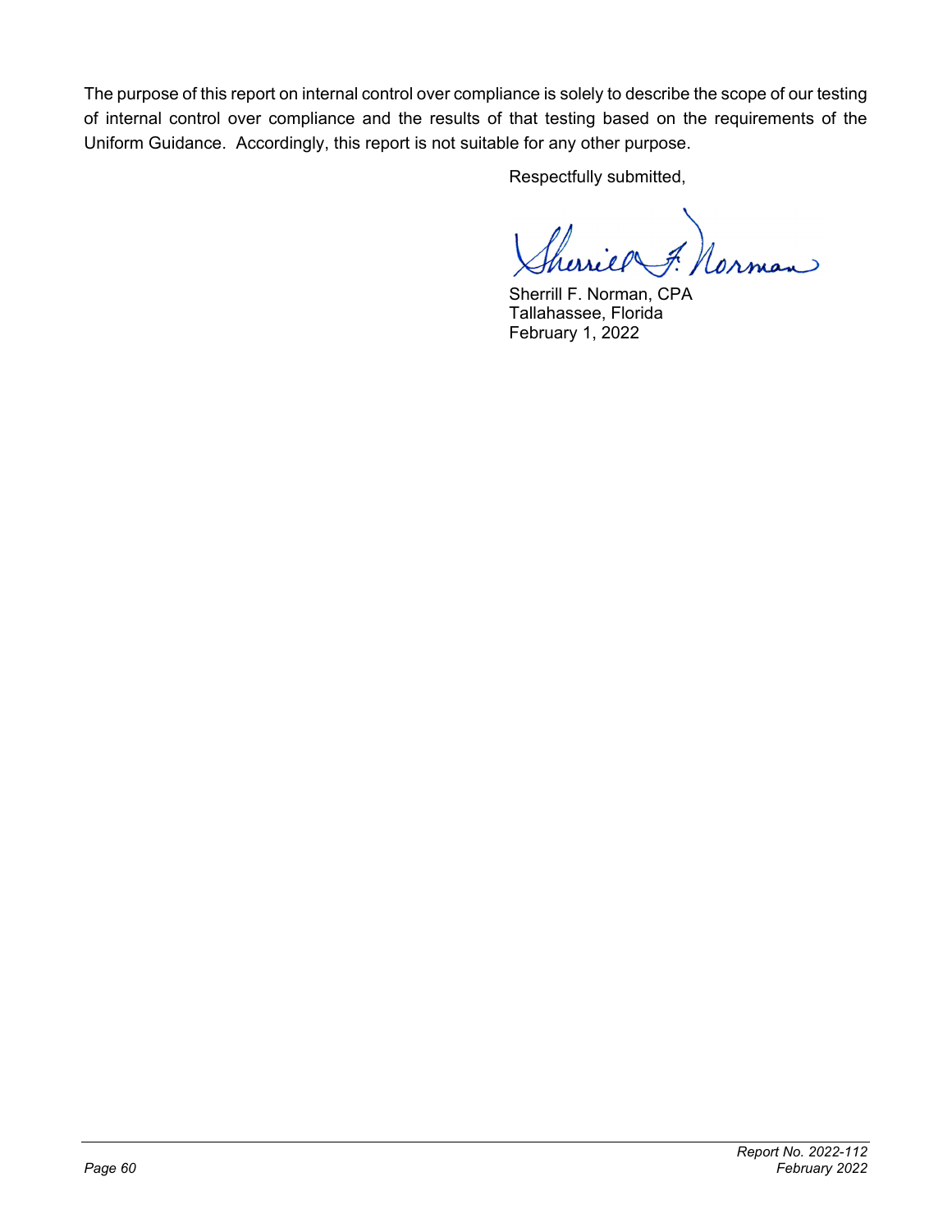The purpose of this report on internal control over compliance is solely to describe the scope of our testing of internal control over compliance and the results of that testing based on the requirements of the Uniform Guidance. Accordingly, this report is not suitable for any other purpose.

Respectfully submitted,

Sherrill F. Norman, CPA
Tallahassee, Florida
February 1, 2022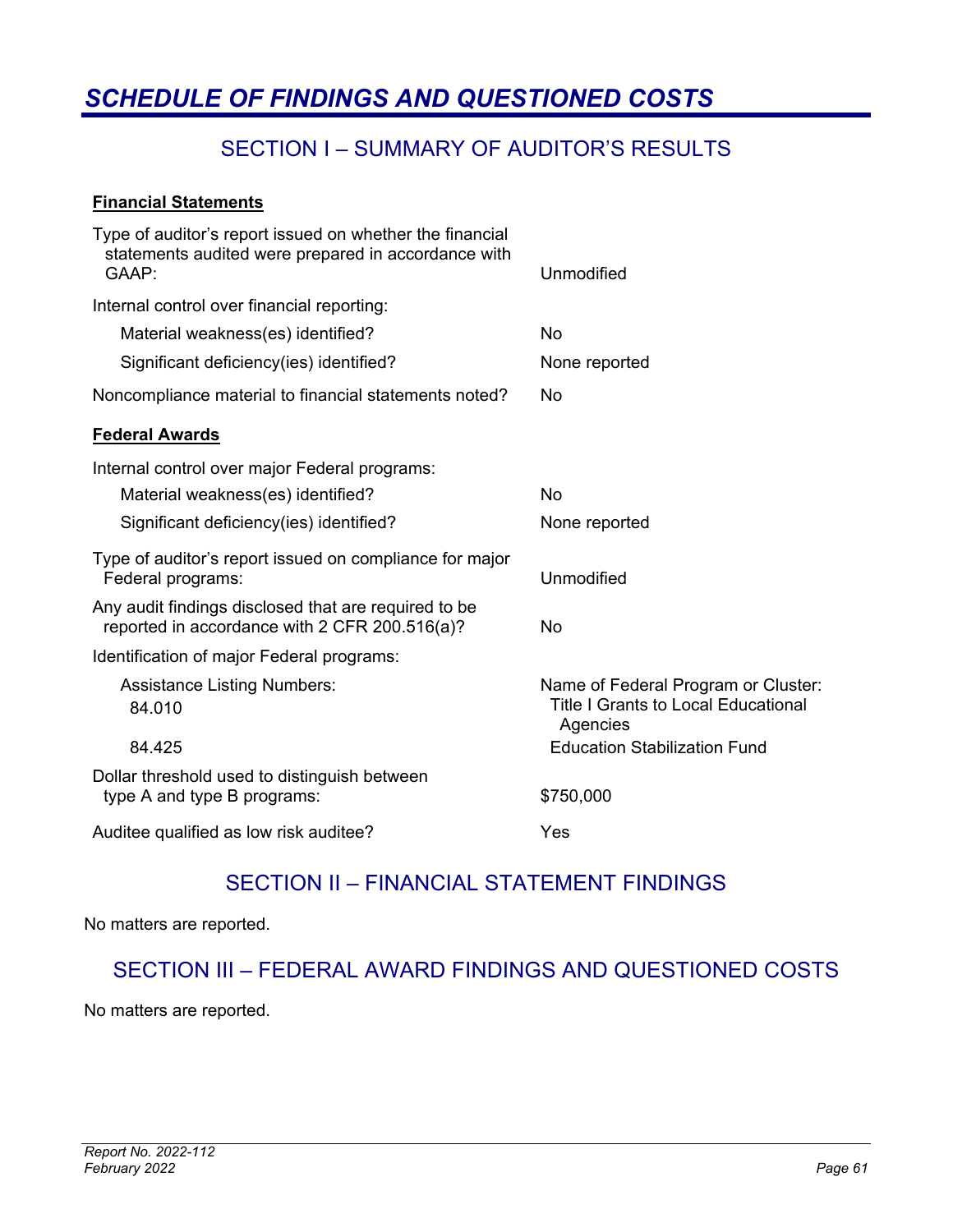# *SCHEDULE OF FINDINGS AND QUESTIONED COSTS*

## SECTION I – SUMMARY OF AUDITOR'S RESULTS

**Financial Statements**

| | |
|---|---|
| Type of auditor's report issued on whether the financial statements audited were prepared in accordance with GAAP: | Unmodified |
| Internal control over financial reporting: | |
| Material weakness(es) identified? | No |
| Significant deficiency(ies) identified? | None reported |
| Noncompliance material to financial statements noted? | No |

**Federal Awards**

| | |
|---|---|
| Internal control over major Federal programs: | |
| Material weakness(es) identified? | No |
| Significant deficiency(ies) identified? | None reported |
| Type of auditor's report issued on compliance for major Federal programs: | Unmodified |
| Any audit findings disclosed that are required to be reported in accordance with 2 CFR 200.516(a)? | No |
| Identification of major Federal programs: | |
| Assistance Listing Numbers: | Name of Federal Program or Cluster: |
| 84.010 | Title I Grants to Local Educational Agencies |
| 84.425 | Education Stabilization Fund |
| Dollar threshold used to distinguish between type A and type B programs: | $750,000 |
| Auditee qualified as low risk auditee? | Yes |

## SECTION II – FINANCIAL STATEMENT FINDINGS

No matters are reported.

## SECTION III – FEDERAL AWARD FINDINGS AND QUESTIONED COSTS

No matters are reported.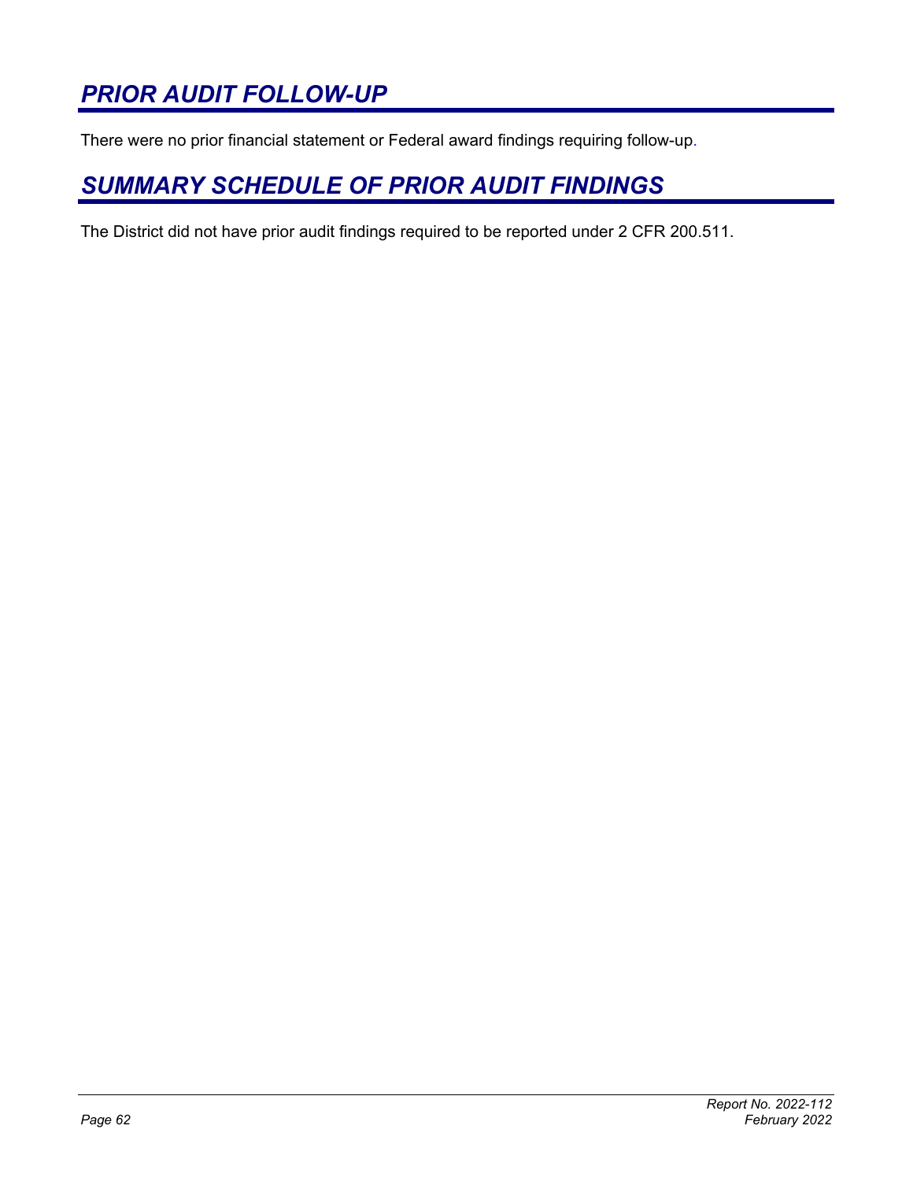## *PRIOR AUDIT FOLLOW-UP*

There were no prior financial statement or Federal award findings requiring follow-up.

## *SUMMARY SCHEDULE OF PRIOR AUDIT FINDINGS*

The District did not have prior audit findings required to be reported under 2 CFR 200.511.